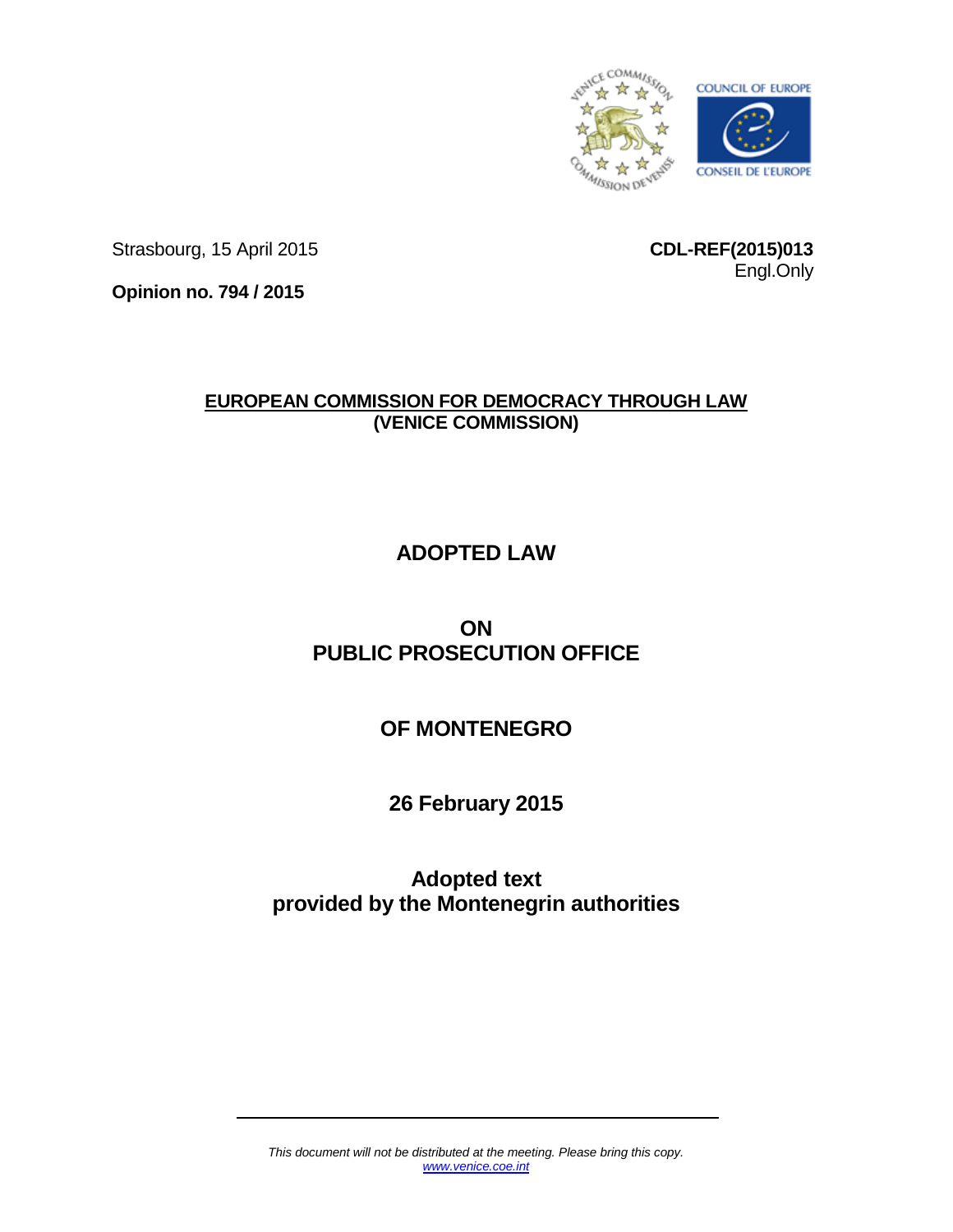Strasbourg, 15 April 2015

**CDL-REF(2015)013**
Engl.Only

**Opinion no. 794 / 2015**

**EUROPEAN COMMISSION FOR DEMOCRACY THROUGH LAW**
**(VENICE COMMISSION)**

# ADOPTED LAW

# ON
# PUBLIC PROSECUTION OFFICE

# OF MONTENEGRO

## 26 February 2015

## Adopted text
## provided by the Montenegrin authorities

*This document will not be distributed at the meeting. Please bring this copy.*
*www.venice.coe.int*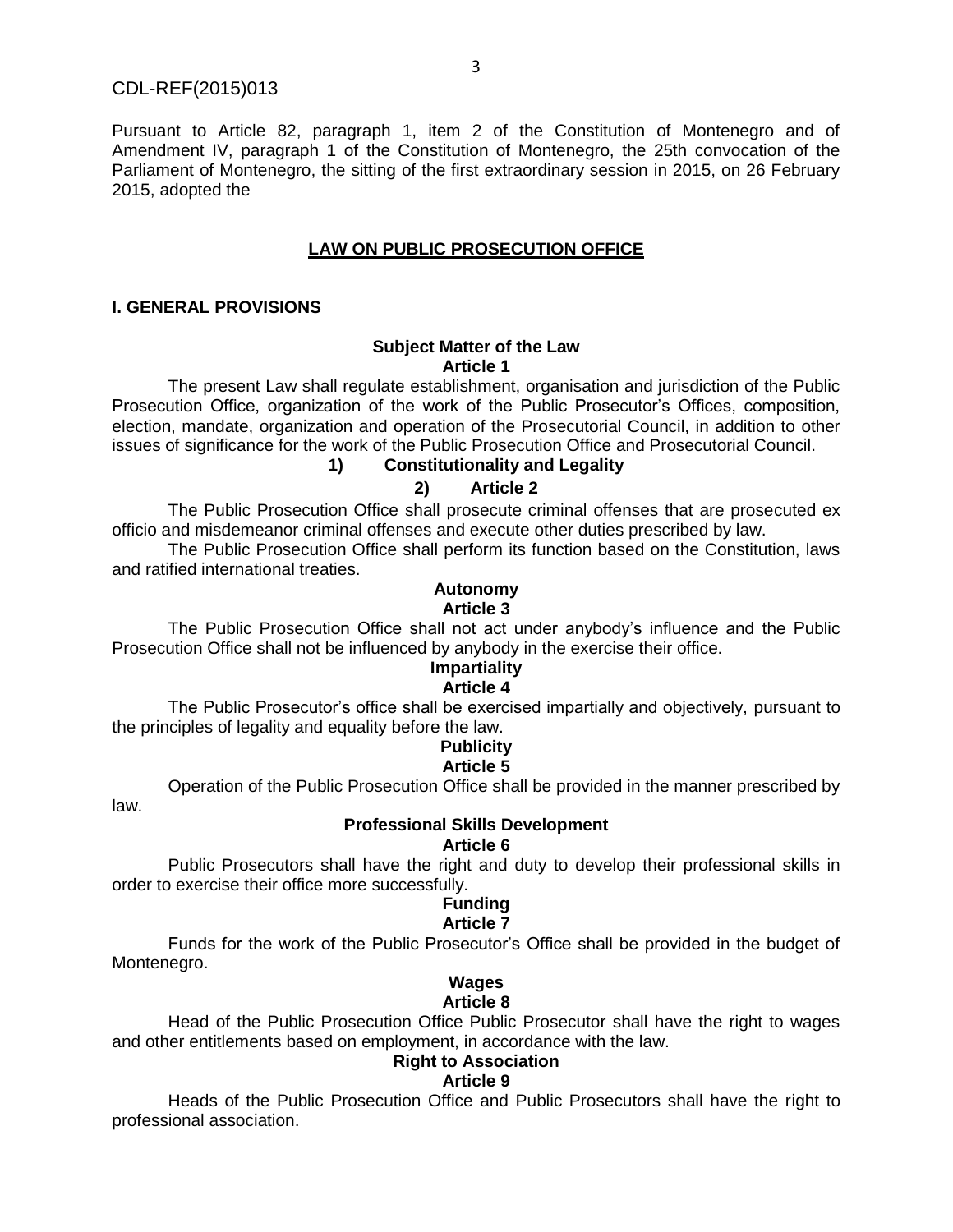Pursuant to Article 82, paragraph 1, item 2 of the Constitution of Montenegro and of Amendment IV, paragraph 1 of the Constitution of Montenegro, the 25th convocation of the Parliament of Montenegro, the sitting of the first extraordinary session in 2015, on 26 February 2015, adopted the

# LAW ON PUBLIC PROSECUTION OFFICE

## I. GENERAL PROVISIONS

**Subject Matter of the Law**
**Article 1**

The present Law shall regulate establishment, organisation and jurisdiction of the Public Prosecution Office, organization of the work of the Public Prosecutor's Offices, composition, election, mandate, organization and operation of the Prosecutorial Council, in addition to other issues of significance for the work of the Public Prosecution Office and Prosecutorial Council.

**1) Constitutionality and Legality**
**2) Article 2**

The Public Prosecution Office shall prosecute criminal offenses that are prosecuted ex officio and misdemeanor criminal offenses and execute other duties prescribed by law.

The Public Prosecution Office shall perform its function based on the Constitution, laws and ratified international treaties.

**Autonomy**
**Article 3**

The Public Prosecution Office shall not act under anybody's influence and the Public Prosecution Office shall not be influenced by anybody in the exercise their office.

**Impartiality**
**Article 4**

The Public Prosecutor's office shall be exercised impartially and objectively, pursuant to the principles of legality and equality before the law.

**Publicity**
**Article 5**

Operation of the Public Prosecution Office shall be provided in the manner prescribed by law.

**Professional Skills Development**
**Article 6**

Public Prosecutors shall have the right and duty to develop their professional skills in order to exercise their office more successfully.

**Funding**
**Article 7**

Funds for the work of the Public Prosecutor's Office shall be provided in the budget of Montenegro.

**Wages**
**Article 8**

Head of the Public Prosecution Office Public Prosecutor shall have the right to wages and other entitlements based on employment, in accordance with the law.

**Right to Association**
**Article 9**

Heads of the Public Prosecution Office and Public Prosecutors shall have the right to professional association.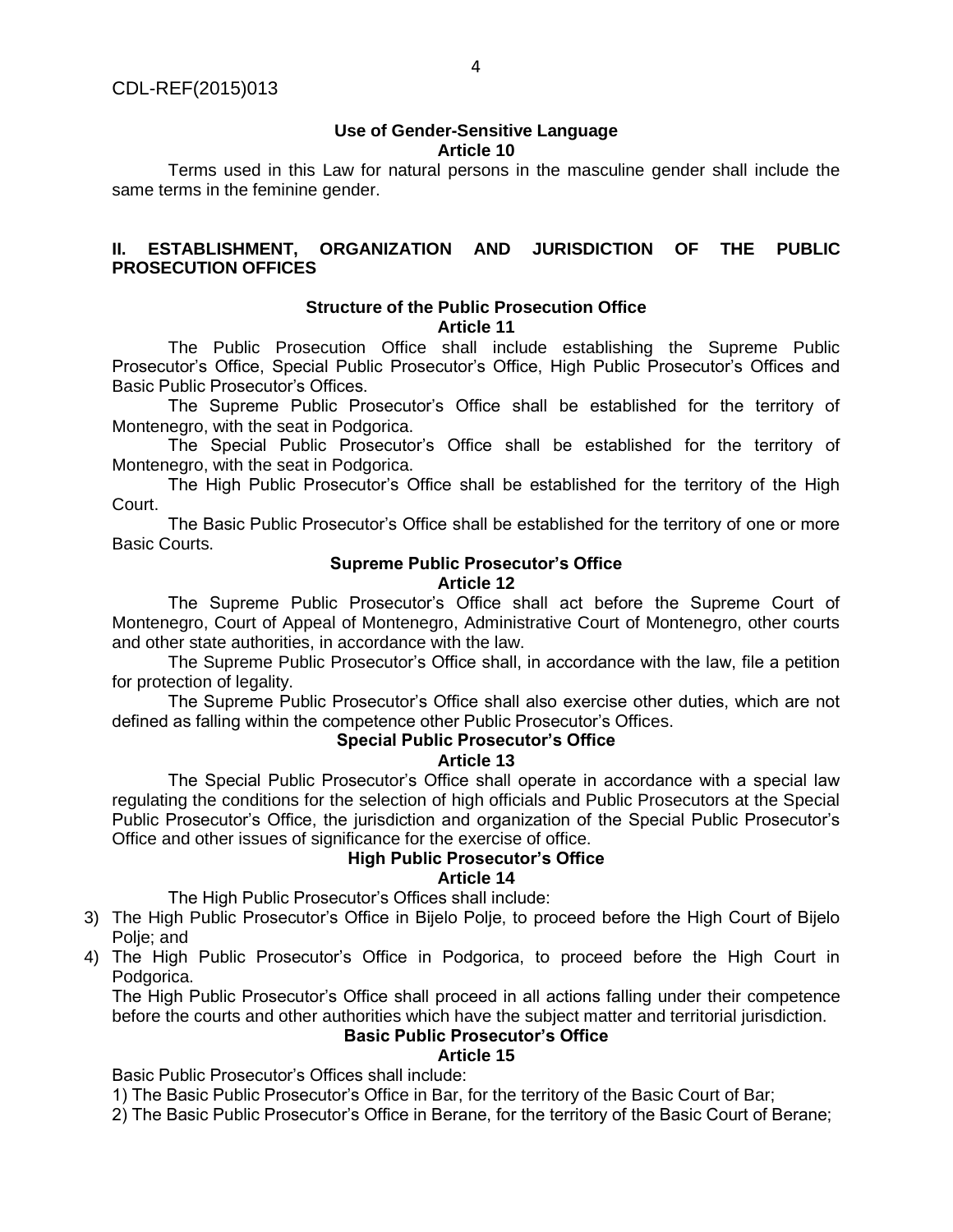### Use of Gender-Sensitive Language

**Article 10**

Terms used in this Law for natural persons in the masculine gender shall include the same terms in the feminine gender.

## II. ESTABLISHMENT, ORGANIZATION AND JURISDICTION OF THE PUBLIC PROSECUTION OFFICES

### Structure of the Public Prosecution Office

**Article 11**

The Public Prosecution Office shall include establishing the Supreme Public Prosecutor's Office, Special Public Prosecutor's Office, High Public Prosecutor's Offices and Basic Public Prosecutor's Offices.

The Supreme Public Prosecutor's Office shall be established for the territory of Montenegro, with the seat in Podgorica.

The Special Public Prosecutor's Office shall be established for the territory of Montenegro, with the seat in Podgorica.

The High Public Prosecutor's Office shall be established for the territory of the High Court.

The Basic Public Prosecutor's Office shall be established for the territory of one or more Basic Courts.

### Supreme Public Prosecutor's Office

**Article 12**

The Supreme Public Prosecutor's Office shall act before the Supreme Court of Montenegro, Court of Appeal of Montenegro, Administrative Court of Montenegro, other courts and other state authorities, in accordance with the law.

The Supreme Public Prosecutor's Office shall, in accordance with the law, file a petition for protection of legality.

The Supreme Public Prosecutor's Office shall also exercise other duties, which are not defined as falling within the competence other Public Prosecutor's Offices.

### Special Public Prosecutor's Office

**Article 13**

The Special Public Prosecutor's Office shall operate in accordance with a special law regulating the conditions for the selection of high officials and Public Prosecutors at the Special Public Prosecutor's Office, the jurisdiction and organization of the Special Public Prosecutor's Office and other issues of significance for the exercise of office.

### High Public Prosecutor's Office

**Article 14**

The High Public Prosecutor's Offices shall include:

3) The High Public Prosecutor's Office in Bijelo Polje, to proceed before the High Court of Bijelo Polje; and
4) The High Public Prosecutor's Office in Podgorica, to proceed before the High Court in Podgorica.

The High Public Prosecutor's Office shall proceed in all actions falling under their competence before the courts and other authorities which have the subject matter and territorial jurisdiction.

### Basic Public Prosecutor's Office

**Article 15**

Basic Public Prosecutor's Offices shall include:

1) The Basic Public Prosecutor's Office in Bar, for the territory of the Basic Court of Bar;
2) The Basic Public Prosecutor's Office in Berane, for the territory of the Basic Court of Berane;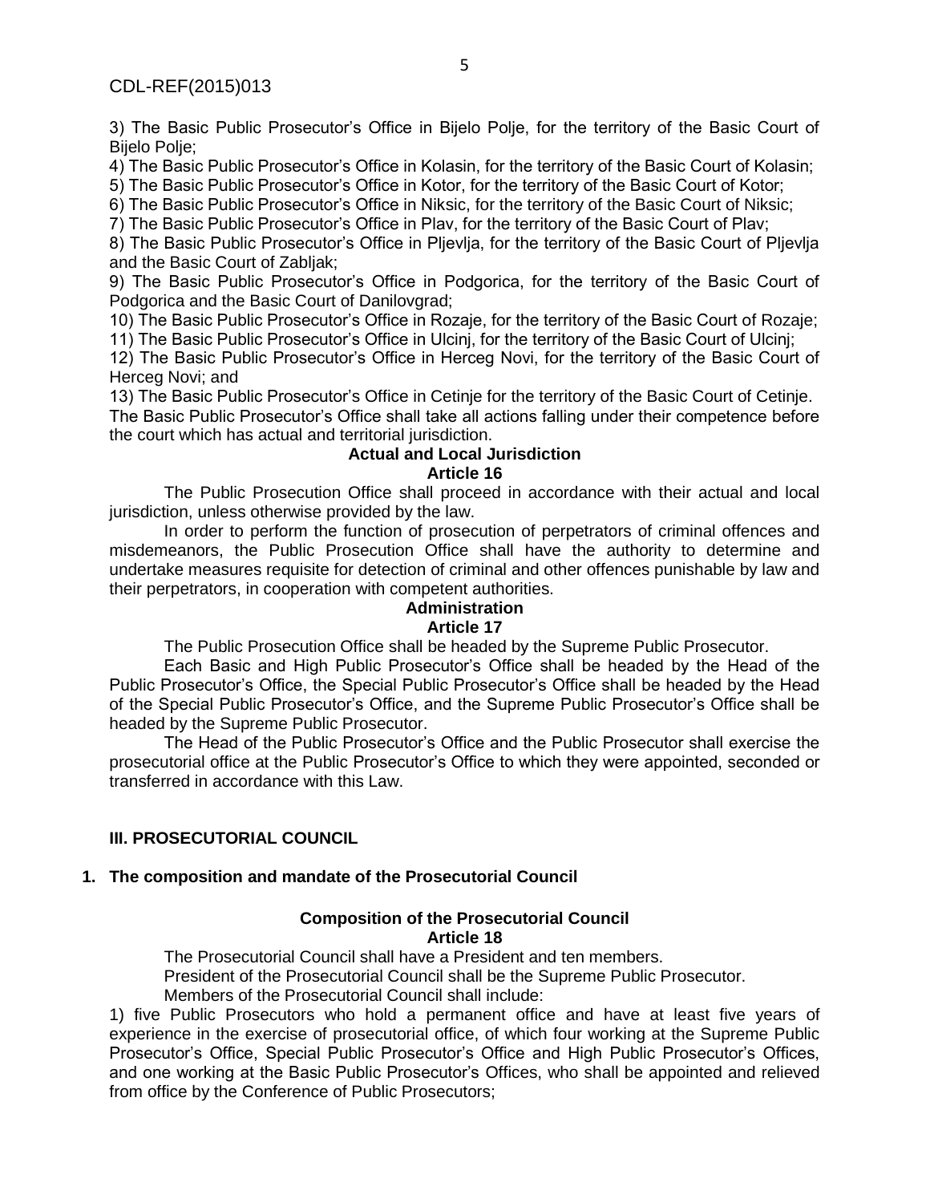3) The Basic Public Prosecutor's Office in Bijelo Polje, for the territory of the Basic Court of Bijelo Polje;

4) The Basic Public Prosecutor's Office in Kolasin, for the territory of the Basic Court of Kolasin;

5) The Basic Public Prosecutor's Office in Kotor, for the territory of the Basic Court of Kotor;

6) The Basic Public Prosecutor's Office in Niksic, for the territory of the Basic Court of Niksic;

7) The Basic Public Prosecutor's Office in Plav, for the territory of the Basic Court of Plav;

8) The Basic Public Prosecutor's Office in Pljevlja, for the territory of the Basic Court of Pljevlja and the Basic Court of Zabljak;

9) The Basic Public Prosecutor's Office in Podgorica, for the territory of the Basic Court of Podgorica and the Basic Court of Danilovgrad;

10) The Basic Public Prosecutor's Office in Rozaje, for the territory of the Basic Court of Rozaje;

11) The Basic Public Prosecutor's Office in Ulcinj, for the territory of the Basic Court of Ulcinj;

12) The Basic Public Prosecutor's Office in Herceg Novi, for the territory of the Basic Court of Herceg Novi; and

13) The Basic Public Prosecutor's Office in Cetinje for the territory of the Basic Court of Cetinje.

The Basic Public Prosecutor's Office shall take all actions falling under their competence before the court which has actual and territorial jurisdiction.

**Actual and Local Jurisdiction**
**Article 16**

The Public Prosecution Office shall proceed in accordance with their actual and local jurisdiction, unless otherwise provided by the law.

In order to perform the function of prosecution of perpetrators of criminal offences and misdemeanors, the Public Prosecution Office shall have the authority to determine and undertake measures requisite for detection of criminal and other offences punishable by law and their perpetrators, in cooperation with competent authorities.

**Administration**
**Article 17**

The Public Prosecution Office shall be headed by the Supreme Public Prosecutor.

Each Basic and High Public Prosecutor's Office shall be headed by the Head of the Public Prosecutor's Office, the Special Public Prosecutor's Office shall be headed by the Head of the Special Public Prosecutor's Office, and the Supreme Public Prosecutor's Office shall be headed by the Supreme Public Prosecutor.

The Head of the Public Prosecutor's Office and the Public Prosecutor shall exercise the prosecutorial office at the Public Prosecutor's Office to which they were appointed, seconded or transferred in accordance with this Law.

## III. PROSECUTORIAL COUNCIL

### 1. The composition and mandate of the Prosecutorial Council

**Composition of the Prosecutorial Council**
**Article 18**

The Prosecutorial Council shall have a President and ten members.

President of the Prosecutorial Council shall be the Supreme Public Prosecutor.

Members of the Prosecutorial Council shall include:

1) five Public Prosecutors who hold a permanent office and have at least five years of experience in the exercise of prosecutorial office, of which four working at the Supreme Public Prosecutor's Office, Special Public Prosecutor's Office and High Public Prosecutor's Offices, and one working at the Basic Public Prosecutor's Offices, who shall be appointed and relieved from office by the Conference of Public Prosecutors;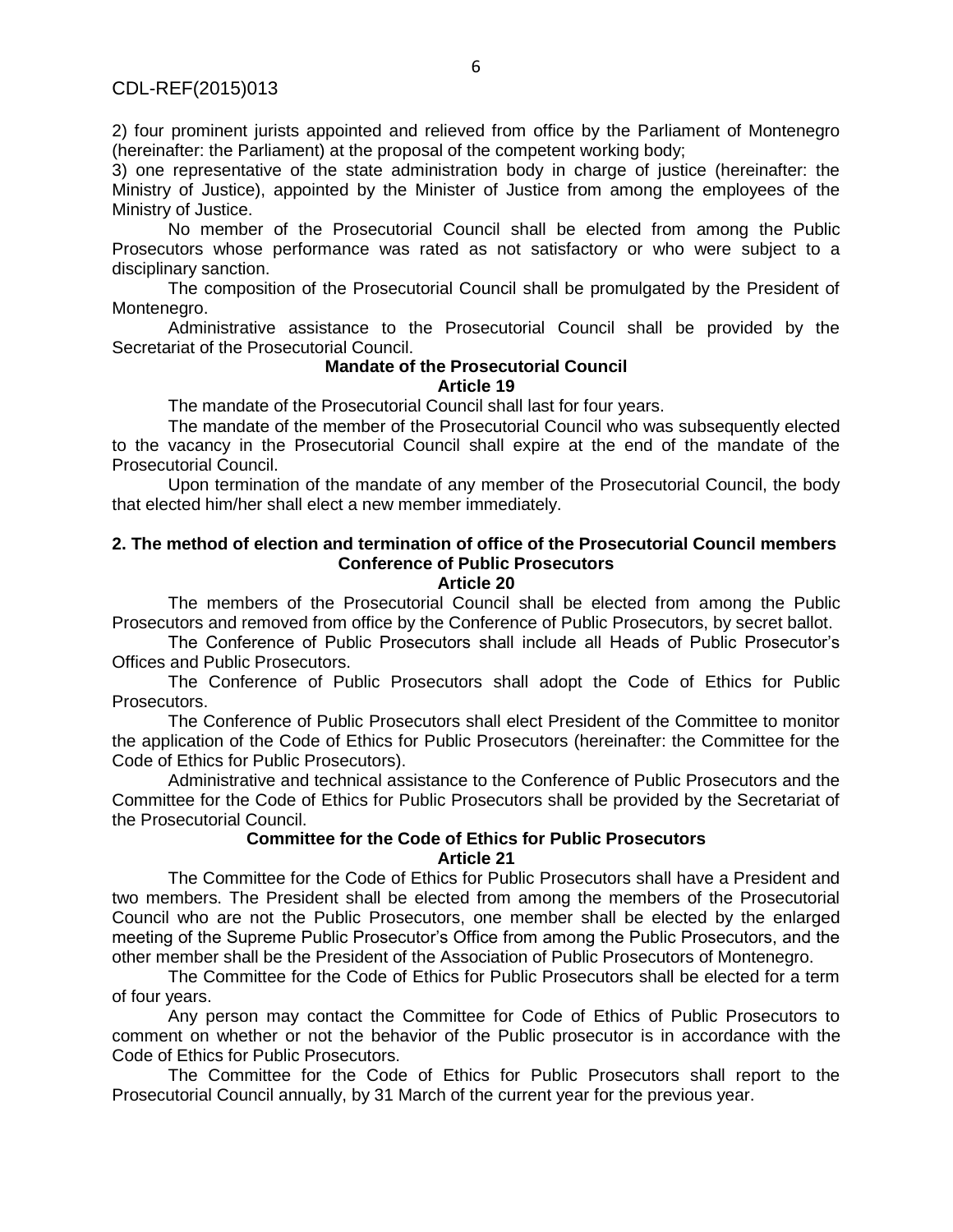2) four prominent jurists appointed and relieved from office by the Parliament of Montenegro (hereinafter: the Parliament) at the proposal of the competent working body;

3) one representative of the state administration body in charge of justice (hereinafter: the Ministry of Justice), appointed by the Minister of Justice from among the employees of the Ministry of Justice.

No member of the Prosecutorial Council shall be elected from among the Public Prosecutors whose performance was rated as not satisfactory or who were subject to a disciplinary sanction.

The composition of the Prosecutorial Council shall be promulgated by the President of Montenegro.

Administrative assistance to the Prosecutorial Council shall be provided by the Secretariat of the Prosecutorial Council.

**Mandate of the Prosecutorial Council**
**Article 19**

The mandate of the Prosecutorial Council shall last for four years.

The mandate of the member of the Prosecutorial Council who was subsequently elected to the vacancy in the Prosecutorial Council shall expire at the end of the mandate of the Prosecutorial Council.

Upon termination of the mandate of any member of the Prosecutorial Council, the body that elected him/her shall elect a new member immediately.

## 2. The method of election and termination of office of the Prosecutorial Council members

**Conference of Public Prosecutors**
**Article 20**

The members of the Prosecutorial Council shall be elected from among the Public Prosecutors and removed from office by the Conference of Public Prosecutors, by secret ballot.

The Conference of Public Prosecutors shall include all Heads of Public Prosecutor's Offices and Public Prosecutors.

The Conference of Public Prosecutors shall adopt the Code of Ethics for Public Prosecutors.

The Conference of Public Prosecutors shall elect President of the Committee to monitor the application of the Code of Ethics for Public Prosecutors (hereinafter: the Committee for the Code of Ethics for Public Prosecutors).

Administrative and technical assistance to the Conference of Public Prosecutors and the Committee for the Code of Ethics for Public Prosecutors shall be provided by the Secretariat of the Prosecutorial Council.

**Committee for the Code of Ethics for Public Prosecutors**
**Article 21**

The Committee for the Code of Ethics for Public Prosecutors shall have a President and two members. The President shall be elected from among the members of the Prosecutorial Council who are not the Public Prosecutors, one member shall be elected by the enlarged meeting of the Supreme Public Prosecutor's Office from among the Public Prosecutors, and the other member shall be the President of the Association of Public Prosecutors of Montenegro.

The Committee for the Code of Ethics for Public Prosecutors shall be elected for a term of four years.

Any person may contact the Committee for Code of Ethics of Public Prosecutors to comment on whether or not the behavior of the Public prosecutor is in accordance with the Code of Ethics for Public Prosecutors.

The Committee for the Code of Ethics for Public Prosecutors shall report to the Prosecutorial Council annually, by 31 March of the current year for the previous year.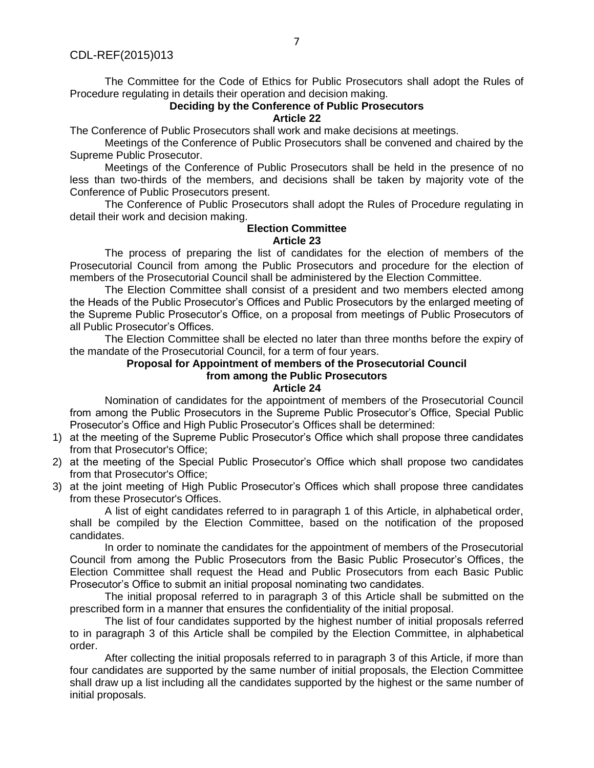The Committee for the Code of Ethics for Public Prosecutors shall adopt the Rules of Procedure regulating in details their operation and decision making.

**Deciding by the Conference of Public Prosecutors**

**Article 22**

The Conference of Public Prosecutors shall work and make decisions at meetings.

Meetings of the Conference of Public Prosecutors shall be convened and chaired by the Supreme Public Prosecutor.

Meetings of the Conference of Public Prosecutors shall be held in the presence of no less than two-thirds of the members, and decisions shall be taken by majority vote of the Conference of Public Prosecutors present.

The Conference of Public Prosecutors shall adopt the Rules of Procedure regulating in detail their work and decision making.

**Election Committee**

**Article 23**

The process of preparing the list of candidates for the election of members of the Prosecutorial Council from among the Public Prosecutors and procedure for the election of members of the Prosecutorial Council shall be administered by the Election Committee.

The Election Committee shall consist of a president and two members elected among the Heads of the Public Prosecutor's Offices and Public Prosecutors by the enlarged meeting of the Supreme Public Prosecutor's Office, on a proposal from meetings of Public Prosecutors of all Public Prosecutor's Offices.

The Election Committee shall be elected no later than three months before the expiry of the mandate of the Prosecutorial Council, for a term of four years.

**Proposal for Appointment of members of the Prosecutorial Council from among the Public Prosecutors**

**Article 24**

Nomination of candidates for the appointment of members of the Prosecutorial Council from among the Public Prosecutors in the Supreme Public Prosecutor's Office, Special Public Prosecutor's Office and High Public Prosecutor's Offices shall be determined:

1) at the meeting of the Supreme Public Prosecutor's Office which shall propose three candidates from that Prosecutor's Office;
2) at the meeting of the Special Public Prosecutor's Office which shall propose two candidates from that Prosecutor's Office;
3) at the joint meeting of High Public Prosecutor's Offices which shall propose three candidates from these Prosecutor's Offices.

A list of eight candidates referred to in paragraph 1 of this Article, in alphabetical order, shall be compiled by the Election Committee, based on the notification of the proposed candidates.

In order to nominate the candidates for the appointment of members of the Prosecutorial Council from among the Public Prosecutors from the Basic Public Prosecutor's Offices, the Election Committee shall request the Head and Public Prosecutors from each Basic Public Prosecutor's Office to submit an initial proposal nominating two candidates.

The initial proposal referred to in paragraph 3 of this Article shall be submitted on the prescribed form in a manner that ensures the confidentiality of the initial proposal.

The list of four candidates supported by the highest number of initial proposals referred to in paragraph 3 of this Article shall be compiled by the Election Committee, in alphabetical order.

After collecting the initial proposals referred to in paragraph 3 of this Article, if more than four candidates are supported by the same number of initial proposals, the Election Committee shall draw up a list including all the candidates supported by the highest or the same number of initial proposals.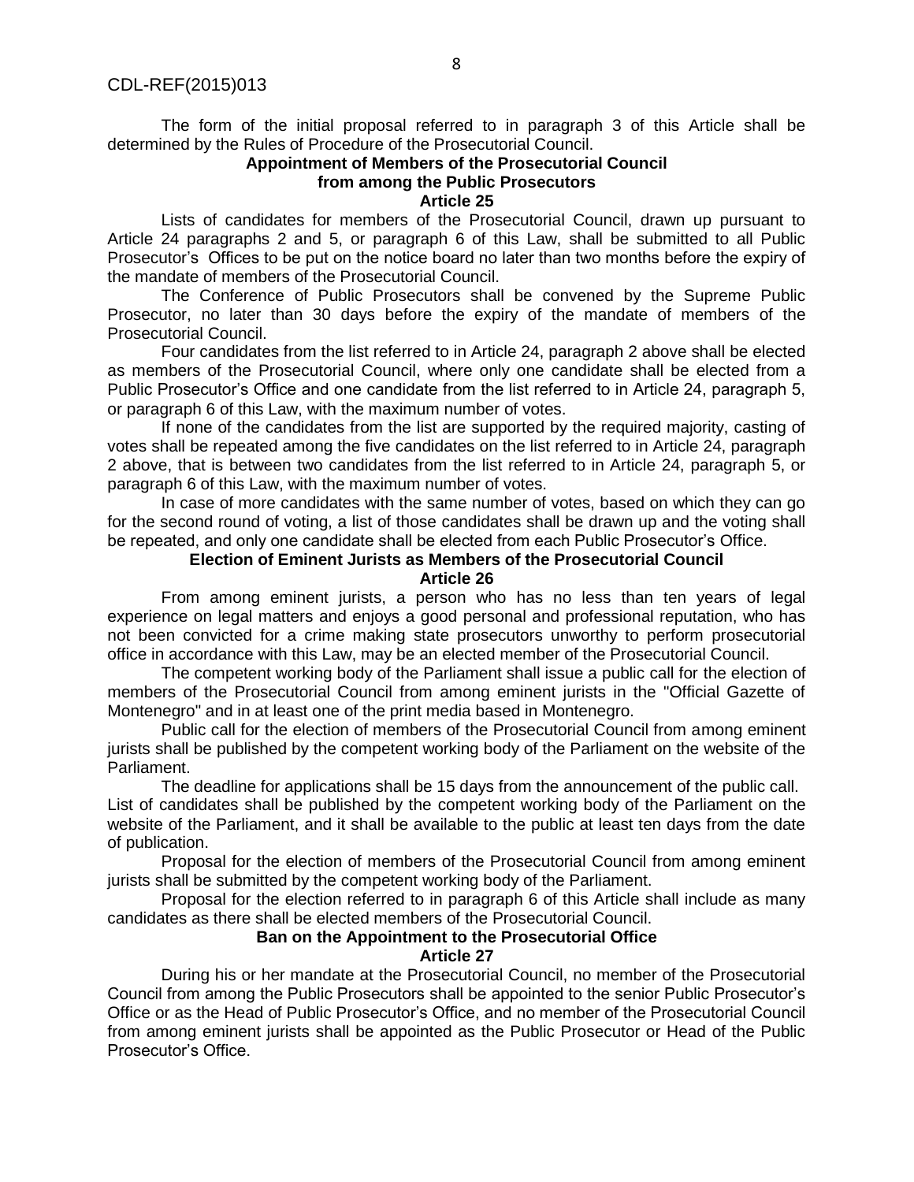The form of the initial proposal referred to in paragraph 3 of this Article shall be determined by the Rules of Procedure of the Prosecutorial Council.

**Appointment of Members of the Prosecutorial Council from among the Public Prosecutors**

**Article 25**

Lists of candidates for members of the Prosecutorial Council, drawn up pursuant to Article 24 paragraphs 2 and 5, or paragraph 6 of this Law, shall be submitted to all Public Prosecutor's Offices to be put on the notice board no later than two months before the expiry of the mandate of members of the Prosecutorial Council.

The Conference of Public Prosecutors shall be convened by the Supreme Public Prosecutor, no later than 30 days before the expiry of the mandate of members of the Prosecutorial Council.

Four candidates from the list referred to in Article 24, paragraph 2 above shall be elected as members of the Prosecutorial Council, where only one candidate shall be elected from a Public Prosecutor's Office and one candidate from the list referred to in Article 24, paragraph 5, or paragraph 6 of this Law, with the maximum number of votes.

If none of the candidates from the list are supported by the required majority, casting of votes shall be repeated among the five candidates on the list referred to in Article 24, paragraph 2 above, that is between two candidates from the list referred to in Article 24, paragraph 5, or paragraph 6 of this Law, with the maximum number of votes.

In case of more candidates with the same number of votes, based on which they can go for the second round of voting, a list of those candidates shall be drawn up and the voting shall be repeated, and only one candidate shall be elected from each Public Prosecutor's Office.

**Election of Eminent Jurists as Members of the Prosecutorial Council**

**Article 26**

From among eminent jurists, a person who has no less than ten years of legal experience on legal matters and enjoys a good personal and professional reputation, who has not been convicted for a crime making state prosecutors unworthy to perform prosecutorial office in accordance with this Law, may be an elected member of the Prosecutorial Council.

The competent working body of the Parliament shall issue a public call for the election of members of the Prosecutorial Council from among eminent jurists in the "Official Gazette of Montenegro" and in at least one of the print media based in Montenegro.

Public call for the election of members of the Prosecutorial Council from among eminent jurists shall be published by the competent working body of the Parliament on the website of the Parliament.

The deadline for applications shall be 15 days from the announcement of the public call.

List of candidates shall be published by the competent working body of the Parliament on the website of the Parliament, and it shall be available to the public at least ten days from the date of publication.

Proposal for the election of members of the Prosecutorial Council from among eminent jurists shall be submitted by the competent working body of the Parliament.

Proposal for the election referred to in paragraph 6 of this Article shall include as many candidates as there shall be elected members of the Prosecutorial Council.

**Ban on the Appointment to the Prosecutorial Office**

**Article 27**

During his or her mandate at the Prosecutorial Council, no member of the Prosecutorial Council from among the Public Prosecutors shall be appointed to the senior Public Prosecutor's Office or as the Head of Public Prosecutor's Office, and no member of the Prosecutorial Council from among eminent jurists shall be appointed as the Public Prosecutor or Head of the Public Prosecutor's Office.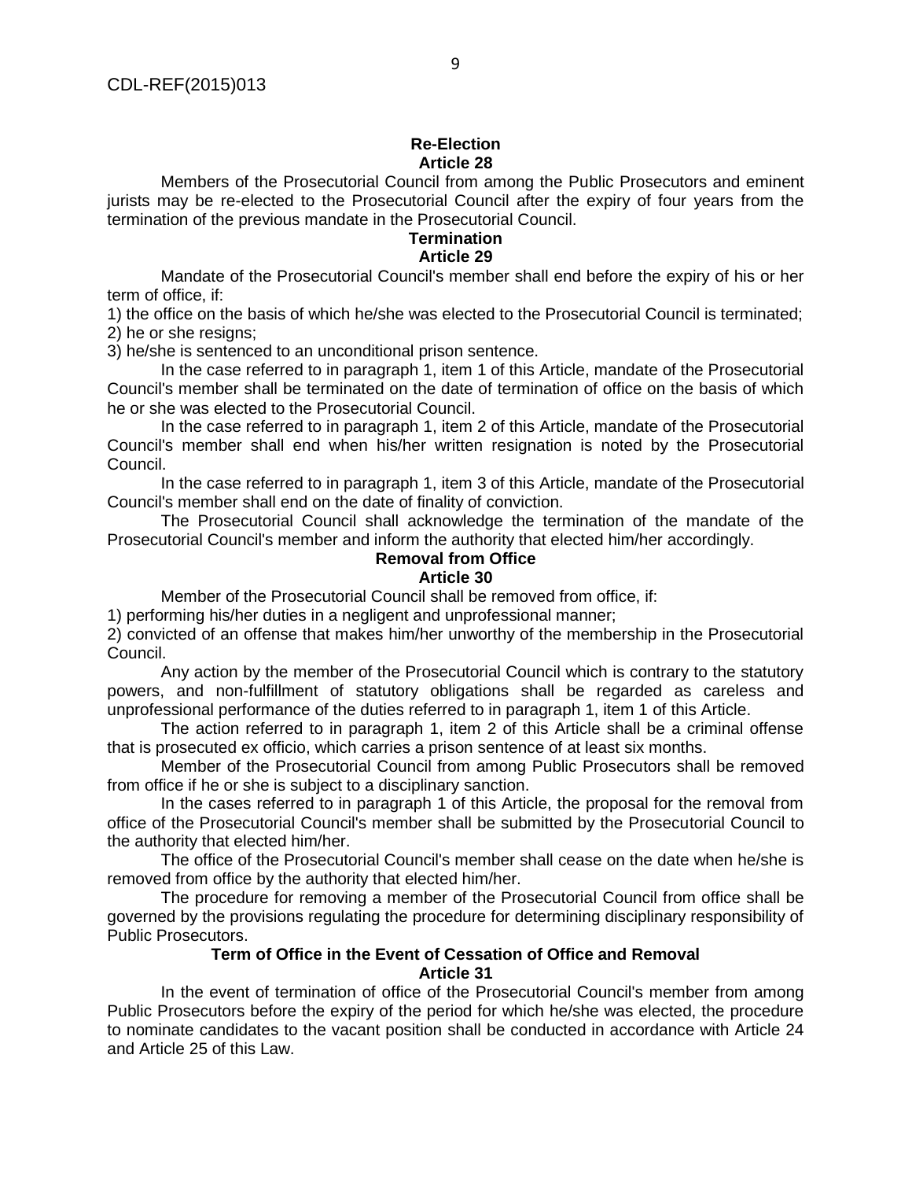### Re-Election
### Article 28

Members of the Prosecutorial Council from among the Public Prosecutors and eminent jurists may be re-elected to the Prosecutorial Council after the expiry of four years from the termination of the previous mandate in the Prosecutorial Council.

### Termination
### Article 29

Mandate of the Prosecutorial Council's member shall end before the expiry of his or her term of office, if:

1) the office on the basis of which he/she was elected to the Prosecutorial Council is terminated;
2) he or she resigns;
3) he/she is sentenced to an unconditional prison sentence.

In the case referred to in paragraph 1, item 1 of this Article, mandate of the Prosecutorial Council's member shall be terminated on the date of termination of office on the basis of which he or she was elected to the Prosecutorial Council.

In the case referred to in paragraph 1, item 2 of this Article, mandate of the Prosecutorial Council's member shall end when his/her written resignation is noted by the Prosecutorial Council.

In the case referred to in paragraph 1, item 3 of this Article, mandate of the Prosecutorial Council's member shall end on the date of finality of conviction.

The Prosecutorial Council shall acknowledge the termination of the mandate of the Prosecutorial Council's member and inform the authority that elected him/her accordingly.

### Removal from Office
### Article 30

Member of the Prosecutorial Council shall be removed from office, if:

1) performing his/her duties in a negligent and unprofessional manner;
2) convicted of an offense that makes him/her unworthy of the membership in the Prosecutorial Council.

Any action by the member of the Prosecutorial Council which is contrary to the statutory powers, and non-fulfillment of statutory obligations shall be regarded as careless and unprofessional performance of the duties referred to in paragraph 1, item 1 of this Article.

The action referred to in paragraph 1, item 2 of this Article shall be a criminal offense that is prosecuted ex officio, which carries a prison sentence of at least six months.

Member of the Prosecutorial Council from among Public Prosecutors shall be removed from office if he or she is subject to a disciplinary sanction.

In the cases referred to in paragraph 1 of this Article, the proposal for the removal from office of the Prosecutorial Council's member shall be submitted by the Prosecutorial Council to the authority that elected him/her.

The office of the Prosecutorial Council's member shall cease on the date when he/she is removed from office by the authority that elected him/her.

The procedure for removing a member of the Prosecutorial Council from office shall be governed by the provisions regulating the procedure for determining disciplinary responsibility of Public Prosecutors.

### Term of Office in the Event of Cessation of Office and Removal
### Article 31

In the event of termination of office of the Prosecutorial Council's member from among Public Prosecutors before the expiry of the period for which he/she was elected, the procedure to nominate candidates to the vacant position shall be conducted in accordance with Article 24 and Article 25 of this Law.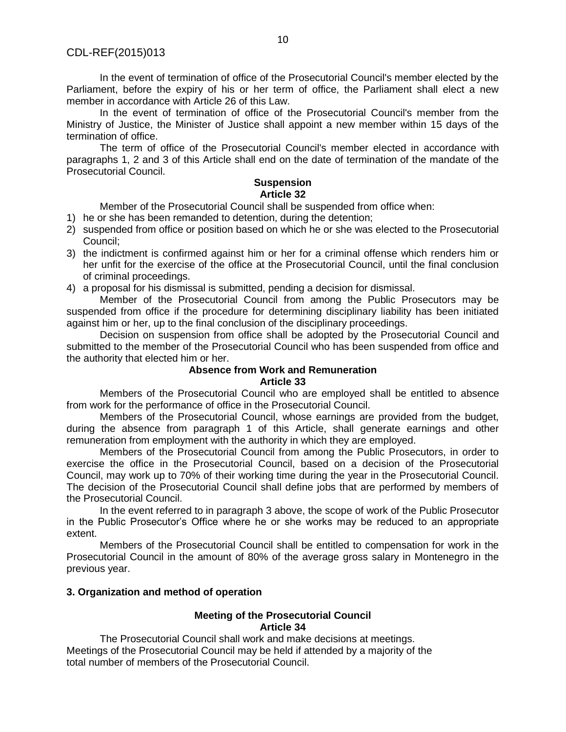In the event of termination of office of the Prosecutorial Council's member elected by the Parliament, before the expiry of his or her term of office, the Parliament shall elect a new member in accordance with Article 26 of this Law.

In the event of termination of office of the Prosecutorial Council's member from the Ministry of Justice, the Minister of Justice shall appoint a new member within 15 days of the termination of office.

The term of office of the Prosecutorial Council's member elected in accordance with paragraphs 1, 2 and 3 of this Article shall end on the date of termination of the mandate of the Prosecutorial Council.

**Suspension**
**Article 32**

Member of the Prosecutorial Council shall be suspended from office when:

1) he or she has been remanded to detention, during the detention;
2) suspended from office or position based on which he or she was elected to the Prosecutorial Council;
3) the indictment is confirmed against him or her for a criminal offense which renders him or her unfit for the exercise of the office at the Prosecutorial Council, until the final conclusion of criminal proceedings.
4) a proposal for his dismissal is submitted, pending a decision for dismissal.

Member of the Prosecutorial Council from among the Public Prosecutors may be suspended from office if the procedure for determining disciplinary liability has been initiated against him or her, up to the final conclusion of the disciplinary proceedings.

Decision on suspension from office shall be adopted by the Prosecutorial Council and submitted to the member of the Prosecutorial Council who has been suspended from office and the authority that elected him or her.

**Absence from Work and Remuneration**
**Article 33**

Members of the Prosecutorial Council who are employed shall be entitled to absence from work for the performance of office in the Prosecutorial Council.

Members of the Prosecutorial Council, whose earnings are provided from the budget, during the absence from paragraph 1 of this Article, shall generate earnings and other remuneration from employment with the authority in which they are employed.

Members of the Prosecutorial Council from among the Public Prosecutors, in order to exercise the office in the Prosecutorial Council, based on a decision of the Prosecutorial Council, may work up to 70% of their working time during the year in the Prosecutorial Council. The decision of the Prosecutorial Council shall define jobs that are performed by members of the Prosecutorial Council.

In the event referred to in paragraph 3 above, the scope of work of the Public Prosecutor in the Public Prosecutor's Office where he or she works may be reduced to an appropriate extent.

Members of the Prosecutorial Council shall be entitled to compensation for work in the Prosecutorial Council in the amount of 80% of the average gross salary in Montenegro in the previous year.

## 3. Organization and method of operation

**Meeting of the Prosecutorial Council**
**Article 34**

The Prosecutorial Council shall work and make decisions at meetings.
Meetings of the Prosecutorial Council may be held if attended by a majority of the total number of members of the Prosecutorial Council.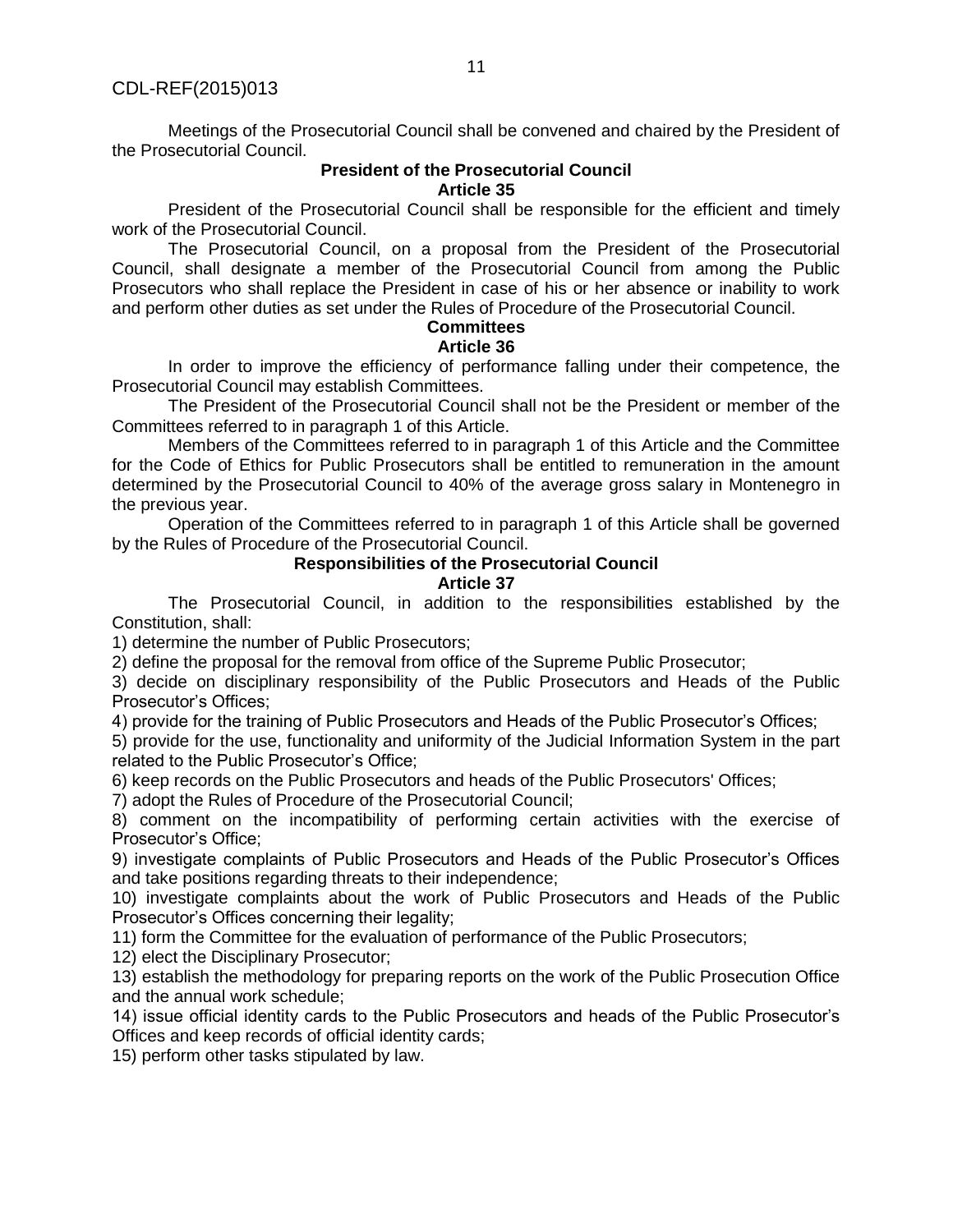Meetings of the Prosecutorial Council shall be convened and chaired by the President of the Prosecutorial Council.

**President of the Prosecutorial Council**
**Article 35**

President of the Prosecutorial Council shall be responsible for the efficient and timely work of the Prosecutorial Council.

The Prosecutorial Council, on a proposal from the President of the Prosecutorial Council, shall designate a member of the Prosecutorial Council from among the Public Prosecutors who shall replace the President in case of his or her absence or inability to work and perform other duties as set under the Rules of Procedure of the Prosecutorial Council.

**Committees**
**Article 36**

In order to improve the efficiency of performance falling under their competence, the Prosecutorial Council may establish Committees.

The President of the Prosecutorial Council shall not be the President or member of the Committees referred to in paragraph 1 of this Article.

Members of the Committees referred to in paragraph 1 of this Article and the Committee for the Code of Ethics for Public Prosecutors shall be entitled to remuneration in the amount determined by the Prosecutorial Council to 40% of the average gross salary in Montenegro in the previous year.

Operation of the Committees referred to in paragraph 1 of this Article shall be governed by the Rules of Procedure of the Prosecutorial Council.

**Responsibilities of the Prosecutorial Council**
**Article 37**

The Prosecutorial Council, in addition to the responsibilities established by the Constitution, shall:

1) determine the number of Public Prosecutors;

2) define the proposal for the removal from office of the Supreme Public Prosecutor;

3) decide on disciplinary responsibility of the Public Prosecutors and Heads of the Public Prosecutor's Offices;

4) provide for the training of Public Prosecutors and Heads of the Public Prosecutor's Offices;

5) provide for the use, functionality and uniformity of the Judicial Information System in the part related to the Public Prosecutor's Office;

6) keep records on the Public Prosecutors and heads of the Public Prosecutors' Offices;

7) adopt the Rules of Procedure of the Prosecutorial Council;

8) comment on the incompatibility of performing certain activities with the exercise of Prosecutor's Office;

9) investigate complaints of Public Prosecutors and Heads of the Public Prosecutor's Offices and take positions regarding threats to their independence;

10) investigate complaints about the work of Public Prosecutors and Heads of the Public Prosecutor's Offices concerning their legality;

11) form the Committee for the evaluation of performance of the Public Prosecutors;

12) elect the Disciplinary Prosecutor;

13) establish the methodology for preparing reports on the work of the Public Prosecution Office and the annual work schedule;

14) issue official identity cards to the Public Prosecutors and heads of the Public Prosecutor's Offices and keep records of official identity cards;

15) perform other tasks stipulated by law.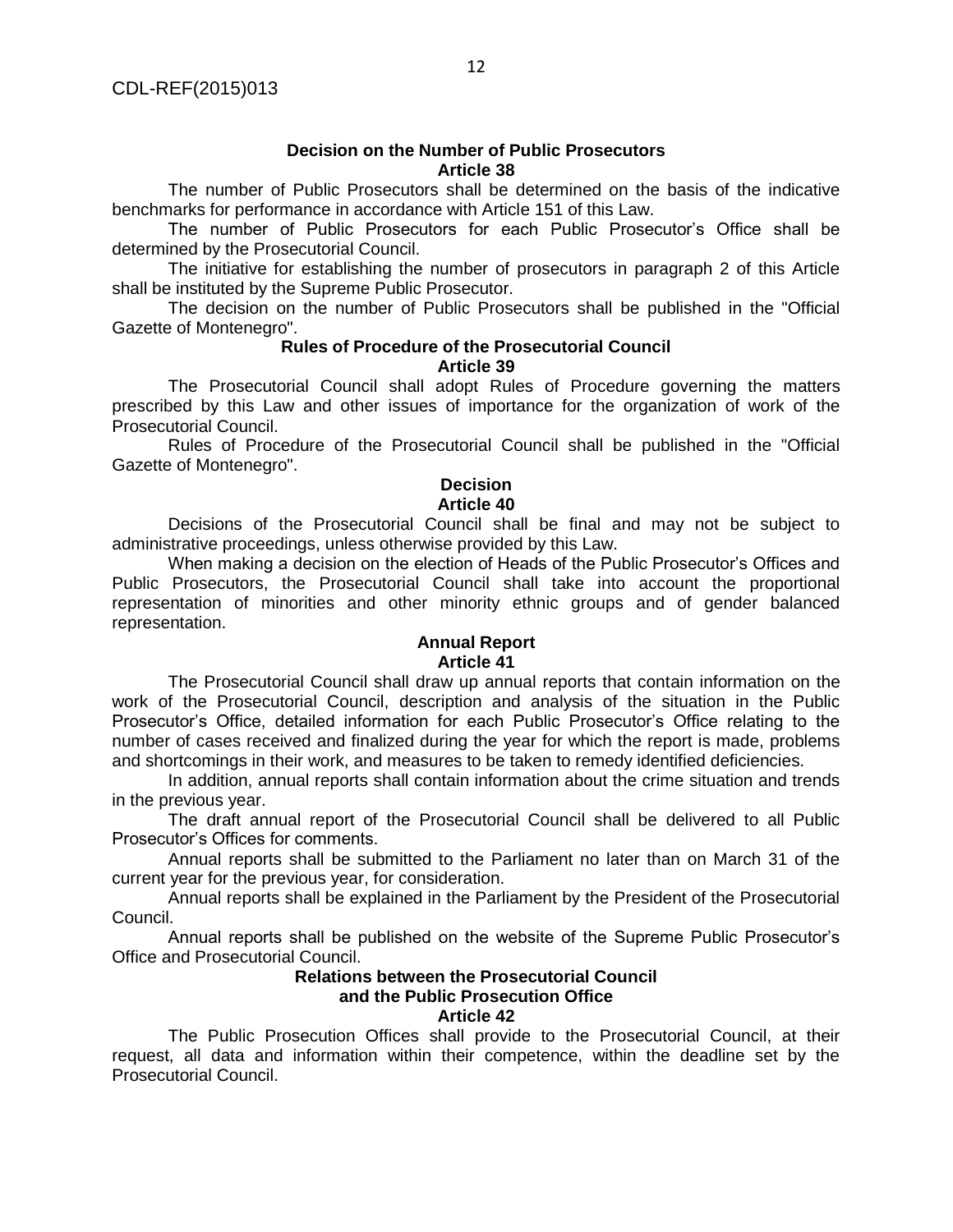### Decision on the Number of Public Prosecutors
### Article 38

The number of Public Prosecutors shall be determined on the basis of the indicative benchmarks for performance in accordance with Article 151 of this Law.

The number of Public Prosecutors for each Public Prosecutor's Office shall be determined by the Prosecutorial Council.

The initiative for establishing the number of prosecutors in paragraph 2 of this Article shall be instituted by the Supreme Public Prosecutor.

The decision on the number of Public Prosecutors shall be published in the "Official Gazette of Montenegro".

### Rules of Procedure of the Prosecutorial Council
### Article 39

The Prosecutorial Council shall adopt Rules of Procedure governing the matters prescribed by this Law and other issues of importance for the organization of work of the Prosecutorial Council.

Rules of Procedure of the Prosecutorial Council shall be published in the "Official Gazette of Montenegro".

### Decision
### Article 40

Decisions of the Prosecutorial Council shall be final and may not be subject to administrative proceedings, unless otherwise provided by this Law.

When making a decision on the election of Heads of the Public Prosecutor's Offices and Public Prosecutors, the Prosecutorial Council shall take into account the proportional representation of minorities and other minority ethnic groups and of gender balanced representation.

### Annual Report
### Article 41

The Prosecutorial Council shall draw up annual reports that contain information on the work of the Prosecutorial Council, description and analysis of the situation in the Public Prosecutor's Office, detailed information for each Public Prosecutor's Office relating to the number of cases received and finalized during the year for which the report is made, problems and shortcomings in their work, and measures to be taken to remedy identified deficiencies.

In addition, annual reports shall contain information about the crime situation and trends in the previous year.

The draft annual report of the Prosecutorial Council shall be delivered to all Public Prosecutor's Offices for comments.

Annual reports shall be submitted to the Parliament no later than on March 31 of the current year for the previous year, for consideration.

Annual reports shall be explained in the Parliament by the President of the Prosecutorial Council.

Annual reports shall be published on the website of the Supreme Public Prosecutor's Office and Prosecutorial Council.

### Relations between the Prosecutorial Council and the Public Prosecution Office
### Article 42

The Public Prosecution Offices shall provide to the Prosecutorial Council, at their request, all data and information within their competence, within the deadline set by the Prosecutorial Council.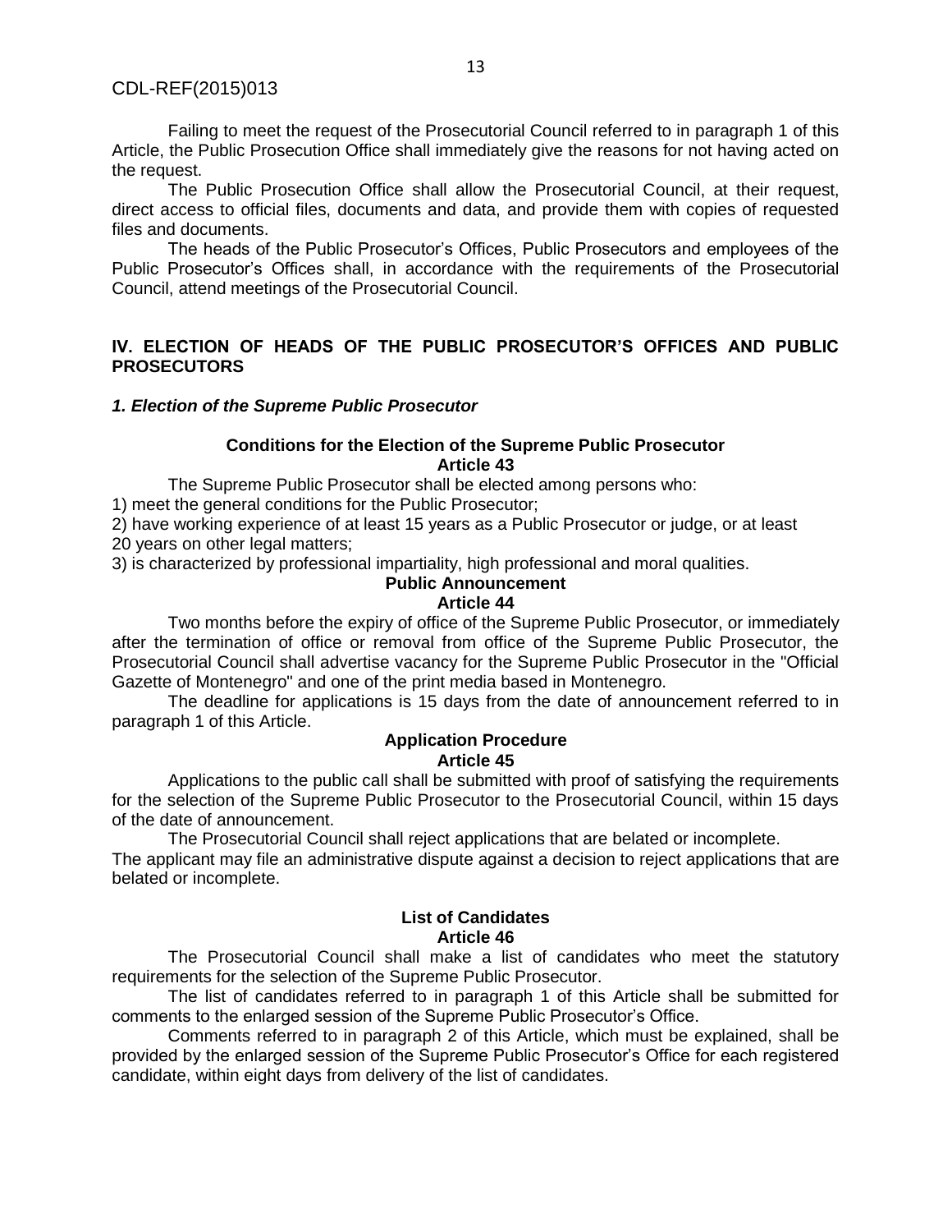Failing to meet the request of the Prosecutorial Council referred to in paragraph 1 of this Article, the Public Prosecution Office shall immediately give the reasons for not having acted on the request.

The Public Prosecution Office shall allow the Prosecutorial Council, at their request, direct access to official files, documents and data, and provide them with copies of requested files and documents.

The heads of the Public Prosecutor's Offices, Public Prosecutors and employees of the Public Prosecutor's Offices shall, in accordance with the requirements of the Prosecutorial Council, attend meetings of the Prosecutorial Council.

## IV. ELECTION OF HEADS OF THE PUBLIC PROSECUTOR'S OFFICES AND PUBLIC PROSECUTORS

### *1. Election of the Supreme Public Prosecutor*

**Conditions for the Election of the Supreme Public Prosecutor**
**Article 43**

The Supreme Public Prosecutor shall be elected among persons who:

1) meet the general conditions for the Public Prosecutor;
2) have working experience of at least 15 years as a Public Prosecutor or judge, or at least 20 years on other legal matters;
3) is characterized by professional impartiality, high professional and moral qualities.

**Public Announcement**
**Article 44**

Two months before the expiry of office of the Supreme Public Prosecutor, or immediately after the termination of office or removal from office of the Supreme Public Prosecutor, the Prosecutorial Council shall advertise vacancy for the Supreme Public Prosecutor in the "Official Gazette of Montenegro" and one of the print media based in Montenegro.

The deadline for applications is 15 days from the date of announcement referred to in paragraph 1 of this Article.

**Application Procedure**
**Article 45**

Applications to the public call shall be submitted with proof of satisfying the requirements for the selection of the Supreme Public Prosecutor to the Prosecutorial Council, within 15 days of the date of announcement.

The Prosecutorial Council shall reject applications that are belated or incomplete.

The applicant may file an administrative dispute against a decision to reject applications that are belated or incomplete.

**List of Candidates**
**Article 46**

The Prosecutorial Council shall make a list of candidates who meet the statutory requirements for the selection of the Supreme Public Prosecutor.

The list of candidates referred to in paragraph 1 of this Article shall be submitted for comments to the enlarged session of the Supreme Public Prosecutor's Office.

Comments referred to in paragraph 2 of this Article, which must be explained, shall be provided by the enlarged session of the Supreme Public Prosecutor's Office for each registered candidate, within eight days from delivery of the list of candidates.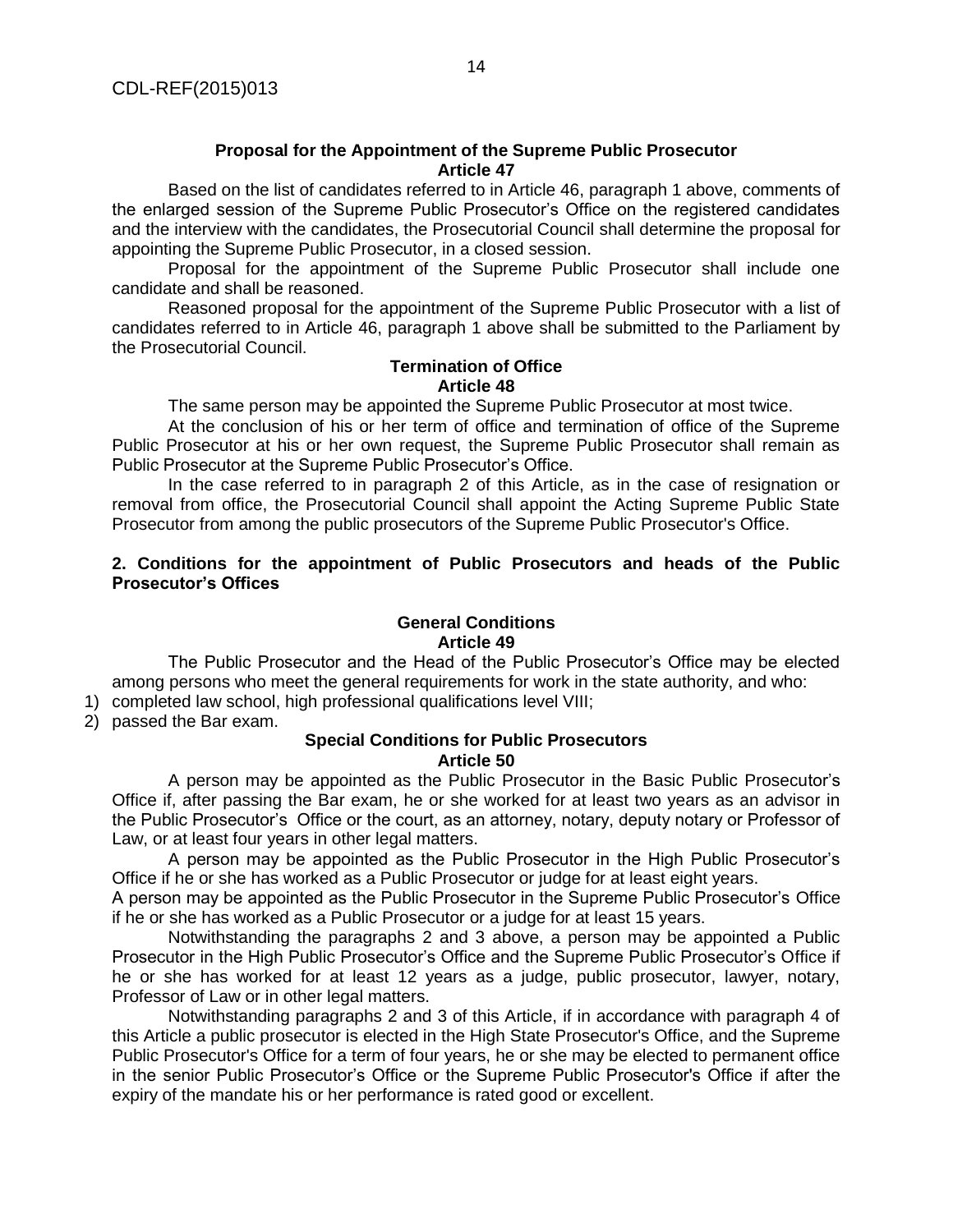**Proposal for the Appointment of the Supreme Public Prosecutor**
**Article 47**

Based on the list of candidates referred to in Article 46, paragraph 1 above, comments of the enlarged session of the Supreme Public Prosecutor's Office on the registered candidates and the interview with the candidates, the Prosecutorial Council shall determine the proposal for appointing the Supreme Public Prosecutor, in a closed session.

Proposal for the appointment of the Supreme Public Prosecutor shall include one candidate and shall be reasoned.

Reasoned proposal for the appointment of the Supreme Public Prosecutor with a list of candidates referred to in Article 46, paragraph 1 above shall be submitted to the Parliament by the Prosecutorial Council.

**Termination of Office**
**Article 48**

The same person may be appointed the Supreme Public Prosecutor at most twice.

At the conclusion of his or her term of office and termination of office of the Supreme Public Prosecutor at his or her own request, the Supreme Public Prosecutor shall remain as Public Prosecutor at the Supreme Public Prosecutor's Office.

In the case referred to in paragraph 2 of this Article, as in the case of resignation or removal from office, the Prosecutorial Council shall appoint the Acting Supreme Public State Prosecutor from among the public prosecutors of the Supreme Public Prosecutor's Office.

**2. Conditions for the appointment of Public Prosecutors and heads of the Public Prosecutor's Offices**

**General Conditions**
**Article 49**

The Public Prosecutor and the Head of the Public Prosecutor's Office may be elected among persons who meet the general requirements for work in the state authority, and who:

1) completed law school, high professional qualifications level VIII;
2) passed the Bar exam.

**Special Conditions for Public Prosecutors**
**Article 50**

A person may be appointed as the Public Prosecutor in the Basic Public Prosecutor's Office if, after passing the Bar exam, he or she worked for at least two years as an advisor in the Public Prosecutor's Office or the court, as an attorney, notary, deputy notary or Professor of Law, or at least four years in other legal matters.

A person may be appointed as the Public Prosecutor in the High Public Prosecutor's Office if he or she has worked as a Public Prosecutor or judge for at least eight years.

A person may be appointed as the Public Prosecutor in the Supreme Public Prosecutor's Office if he or she has worked as a Public Prosecutor or a judge for at least 15 years.

Notwithstanding the paragraphs 2 and 3 above, a person may be appointed a Public Prosecutor in the High Public Prosecutor's Office and the Supreme Public Prosecutor's Office if he or she has worked for at least 12 years as a judge, public prosecutor, lawyer, notary, Professor of Law or in other legal matters.

Notwithstanding paragraphs 2 and 3 of this Article, if in accordance with paragraph 4 of this Article a public prosecutor is elected in the High State Prosecutor's Office, and the Supreme Public Prosecutor's Office for a term of four years, he or she may be elected to permanent office in the senior Public Prosecutor's Office or the Supreme Public Prosecutor's Office if after the expiry of the mandate his or her performance is rated good or excellent.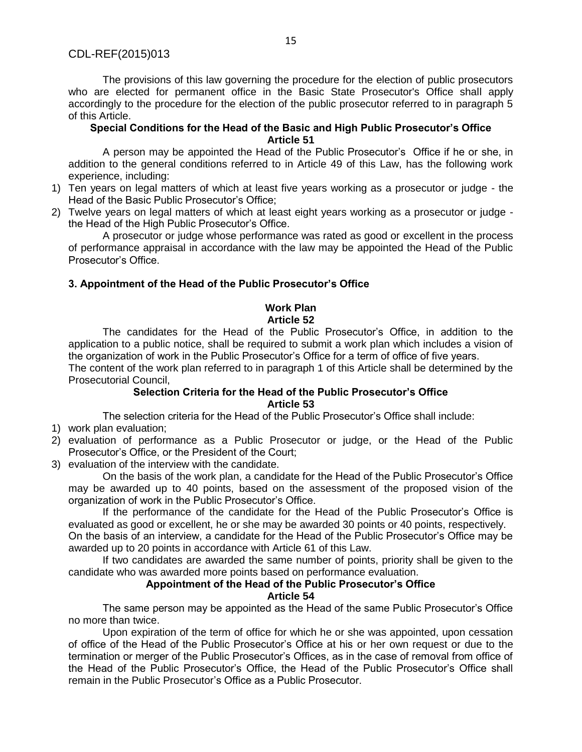The provisions of this law governing the procedure for the election of public prosecutors who are elected for permanent office in the Basic State Prosecutor's Office shall apply accordingly to the procedure for the election of the public prosecutor referred to in paragraph 5 of this Article.

**Special Conditions for the Head of the Basic and High Public Prosecutor's Office**
**Article 51**

A person may be appointed the Head of the Public Prosecutor's Office if he or she, in addition to the general conditions referred to in Article 49 of this Law, has the following work experience, including:

1) Ten years on legal matters of which at least five years working as a prosecutor or judge - the Head of the Basic Public Prosecutor's Office;
2) Twelve years on legal matters of which at least eight years working as a prosecutor or judge - the Head of the High Public Prosecutor's Office.

A prosecutor or judge whose performance was rated as good or excellent in the process of performance appraisal in accordance with the law may be appointed the Head of the Public Prosecutor's Office.

### 3. Appointment of the Head of the Public Prosecutor's Office

**Work Plan**
**Article 52**

The candidates for the Head of the Public Prosecutor's Office, in addition to the application to a public notice, shall be required to submit a work plan which includes a vision of the organization of work in the Public Prosecutor's Office for a term of office of five years.

The content of the work plan referred to in paragraph 1 of this Article shall be determined by the Prosecutorial Council,

**Selection Criteria for the Head of the Public Prosecutor's Office**
**Article 53**

The selection criteria for the Head of the Public Prosecutor's Office shall include:

1) work plan evaluation;
2) evaluation of performance as a Public Prosecutor or judge, or the Head of the Public Prosecutor's Office, or the President of the Court;
3) evaluation of the interview with the candidate.

On the basis of the work plan, a candidate for the Head of the Public Prosecutor's Office may be awarded up to 40 points, based on the assessment of the proposed vision of the organization of work in the Public Prosecutor's Office.

If the performance of the candidate for the Head of the Public Prosecutor's Office is evaluated as good or excellent, he or she may be awarded 30 points or 40 points, respectively.

On the basis of an interview, a candidate for the Head of the Public Prosecutor's Office may be awarded up to 20 points in accordance with Article 61 of this Law.

If two candidates are awarded the same number of points, priority shall be given to the candidate who was awarded more points based on performance evaluation.

**Appointment of the Head of the Public Prosecutor's Office**
**Article 54**

The same person may be appointed as the Head of the same Public Prosecutor's Office no more than twice.

Upon expiration of the term of office for which he or she was appointed, upon cessation of office of the Head of the Public Prosecutor's Office at his or her own request or due to the termination or merger of the Public Prosecutor's Offices, as in the case of removal from office of the Head of the Public Prosecutor's Office, the Head of the Public Prosecutor's Office shall remain in the Public Prosecutor's Office as a Public Prosecutor.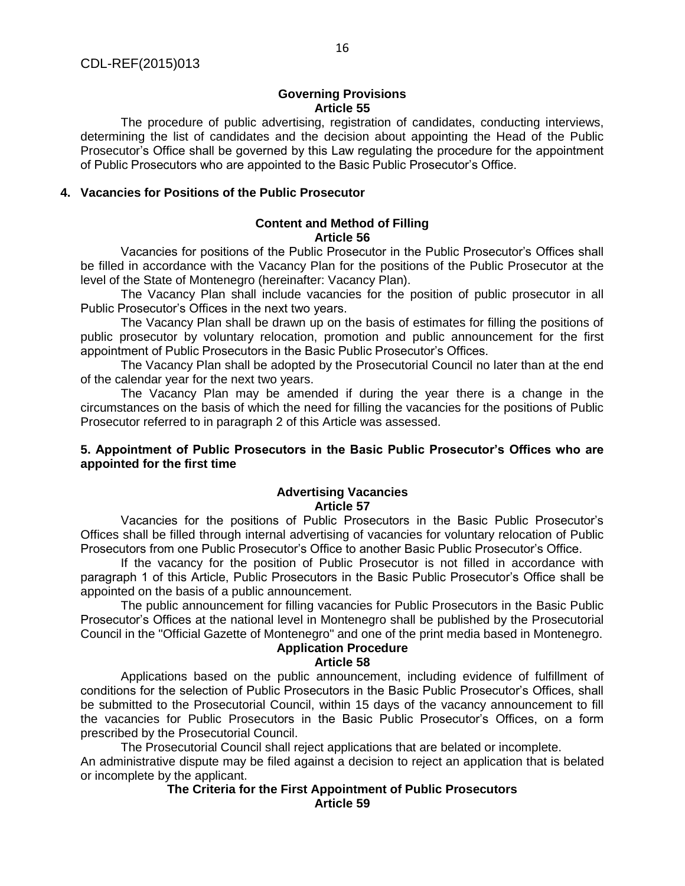**Governing Provisions**
**Article 55**

The procedure of public advertising, registration of candidates, conducting interviews, determining the list of candidates and the decision about appointing the Head of the Public Prosecutor's Office shall be governed by this Law regulating the procedure for the appointment of Public Prosecutors who are appointed to the Basic Public Prosecutor's Office.

## 4. Vacancies for Positions of the Public Prosecutor

**Content and Method of Filling**
**Article 56**

Vacancies for positions of the Public Prosecutor in the Public Prosecutor's Offices shall be filled in accordance with the Vacancy Plan for the positions of the Public Prosecutor at the level of the State of Montenegro (hereinafter: Vacancy Plan).

The Vacancy Plan shall include vacancies for the position of public prosecutor in all Public Prosecutor's Offices in the next two years.

The Vacancy Plan shall be drawn up on the basis of estimates for filling the positions of public prosecutor by voluntary relocation, promotion and public announcement for the first appointment of Public Prosecutors in the Basic Public Prosecutor's Offices.

The Vacancy Plan shall be adopted by the Prosecutorial Council no later than at the end of the calendar year for the next two years.

The Vacancy Plan may be amended if during the year there is a change in the circumstances on the basis of which the need for filling the vacancies for the positions of Public Prosecutor referred to in paragraph 2 of this Article was assessed.

## 5. Appointment of Public Prosecutors in the Basic Public Prosecutor's Offices who are appointed for the first time

**Advertising Vacancies**
**Article 57**

Vacancies for the positions of Public Prosecutors in the Basic Public Prosecutor's Offices shall be filled through internal advertising of vacancies for voluntary relocation of Public Prosecutors from one Public Prosecutor's Office to another Basic Public Prosecutor's Office.

If the vacancy for the position of Public Prosecutor is not filled in accordance with paragraph 1 of this Article, Public Prosecutors in the Basic Public Prosecutor's Office shall be appointed on the basis of a public announcement.

The public announcement for filling vacancies for Public Prosecutors in the Basic Public Prosecutor's Offices at the national level in Montenegro shall be published by the Prosecutorial Council in the "Official Gazette of Montenegro" and one of the print media based in Montenegro.

**Application Procedure**
**Article 58**

Applications based on the public announcement, including evidence of fulfillment of conditions for the selection of Public Prosecutors in the Basic Public Prosecutor's Offices, shall be submitted to the Prosecutorial Council, within 15 days of the vacancy announcement to fill the vacancies for Public Prosecutors in the Basic Public Prosecutor's Offices, on a form prescribed by the Prosecutorial Council.

The Prosecutorial Council shall reject applications that are belated or incomplete.

An administrative dispute may be filed against a decision to reject an application that is belated or incomplete by the applicant.

**The Criteria for the First Appointment of Public Prosecutors**
**Article 59**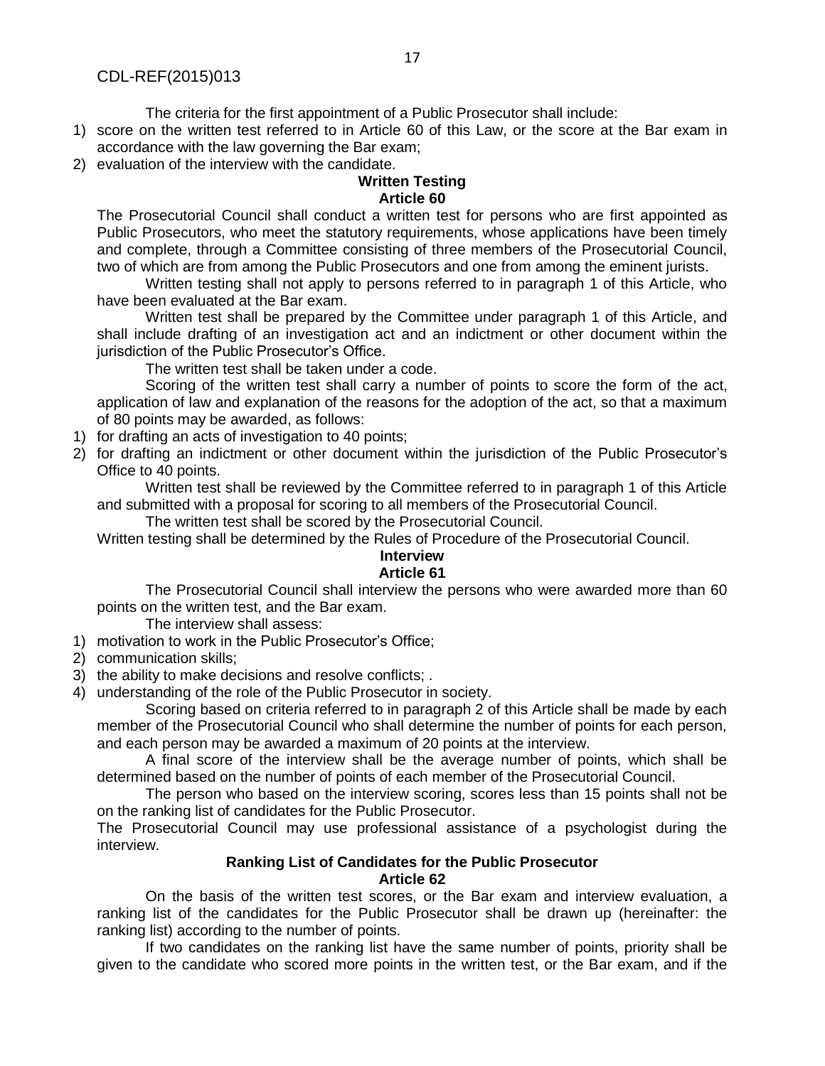The criteria for the first appointment of a Public Prosecutor shall include:

1) score on the written test referred to in Article 60 of this Law, or the score at the Bar exam in accordance with the law governing the Bar exam;
2) evaluation of the interview with the candidate.

**Written Testing**
**Article 60**

The Prosecutorial Council shall conduct a written test for persons who are first appointed as Public Prosecutors, who meet the statutory requirements, whose applications have been timely and complete, through a Committee consisting of three members of the Prosecutorial Council, two of which are from among the Public Prosecutors and one from among the eminent jurists.

Written testing shall not apply to persons referred to in paragraph 1 of this Article, who have been evaluated at the Bar exam.

Written test shall be prepared by the Committee under paragraph 1 of this Article, and shall include drafting of an investigation act and an indictment or other document within the jurisdiction of the Public Prosecutor's Office.

The written test shall be taken under a code.

Scoring of the written test shall carry a number of points to score the form of the act, application of law and explanation of the reasons for the adoption of the act, so that a maximum of 80 points may be awarded, as follows:

1) for drafting an acts of investigation to 40 points;
2) for drafting an indictment or other document within the jurisdiction of the Public Prosecutor's Office to 40 points.

Written test shall be reviewed by the Committee referred to in paragraph 1 of this Article and submitted with a proposal for scoring to all members of the Prosecutorial Council.

The written test shall be scored by the Prosecutorial Council.

Written testing shall be determined by the Rules of Procedure of the Prosecutorial Council.

**Interview**
**Article 61**

The Prosecutorial Council shall interview the persons who were awarded more than 60 points on the written test, and the Bar exam.

The interview shall assess:

1) motivation to work in the Public Prosecutor's Office;
2) communication skills;
3) the ability to make decisions and resolve conflicts; .
4) understanding of the role of the Public Prosecutor in society.

Scoring based on criteria referred to in paragraph 2 of this Article shall be made by each member of the Prosecutorial Council who shall determine the number of points for each person, and each person may be awarded a maximum of 20 points at the interview.

A final score of the interview shall be the average number of points, which shall be determined based on the number of points of each member of the Prosecutorial Council.

The person who based on the interview scoring, scores less than 15 points shall not be on the ranking list of candidates for the Public Prosecutor.

The Prosecutorial Council may use professional assistance of a psychologist during the interview.

**Ranking List of Candidates for the Public Prosecutor**
**Article 62**

On the basis of the written test scores, or the Bar exam and interview evaluation, a ranking list of the candidates for the Public Prosecutor shall be drawn up (hereinafter: the ranking list) according to the number of points.

If two candidates on the ranking list have the same number of points, priority shall be given to the candidate who scored more points in the written test, or the Bar exam, and if the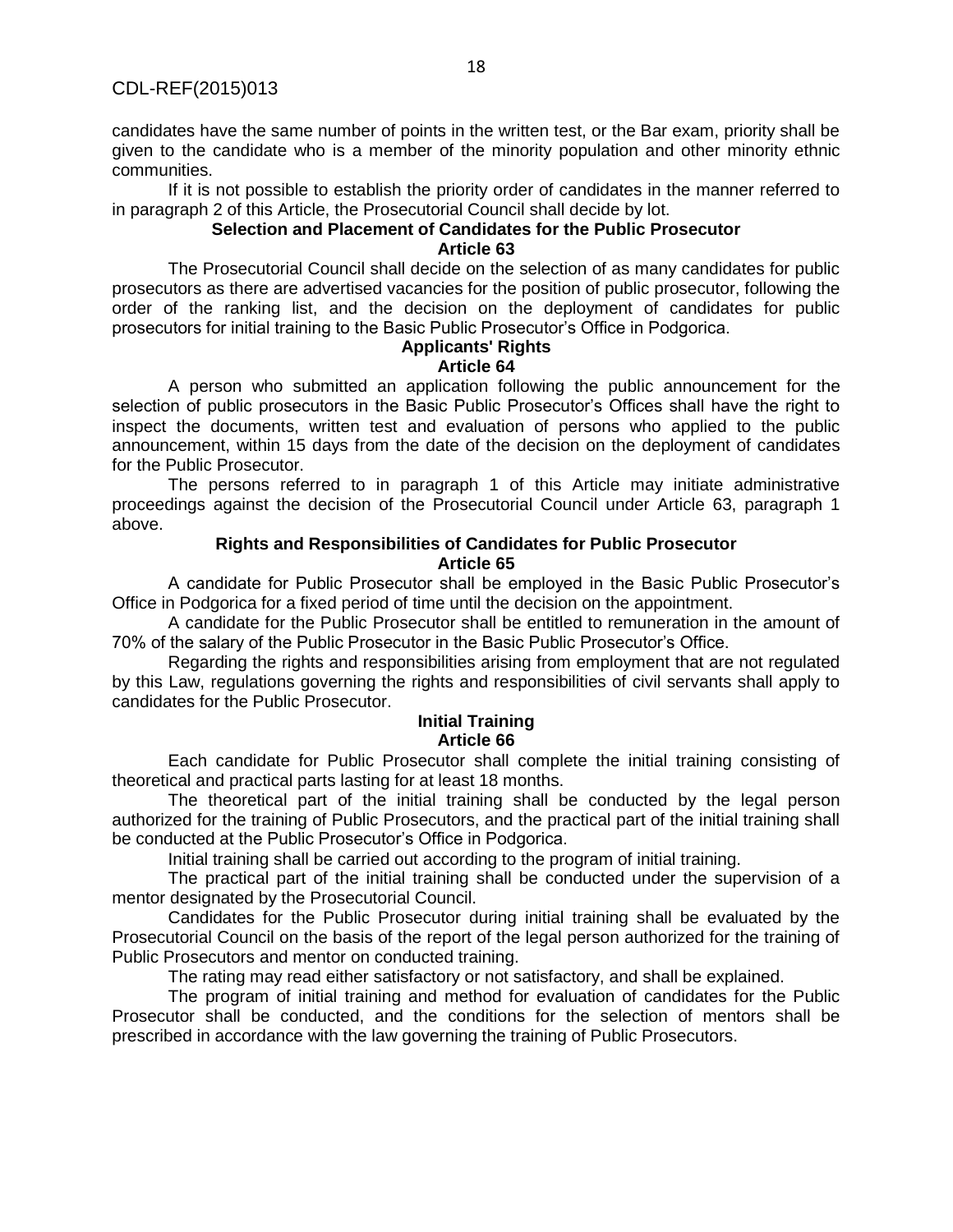candidates have the same number of points in the written test, or the Bar exam, priority shall be given to the candidate who is a member of the minority population and other minority ethnic communities.

If it is not possible to establish the priority order of candidates in the manner referred to in paragraph 2 of this Article, the Prosecutorial Council shall decide by lot.

**Selection and Placement of Candidates for the Public Prosecutor**
**Article 63**

The Prosecutorial Council shall decide on the selection of as many candidates for public prosecutors as there are advertised vacancies for the position of public prosecutor, following the order of the ranking list, and the decision on the deployment of candidates for public prosecutors for initial training to the Basic Public Prosecutor's Office in Podgorica.

**Applicants' Rights**
**Article 64**

A person who submitted an application following the public announcement for the selection of public prosecutors in the Basic Public Prosecutor's Offices shall have the right to inspect the documents, written test and evaluation of persons who applied to the public announcement, within 15 days from the date of the decision on the deployment of candidates for the Public Prosecutor.

The persons referred to in paragraph 1 of this Article may initiate administrative proceedings against the decision of the Prosecutorial Council under Article 63, paragraph 1 above.

**Rights and Responsibilities of Candidates for Public Prosecutor**
**Article 65**

A candidate for Public Prosecutor shall be employed in the Basic Public Prosecutor's Office in Podgorica for a fixed period of time until the decision on the appointment.

A candidate for the Public Prosecutor shall be entitled to remuneration in the amount of 70% of the salary of the Public Prosecutor in the Basic Public Prosecutor's Office.

Regarding the rights and responsibilities arising from employment that are not regulated by this Law, regulations governing the rights and responsibilities of civil servants shall apply to candidates for the Public Prosecutor.

**Initial Training**
**Article 66**

Each candidate for Public Prosecutor shall complete the initial training consisting of theoretical and practical parts lasting for at least 18 months.

The theoretical part of the initial training shall be conducted by the legal person authorized for the training of Public Prosecutors, and the practical part of the initial training shall be conducted at the Public Prosecutor's Office in Podgorica.

Initial training shall be carried out according to the program of initial training.

The practical part of the initial training shall be conducted under the supervision of a mentor designated by the Prosecutorial Council.

Candidates for the Public Prosecutor during initial training shall be evaluated by the Prosecutorial Council on the basis of the report of the legal person authorized for the training of Public Prosecutors and mentor on conducted training.

The rating may read either satisfactory or not satisfactory, and shall be explained.

The program of initial training and method for evaluation of candidates for the Public Prosecutor shall be conducted, and the conditions for the selection of mentors shall be prescribed in accordance with the law governing the training of Public Prosecutors.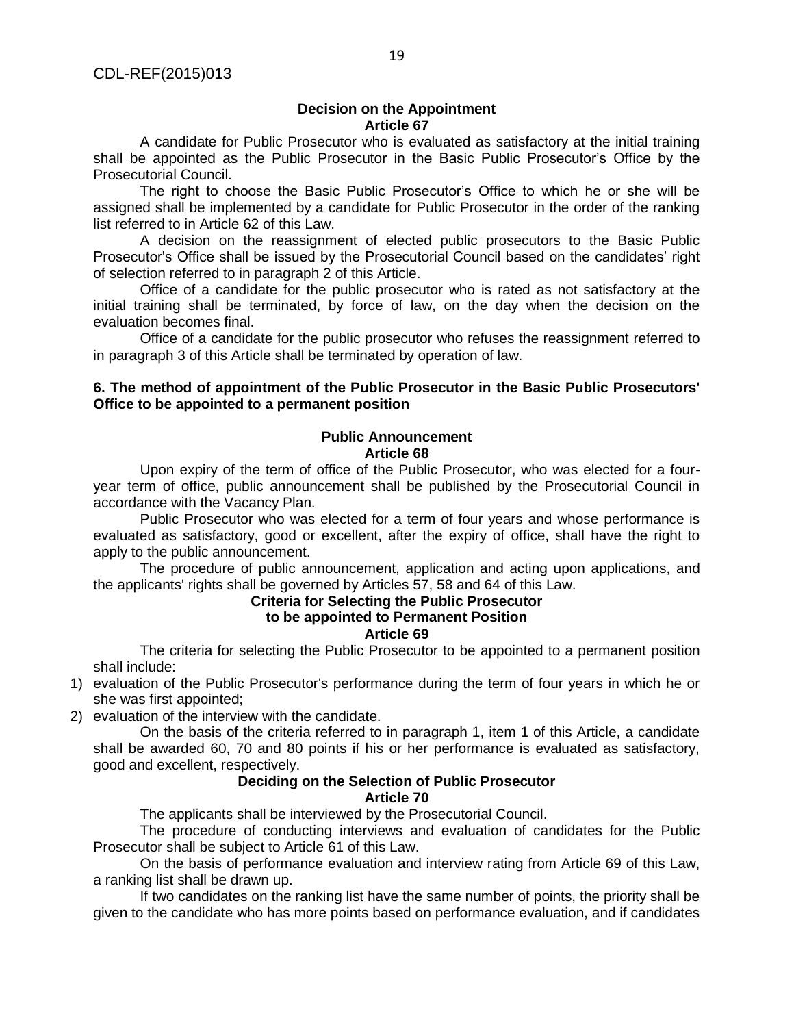**Decision on the Appointment**
**Article 67**

A candidate for Public Prosecutor who is evaluated as satisfactory at the initial training shall be appointed as the Public Prosecutor in the Basic Public Prosecutor's Office by the Prosecutorial Council.

The right to choose the Basic Public Prosecutor's Office to which he or she will be assigned shall be implemented by a candidate for Public Prosecutor in the order of the ranking list referred to in Article 62 of this Law.

A decision on the reassignment of elected public prosecutors to the Basic Public Prosecutor's Office shall be issued by the Prosecutorial Council based on the candidates' right of selection referred to in paragraph 2 of this Article.

Office of a candidate for the public prosecutor who is rated as not satisfactory at the initial training shall be terminated, by force of law, on the day when the decision on the evaluation becomes final.

Office of a candidate for the public prosecutor who refuses the reassignment referred to in paragraph 3 of this Article shall be terminated by operation of law.

**6. The method of appointment of the Public Prosecutor in the Basic Public Prosecutors' Office to be appointed to a permanent position**

**Public Announcement**
**Article 68**

Upon expiry of the term of office of the Public Prosecutor, who was elected for a four-year term of office, public announcement shall be published by the Prosecutorial Council in accordance with the Vacancy Plan.

Public Prosecutor who was elected for a term of four years and whose performance is evaluated as satisfactory, good or excellent, after the expiry of office, shall have the right to apply to the public announcement.

The procedure of public announcement, application and acting upon applications, and the applicants' rights shall be governed by Articles 57, 58 and 64 of this Law.

**Criteria for Selecting the Public Prosecutor to be appointed to Permanent Position**
**Article 69**

The criteria for selecting the Public Prosecutor to be appointed to a permanent position shall include:

1) evaluation of the Public Prosecutor's performance during the term of four years in which he or she was first appointed;
2) evaluation of the interview with the candidate.

On the basis of the criteria referred to in paragraph 1, item 1 of this Article, a candidate shall be awarded 60, 70 and 80 points if his or her performance is evaluated as satisfactory, good and excellent, respectively.

**Deciding on the Selection of Public Prosecutor**
**Article 70**

The applicants shall be interviewed by the Prosecutorial Council.

The procedure of conducting interviews and evaluation of candidates for the Public Prosecutor shall be subject to Article 61 of this Law.

On the basis of performance evaluation and interview rating from Article 69 of this Law, a ranking list shall be drawn up.

If two candidates on the ranking list have the same number of points, the priority shall be given to the candidate who has more points based on performance evaluation, and if candidates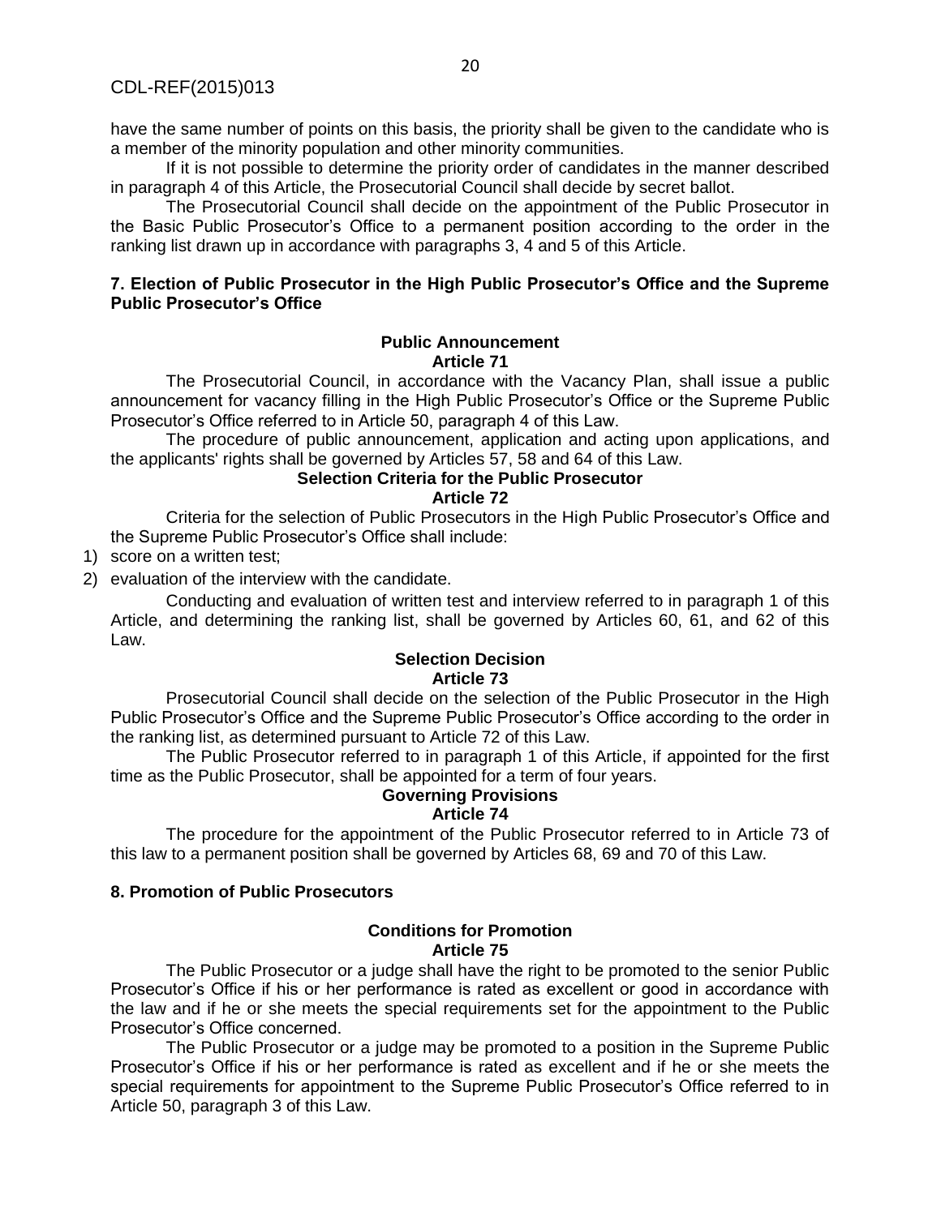have the same number of points on this basis, the priority shall be given to the candidate who is a member of the minority population and other minority communities.

If it is not possible to determine the priority order of candidates in the manner described in paragraph 4 of this Article, the Prosecutorial Council shall decide by secret ballot.

The Prosecutorial Council shall decide on the appointment of the Public Prosecutor in the Basic Public Prosecutor's Office to a permanent position according to the order in the ranking list drawn up in accordance with paragraphs 3, 4 and 5 of this Article.

### 7. Election of Public Prosecutor in the High Public Prosecutor's Office and the Supreme Public Prosecutor's Office

**Public Announcement**
**Article 71**

The Prosecutorial Council, in accordance with the Vacancy Plan, shall issue a public announcement for vacancy filling in the High Public Prosecutor's Office or the Supreme Public Prosecutor's Office referred to in Article 50, paragraph 4 of this Law.

The procedure of public announcement, application and acting upon applications, and the applicants' rights shall be governed by Articles 57, 58 and 64 of this Law.

**Selection Criteria for the Public Prosecutor**
**Article 72**

Criteria for the selection of Public Prosecutors in the High Public Prosecutor's Office and the Supreme Public Prosecutor's Office shall include:

1) score on a written test;
2) evaluation of the interview with the candidate.

Conducting and evaluation of written test and interview referred to in paragraph 1 of this Article, and determining the ranking list, shall be governed by Articles 60, 61, and 62 of this Law.

**Selection Decision**
**Article 73**

Prosecutorial Council shall decide on the selection of the Public Prosecutor in the High Public Prosecutor's Office and the Supreme Public Prosecutor's Office according to the order in the ranking list, as determined pursuant to Article 72 of this Law.

The Public Prosecutor referred to in paragraph 1 of this Article, if appointed for the first time as the Public Prosecutor, shall be appointed for a term of four years.

**Governing Provisions**
**Article 74**

The procedure for the appointment of the Public Prosecutor referred to in Article 73 of this law to a permanent position shall be governed by Articles 68, 69 and 70 of this Law.

### 8. Promotion of Public Prosecutors

**Conditions for Promotion**
**Article 75**

The Public Prosecutor or a judge shall have the right to be promoted to the senior Public Prosecutor's Office if his or her performance is rated as excellent or good in accordance with the law and if he or she meets the special requirements set for the appointment to the Public Prosecutor's Office concerned.

The Public Prosecutor or a judge may be promoted to a position in the Supreme Public Prosecutor's Office if his or her performance is rated as excellent and if he or she meets the special requirements for appointment to the Supreme Public Prosecutor's Office referred to in Article 50, paragraph 3 of this Law.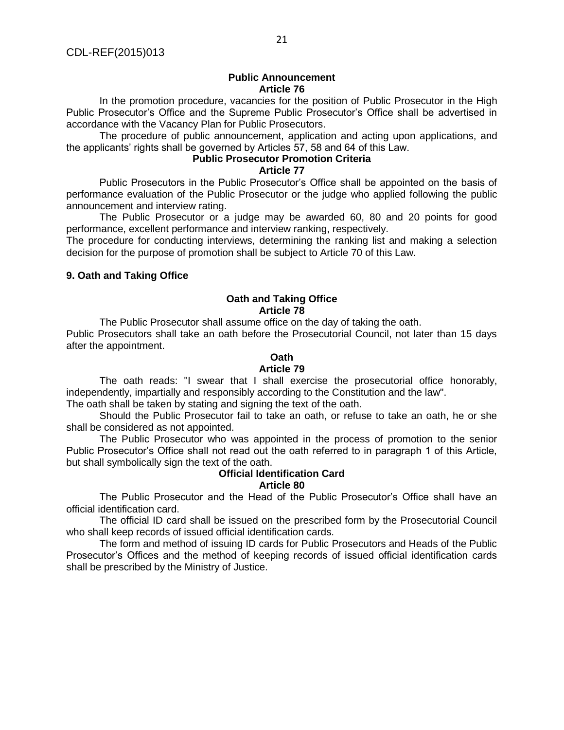### Public Announcement
### Article 76

In the promotion procedure, vacancies for the position of Public Prosecutor in the High Public Prosecutor's Office and the Supreme Public Prosecutor's Office shall be advertised in accordance with the Vacancy Plan for Public Prosecutors.

The procedure of public announcement, application and acting upon applications, and the applicants' rights shall be governed by Articles 57, 58 and 64 of this Law.

### Public Prosecutor Promotion Criteria
### Article 77

Public Prosecutors in the Public Prosecutor's Office shall be appointed on the basis of performance evaluation of the Public Prosecutor or the judge who applied following the public announcement and interview rating.

The Public Prosecutor or a judge may be awarded 60, 80 and 20 points for good performance, excellent performance and interview ranking, respectively.

The procedure for conducting interviews, determining the ranking list and making a selection decision for the purpose of promotion shall be subject to Article 70 of this Law.

## 9. Oath and Taking Office

### Oath and Taking Office
### Article 78

The Public Prosecutor shall assume office on the day of taking the oath.

Public Prosecutors shall take an oath before the Prosecutorial Council, not later than 15 days after the appointment.

### Oath
### Article 79

The oath reads: "I swear that I shall exercise the prosecutorial office honorably, independently, impartially and responsibly according to the Constitution and the law".

The oath shall be taken by stating and signing the text of the oath.

Should the Public Prosecutor fail to take an oath, or refuse to take an oath, he or she shall be considered as not appointed.

The Public Prosecutor who was appointed in the process of promotion to the senior Public Prosecutor's Office shall not read out the oath referred to in paragraph 1 of this Article, but shall symbolically sign the text of the oath.

### Official Identification Card
### Article 80

The Public Prosecutor and the Head of the Public Prosecutor's Office shall have an official identification card.

The official ID card shall be issued on the prescribed form by the Prosecutorial Council who shall keep records of issued official identification cards.

The form and method of issuing ID cards for Public Prosecutors and Heads of the Public Prosecutor's Offices and the method of keeping records of issued official identification cards shall be prescribed by the Ministry of Justice.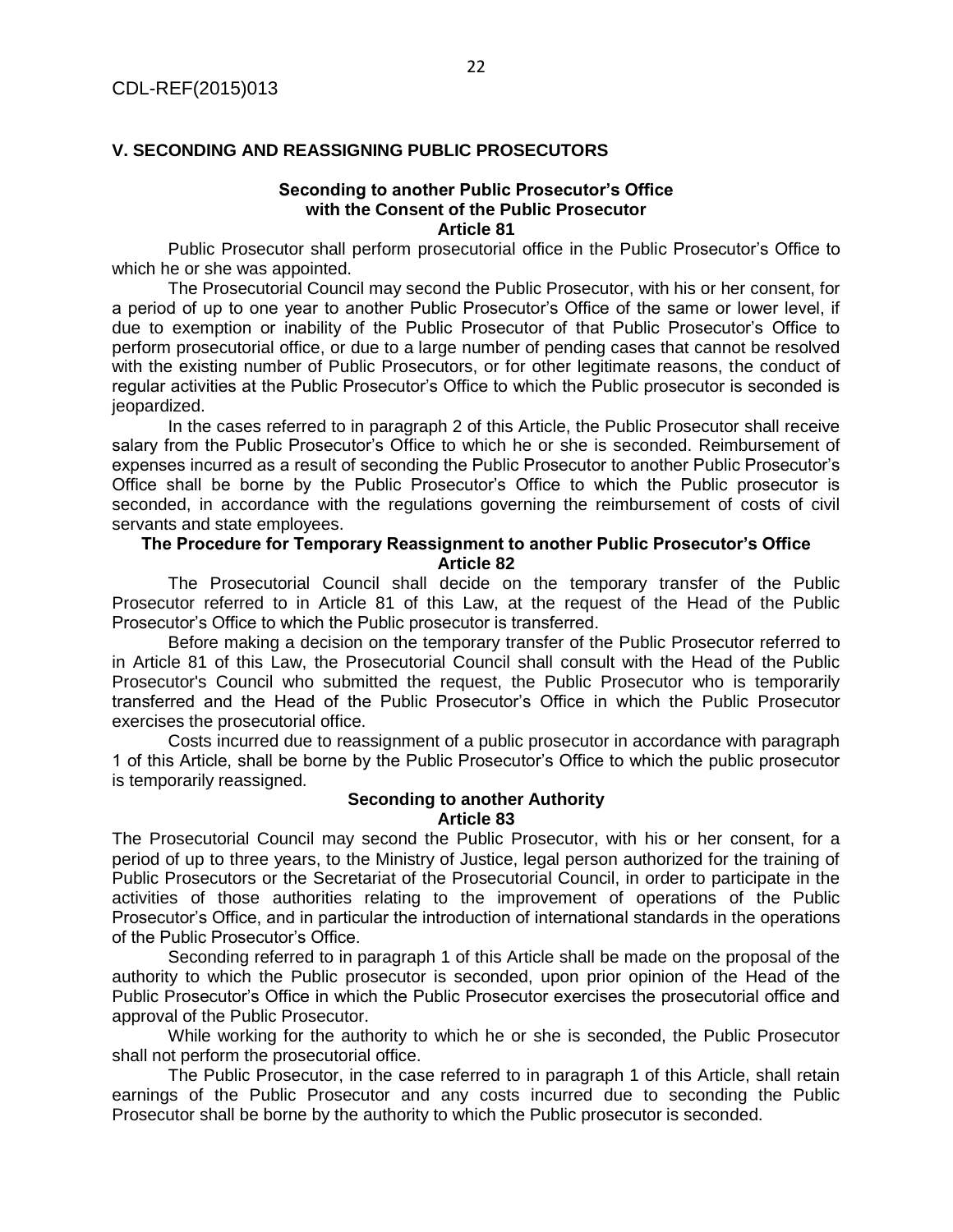## V. SECONDING AND REASSIGNING PUBLIC PROSECUTORS

### Seconding to another Public Prosecutor's Office with the Consent of the Public Prosecutor
### Article 81

Public Prosecutor shall perform prosecutorial office in the Public Prosecutor's Office to which he or she was appointed.

The Prosecutorial Council may second the Public Prosecutor, with his or her consent, for a period of up to one year to another Public Prosecutor's Office of the same or lower level, if due to exemption or inability of the Public Prosecutor of that Public Prosecutor's Office to perform prosecutorial office, or due to a large number of pending cases that cannot be resolved with the existing number of Public Prosecutors, or for other legitimate reasons, the conduct of regular activities at the Public Prosecutor's Office to which the Public prosecutor is seconded is jeopardized.

In the cases referred to in paragraph 2 of this Article, the Public Prosecutor shall receive salary from the Public Prosecutor's Office to which he or she is seconded. Reimbursement of expenses incurred as a result of seconding the Public Prosecutor to another Public Prosecutor's Office shall be borne by the Public Prosecutor's Office to which the Public prosecutor is seconded, in accordance with the regulations governing the reimbursement of costs of civil servants and state employees.

### The Procedure for Temporary Reassignment to another Public Prosecutor's Office
### Article 82

The Prosecutorial Council shall decide on the temporary transfer of the Public Prosecutor referred to in Article 81 of this Law, at the request of the Head of the Public Prosecutor's Office to which the Public prosecutor is transferred.

Before making a decision on the temporary transfer of the Public Prosecutor referred to in Article 81 of this Law, the Prosecutorial Council shall consult with the Head of the Public Prosecutor's Council who submitted the request, the Public Prosecutor who is temporarily transferred and the Head of the Public Prosecutor's Office in which the Public Prosecutor exercises the prosecutorial office.

Costs incurred due to reassignment of a public prosecutor in accordance with paragraph 1 of this Article, shall be borne by the Public Prosecutor's Office to which the public prosecutor is temporarily reassigned.

### Seconding to another Authority
### Article 83

The Prosecutorial Council may second the Public Prosecutor, with his or her consent, for a period of up to three years, to the Ministry of Justice, legal person authorized for the training of Public Prosecutors or the Secretariat of the Prosecutorial Council, in order to participate in the activities of those authorities relating to the improvement of operations of the Public Prosecutor's Office, and in particular the introduction of international standards in the operations of the Public Prosecutor's Office.

Seconding referred to in paragraph 1 of this Article shall be made on the proposal of the authority to which the Public prosecutor is seconded, upon prior opinion of the Head of the Public Prosecutor's Office in which the Public Prosecutor exercises the prosecutorial office and approval of the Public Prosecutor.

While working for the authority to which he or she is seconded, the Public Prosecutor shall not perform the prosecutorial office.

The Public Prosecutor, in the case referred to in paragraph 1 of this Article, shall retain earnings of the Public Prosecutor and any costs incurred due to seconding the Public Prosecutor shall be borne by the authority to which the Public prosecutor is seconded.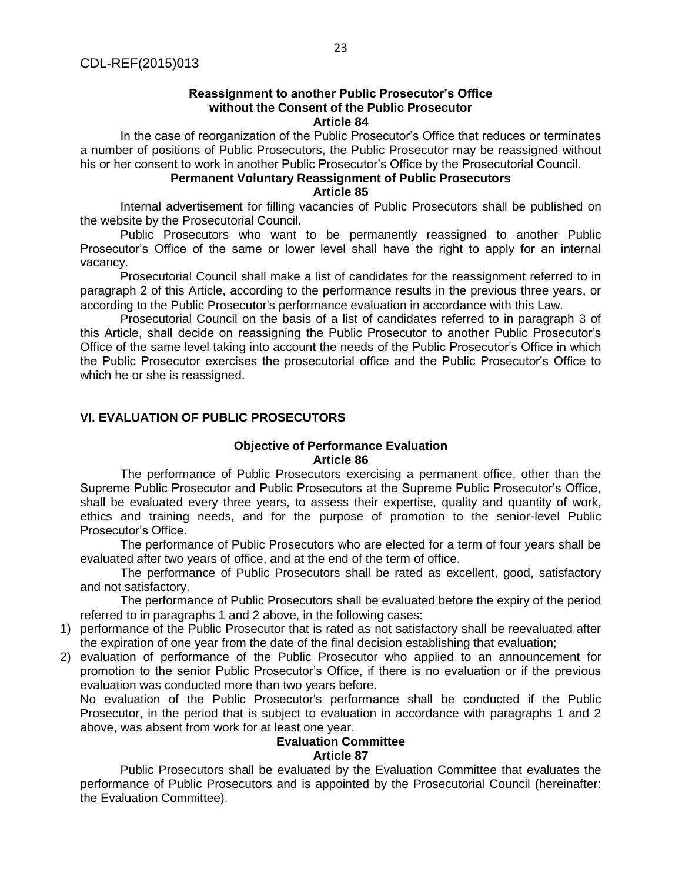**Reassignment to another Public Prosecutor's Office without the Consent of the Public Prosecutor**
**Article 84**

In the case of reorganization of the Public Prosecutor's Office that reduces or terminates a number of positions of Public Prosecutors, the Public Prosecutor may be reassigned without his or her consent to work in another Public Prosecutor's Office by the Prosecutorial Council.

**Permanent Voluntary Reassignment of Public Prosecutors**
**Article 85**

Internal advertisement for filling vacancies of Public Prosecutors shall be published on the website by the Prosecutorial Council.

Public Prosecutors who want to be permanently reassigned to another Public Prosecutor's Office of the same or lower level shall have the right to apply for an internal vacancy.

Prosecutorial Council shall make a list of candidates for the reassignment referred to in paragraph 2 of this Article, according to the performance results in the previous three years, or according to the Public Prosecutor's performance evaluation in accordance with this Law.

Prosecutorial Council on the basis of a list of candidates referred to in paragraph 3 of this Article, shall decide on reassigning the Public Prosecutor to another Public Prosecutor's Office of the same level taking into account the needs of the Public Prosecutor's Office in which the Public Prosecutor exercises the prosecutorial office and the Public Prosecutor's Office to which he or she is reassigned.

## VI. EVALUATION OF PUBLIC PROSECUTORS

**Objective of Performance Evaluation**
**Article 86**

The performance of Public Prosecutors exercising a permanent office, other than the Supreme Public Prosecutor and Public Prosecutors at the Supreme Public Prosecutor's Office, shall be evaluated every three years, to assess their expertise, quality and quantity of work, ethics and training needs, and for the purpose of promotion to the senior-level Public Prosecutor's Office.

The performance of Public Prosecutors who are elected for a term of four years shall be evaluated after two years of office, and at the end of the term of office.

The performance of Public Prosecutors shall be rated as excellent, good, satisfactory and not satisfactory.

The performance of Public Prosecutors shall be evaluated before the expiry of the period referred to in paragraphs 1 and 2 above, in the following cases:

1) performance of the Public Prosecutor that is rated as not satisfactory shall be reevaluated after the expiration of one year from the date of the final decision establishing that evaluation;
2) evaluation of performance of the Public Prosecutor who applied to an announcement for promotion to the senior Public Prosecutor's Office, if there is no evaluation or if the previous evaluation was conducted more than two years before.

No evaluation of the Public Prosecutor's performance shall be conducted if the Public Prosecutor, in the period that is subject to evaluation in accordance with paragraphs 1 and 2 above, was absent from work for at least one year.

**Evaluation Committee**
**Article 87**

Public Prosecutors shall be evaluated by the Evaluation Committee that evaluates the performance of Public Prosecutors and is appointed by the Prosecutorial Council (hereinafter: the Evaluation Committee).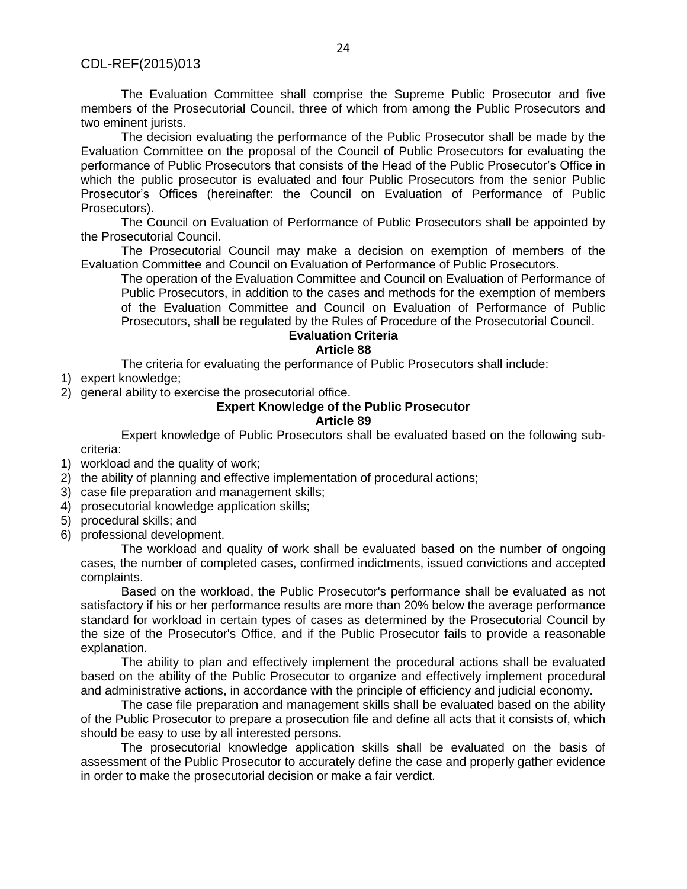The Evaluation Committee shall comprise the Supreme Public Prosecutor and five members of the Prosecutorial Council, three of which from among the Public Prosecutors and two eminent jurists.

The decision evaluating the performance of the Public Prosecutor shall be made by the Evaluation Committee on the proposal of the Council of Public Prosecutors for evaluating the performance of Public Prosecutors that consists of the Head of the Public Prosecutor's Office in which the public prosecutor is evaluated and four Public Prosecutors from the senior Public Prosecutor's Offices (hereinafter: the Council on Evaluation of Performance of Public Prosecutors).

The Council on Evaluation of Performance of Public Prosecutors shall be appointed by the Prosecutorial Council.

The Prosecutorial Council may make a decision on exemption of members of the Evaluation Committee and Council on Evaluation of Performance of Public Prosecutors.

The operation of the Evaluation Committee and Council on Evaluation of Performance of Public Prosecutors, in addition to the cases and methods for the exemption of members of the Evaluation Committee and Council on Evaluation of Performance of Public Prosecutors, shall be regulated by the Rules of Procedure of the Prosecutorial Council.

**Evaluation Criteria**
**Article 88**

The criteria for evaluating the performance of Public Prosecutors shall include:

1) expert knowledge;
2) general ability to exercise the prosecutorial office.

**Expert Knowledge of the Public Prosecutor**
**Article 89**

Expert knowledge of Public Prosecutors shall be evaluated based on the following sub-criteria:

1) workload and the quality of work;
2) the ability of planning and effective implementation of procedural actions;
3) case file preparation and management skills;
4) prosecutorial knowledge application skills;
5) procedural skills; and
6) professional development.

The workload and quality of work shall be evaluated based on the number of ongoing cases, the number of completed cases, confirmed indictments, issued convictions and accepted complaints.

Based on the workload, the Public Prosecutor's performance shall be evaluated as not satisfactory if his or her performance results are more than 20% below the average performance standard for workload in certain types of cases as determined by the Prosecutorial Council by the size of the Prosecutor's Office, and if the Public Prosecutor fails to provide a reasonable explanation.

The ability to plan and effectively implement the procedural actions shall be evaluated based on the ability of the Public Prosecutor to organize and effectively implement procedural and administrative actions, in accordance with the principle of efficiency and judicial economy.

The case file preparation and management skills shall be evaluated based on the ability of the Public Prosecutor to prepare a prosecution file and define all acts that it consists of, which should be easy to use by all interested persons.

The prosecutorial knowledge application skills shall be evaluated on the basis of assessment of the Public Prosecutor to accurately define the case and properly gather evidence in order to make the prosecutorial decision or make a fair verdict.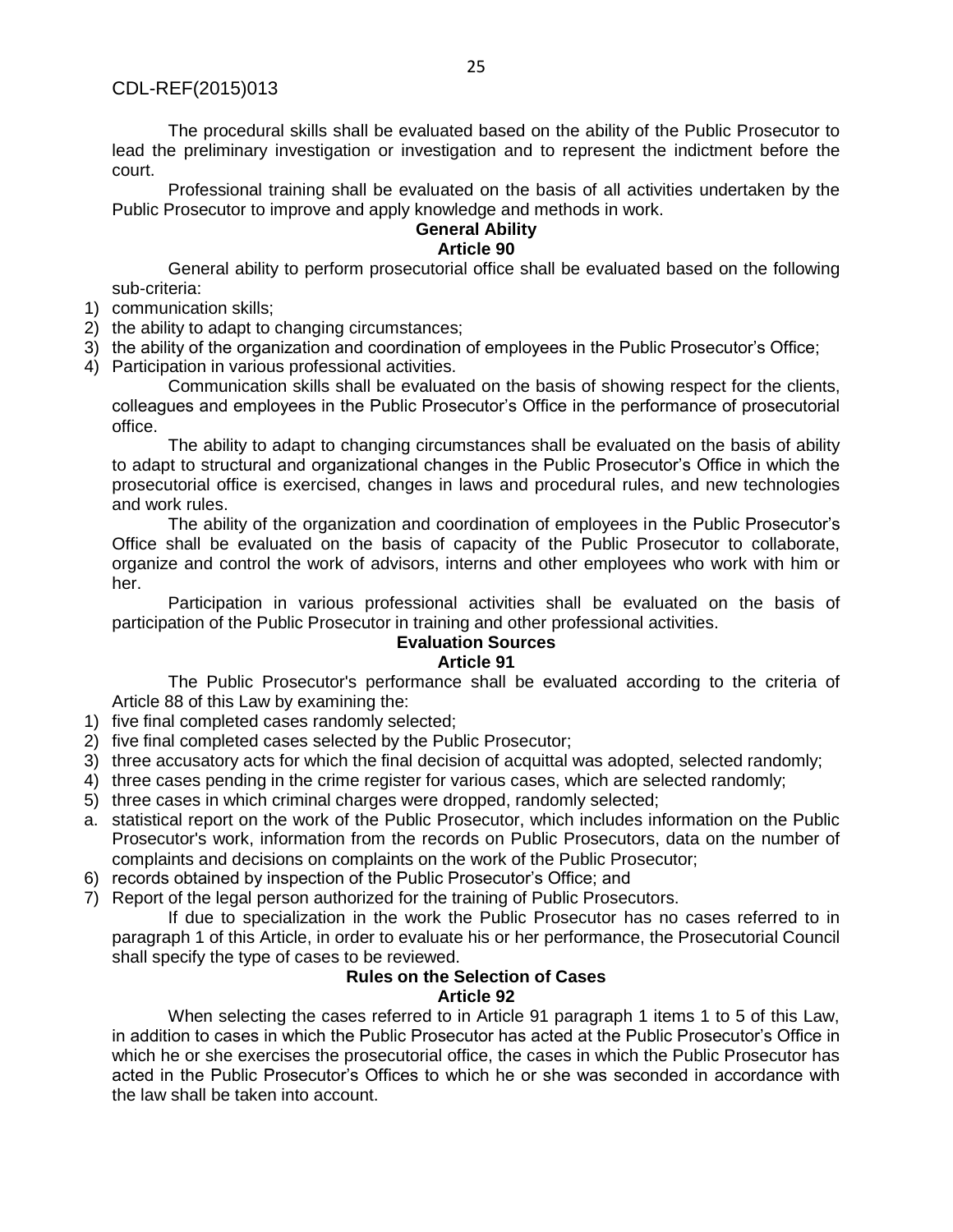The procedural skills shall be evaluated based on the ability of the Public Prosecutor to lead the preliminary investigation or investigation and to represent the indictment before the court.

Professional training shall be evaluated on the basis of all activities undertaken by the Public Prosecutor to improve and apply knowledge and methods in work.

**General Ability**
**Article 90**

General ability to perform prosecutorial office shall be evaluated based on the following sub-criteria:

1) communication skills;
2) the ability to adapt to changing circumstances;
3) the ability of the organization and coordination of employees in the Public Prosecutor's Office;
4) Participation in various professional activities.

Communication skills shall be evaluated on the basis of showing respect for the clients, colleagues and employees in the Public Prosecutor's Office in the performance of prosecutorial office.

The ability to adapt to changing circumstances shall be evaluated on the basis of ability to adapt to structural and organizational changes in the Public Prosecutor's Office in which the prosecutorial office is exercised, changes in laws and procedural rules, and new technologies and work rules.

The ability of the organization and coordination of employees in the Public Prosecutor's Office shall be evaluated on the basis of capacity of the Public Prosecutor to collaborate, organize and control the work of advisors, interns and other employees who work with him or her.

Participation in various professional activities shall be evaluated on the basis of participation of the Public Prosecutor in training and other professional activities.

**Evaluation Sources**
**Article 91**

The Public Prosecutor's performance shall be evaluated according to the criteria of Article 88 of this Law by examining the:

1) five final completed cases randomly selected;
2) five final completed cases selected by the Public Prosecutor;
3) three accusatory acts for which the final decision of acquittal was adopted, selected randomly;
4) three cases pending in the crime register for various cases, which are selected randomly;
5) three cases in which criminal charges were dropped, randomly selected;

a. statistical report on the work of the Public Prosecutor, which includes information on the Public Prosecutor's work, information from the records on Public Prosecutors, data on the number of complaints and decisions on complaints on the work of the Public Prosecutor;

6) records obtained by inspection of the Public Prosecutor's Office; and
7) Report of the legal person authorized for the training of Public Prosecutors.

If due to specialization in the work the Public Prosecutor has no cases referred to in paragraph 1 of this Article, in order to evaluate his or her performance, the Prosecutorial Council shall specify the type of cases to be reviewed.

**Rules on the Selection of Cases**
**Article 92**

When selecting the cases referred to in Article 91 paragraph 1 items 1 to 5 of this Law, in addition to cases in which the Public Prosecutor has acted at the Public Prosecutor's Office in which he or she exercises the prosecutorial office, the cases in which the Public Prosecutor has acted in the Public Prosecutor's Offices to which he or she was seconded in accordance with the law shall be taken into account.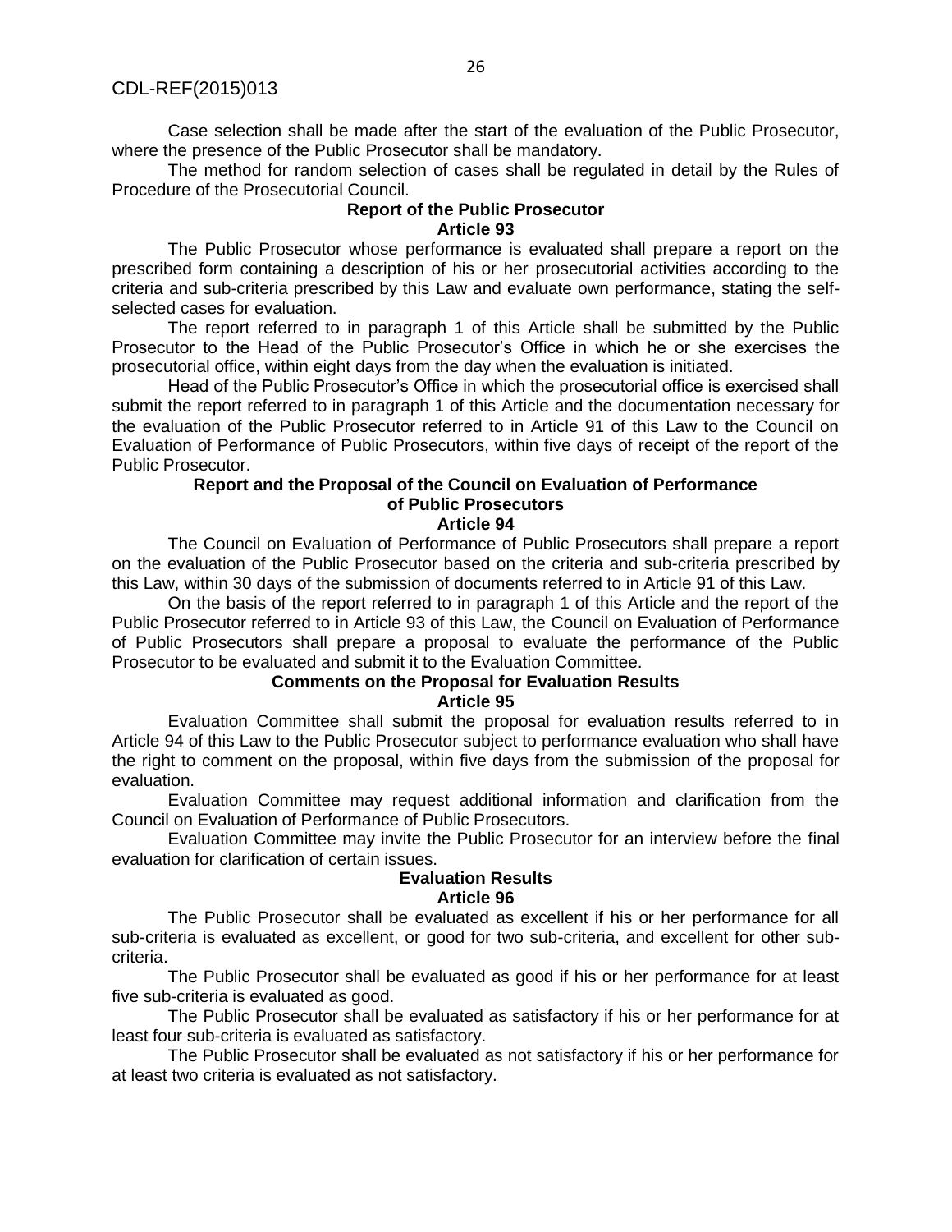Case selection shall be made after the start of the evaluation of the Public Prosecutor, where the presence of the Public Prosecutor shall be mandatory.

The method for random selection of cases shall be regulated in detail by the Rules of Procedure of the Prosecutorial Council.

**Report of the Public Prosecutor**
**Article 93**

The Public Prosecutor whose performance is evaluated shall prepare a report on the prescribed form containing a description of his or her prosecutorial activities according to the criteria and sub-criteria prescribed by this Law and evaluate own performance, stating the self-selected cases for evaluation.

The report referred to in paragraph 1 of this Article shall be submitted by the Public Prosecutor to the Head of the Public Prosecutor's Office in which he or she exercises the prosecutorial office, within eight days from the day when the evaluation is initiated.

Head of the Public Prosecutor's Office in which the prosecutorial office is exercised shall submit the report referred to in paragraph 1 of this Article and the documentation necessary for the evaluation of the Public Prosecutor referred to in Article 91 of this Law to the Council on Evaluation of Performance of Public Prosecutors, within five days of receipt of the report of the Public Prosecutor.

**Report and the Proposal of the Council on Evaluation of Performance of Public Prosecutors**
**Article 94**

The Council on Evaluation of Performance of Public Prosecutors shall prepare a report on the evaluation of the Public Prosecutor based on the criteria and sub-criteria prescribed by this Law, within 30 days of the submission of documents referred to in Article 91 of this Law.

On the basis of the report referred to in paragraph 1 of this Article and the report of the Public Prosecutor referred to in Article 93 of this Law, the Council on Evaluation of Performance of Public Prosecutors shall prepare a proposal to evaluate the performance of the Public Prosecutor to be evaluated and submit it to the Evaluation Committee.

**Comments on the Proposal for Evaluation Results**
**Article 95**

Evaluation Committee shall submit the proposal for evaluation results referred to in Article 94 of this Law to the Public Prosecutor subject to performance evaluation who shall have the right to comment on the proposal, within five days from the submission of the proposal for evaluation.

Evaluation Committee may request additional information and clarification from the Council on Evaluation of Performance of Public Prosecutors.

Evaluation Committee may invite the Public Prosecutor for an interview before the final evaluation for clarification of certain issues.

**Evaluation Results**
**Article 96**

The Public Prosecutor shall be evaluated as excellent if his or her performance for all sub-criteria is evaluated as excellent, or good for two sub-criteria, and excellent for other sub-criteria.

The Public Prosecutor shall be evaluated as good if his or her performance for at least five sub-criteria is evaluated as good.

The Public Prosecutor shall be evaluated as satisfactory if his or her performance for at least four sub-criteria is evaluated as satisfactory.

The Public Prosecutor shall be evaluated as not satisfactory if his or her performance for at least two criteria is evaluated as not satisfactory.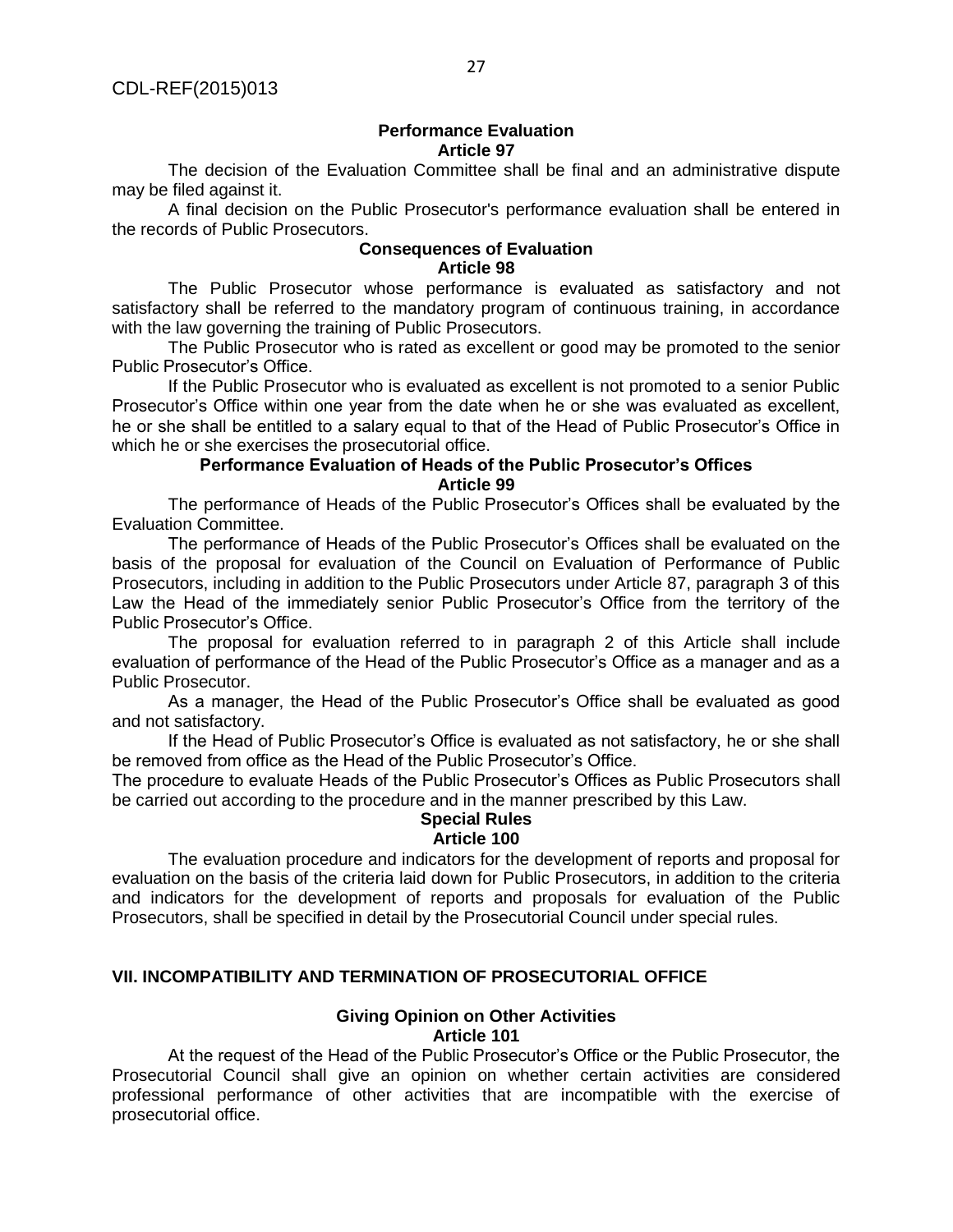**Performance Evaluation**
**Article 97**

The decision of the Evaluation Committee shall be final and an administrative dispute may be filed against it.

A final decision on the Public Prosecutor's performance evaluation shall be entered in the records of Public Prosecutors.

**Consequences of Evaluation**
**Article 98**

The Public Prosecutor whose performance is evaluated as satisfactory and not satisfactory shall be referred to the mandatory program of continuous training, in accordance with the law governing the training of Public Prosecutors.

The Public Prosecutor who is rated as excellent or good may be promoted to the senior Public Prosecutor's Office.

If the Public Prosecutor who is evaluated as excellent is not promoted to a senior Public Prosecutor's Office within one year from the date when he or she was evaluated as excellent, he or she shall be entitled to a salary equal to that of the Head of Public Prosecutor's Office in which he or she exercises the prosecutorial office.

**Performance Evaluation of Heads of the Public Prosecutor's Offices**
**Article 99**

The performance of Heads of the Public Prosecutor's Offices shall be evaluated by the Evaluation Committee.

The performance of Heads of the Public Prosecutor's Offices shall be evaluated on the basis of the proposal for evaluation of the Council on Evaluation of Performance of Public Prosecutors, including in addition to the Public Prosecutors under Article 87, paragraph 3 of this Law the Head of the immediately senior Public Prosecutor's Office from the territory of the Public Prosecutor's Office.

The proposal for evaluation referred to in paragraph 2 of this Article shall include evaluation of performance of the Head of the Public Prosecutor's Office as a manager and as a Public Prosecutor.

As a manager, the Head of the Public Prosecutor's Office shall be evaluated as good and not satisfactory.

If the Head of Public Prosecutor's Office is evaluated as not satisfactory, he or she shall be removed from office as the Head of the Public Prosecutor's Office.

The procedure to evaluate Heads of the Public Prosecutor's Offices as Public Prosecutors shall be carried out according to the procedure and in the manner prescribed by this Law.

**Special Rules**
**Article 100**

The evaluation procedure and indicators for the development of reports and proposal for evaluation on the basis of the criteria laid down for Public Prosecutors, in addition to the criteria and indicators for the development of reports and proposals for evaluation of the Public Prosecutors, shall be specified in detail by the Prosecutorial Council under special rules.

## VII. INCOMPATIBILITY AND TERMINATION OF PROSECUTORIAL OFFICE

**Giving Opinion on Other Activities**
**Article 101**

At the request of the Head of the Public Prosecutor's Office or the Public Prosecutor, the Prosecutorial Council shall give an opinion on whether certain activities are considered professional performance of other activities that are incompatible with the exercise of prosecutorial office.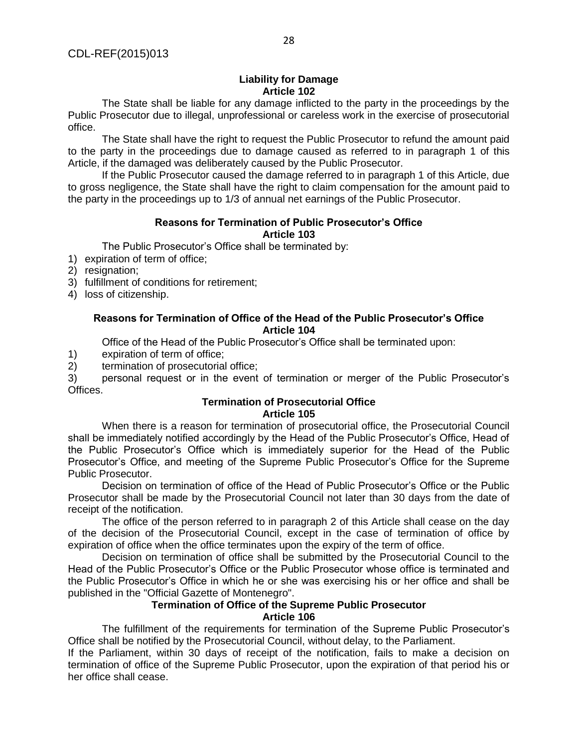**Liability for Damage**
**Article 102**

The State shall be liable for any damage inflicted to the party in the proceedings by the Public Prosecutor due to illegal, unprofessional or careless work in the exercise of prosecutorial office.

The State shall have the right to request the Public Prosecutor to refund the amount paid to the party in the proceedings due to damage caused as referred to in paragraph 1 of this Article, if the damaged was deliberately caused by the Public Prosecutor.

If the Public Prosecutor caused the damage referred to in paragraph 1 of this Article, due to gross negligence, the State shall have the right to claim compensation for the amount paid to the party in the proceedings up to 1/3 of annual net earnings of the Public Prosecutor.

**Reasons for Termination of Public Prosecutor's Office**
**Article 103**

The Public Prosecutor's Office shall be terminated by:

1) expiration of term of office;
2) resignation;
3) fulfillment of conditions for retirement;
4) loss of citizenship.

**Reasons for Termination of Office of the Head of the Public Prosecutor's Office**
**Article 104**

Office of the Head of the Public Prosecutor's Office shall be terminated upon:

1) expiration of term of office;
2) termination of prosecutorial office;
3) personal request or in the event of termination or merger of the Public Prosecutor's Offices.

**Termination of Prosecutorial Office**
**Article 105**

When there is a reason for termination of prosecutorial office, the Prosecutorial Council shall be immediately notified accordingly by the Head of the Public Prosecutor's Office, Head of the Public Prosecutor's Office which is immediately superior for the Head of the Public Prosecutor's Office, and meeting of the Supreme Public Prosecutor's Office for the Supreme Public Prosecutor.

Decision on termination of office of the Head of Public Prosecutor's Office or the Public Prosecutor shall be made by the Prosecutorial Council not later than 30 days from the date of receipt of the notification.

The office of the person referred to in paragraph 2 of this Article shall cease on the day of the decision of the Prosecutorial Council, except in the case of termination of office by expiration of office when the office terminates upon the expiry of the term of office.

Decision on termination of office shall be submitted by the Prosecutorial Council to the Head of the Public Prosecutor's Office or the Public Prosecutor whose office is terminated and the Public Prosecutor's Office in which he or she was exercising his or her office and shall be published in the "Official Gazette of Montenegro".

**Termination of Office of the Supreme Public Prosecutor**
**Article 106**

The fulfillment of the requirements for termination of the Supreme Public Prosecutor's Office shall be notified by the Prosecutorial Council, without delay, to the Parliament.

If the Parliament, within 30 days of receipt of the notification, fails to make a decision on termination of office of the Supreme Public Prosecutor, upon the expiration of that period his or her office shall cease.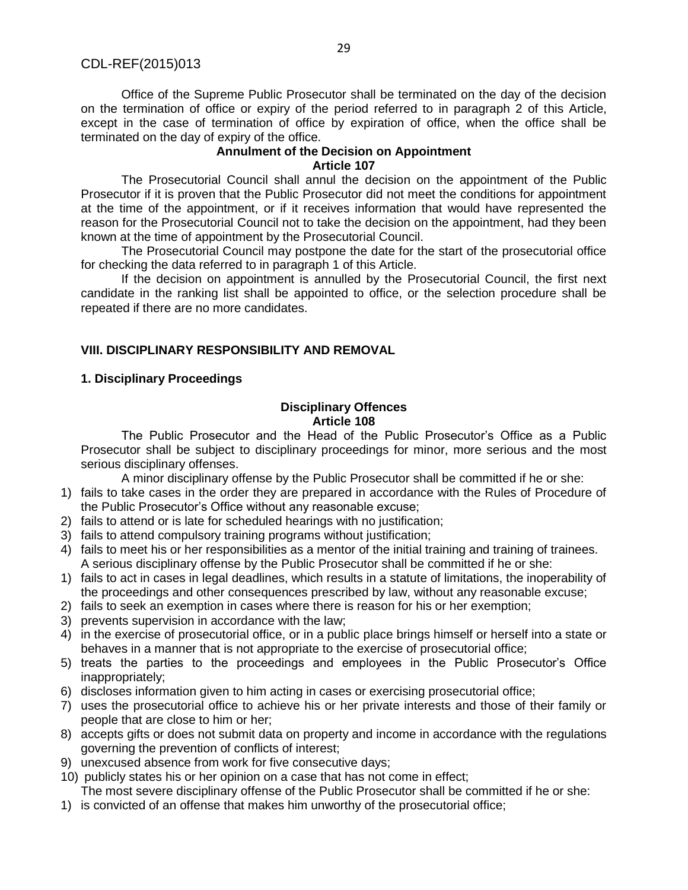Office of the Supreme Public Prosecutor shall be terminated on the day of the decision on the termination of office or expiry of the period referred to in paragraph 2 of this Article, except in the case of termination of office by expiration of office, when the office shall be terminated on the day of expiry of the office.

**Annulment of the Decision on Appointment**
**Article 107**

The Prosecutorial Council shall annul the decision on the appointment of the Public Prosecutor if it is proven that the Public Prosecutor did not meet the conditions for appointment at the time of the appointment, or if it receives information that would have represented the reason for the Prosecutorial Council not to take the decision on the appointment, had they been known at the time of appointment by the Prosecutorial Council.

The Prosecutorial Council may postpone the date for the start of the prosecutorial office for checking the data referred to in paragraph 1 of this Article.

If the decision on appointment is annulled by the Prosecutorial Council, the first next candidate in the ranking list shall be appointed to office, or the selection procedure shall be repeated if there are no more candidates.

## VIII. DISCIPLINARY RESPONSIBILITY AND REMOVAL

### 1. Disciplinary Proceedings

**Disciplinary Offences**
**Article 108**

The Public Prosecutor and the Head of the Public Prosecutor's Office as a Public Prosecutor shall be subject to disciplinary proceedings for minor, more serious and the most serious disciplinary offenses.

A minor disciplinary offense by the Public Prosecutor shall be committed if he or she:

1) fails to take cases in the order they are prepared in accordance with the Rules of Procedure of the Public Prosecutor's Office without any reasonable excuse;
2) fails to attend or is late for scheduled hearings with no justification;
3) fails to attend compulsory training programs without justification;
4) fails to meet his or her responsibilities as a mentor of the initial training and training of trainees.

A serious disciplinary offense by the Public Prosecutor shall be committed if he or she:

1) fails to act in cases in legal deadlines, which results in a statute of limitations, the inoperability of the proceedings and other consequences prescribed by law, without any reasonable excuse;
2) fails to seek an exemption in cases where there is reason for his or her exemption;
3) prevents supervision in accordance with the law;
4) in the exercise of prosecutorial office, or in a public place brings himself or herself into a state or behaves in a manner that is not appropriate to the exercise of prosecutorial office;
5) treats the parties to the proceedings and employees in the Public Prosecutor's Office inappropriately;
6) discloses information given to him acting in cases or exercising prosecutorial office;
7) uses the prosecutorial office to achieve his or her private interests and those of their family or people that are close to him or her;
8) accepts gifts or does not submit data on property and income in accordance with the regulations governing the prevention of conflicts of interest;
9) unexcused absence from work for five consecutive days;
10) publicly states his or her opinion on a case that has not come in effect;

The most severe disciplinary offense of the Public Prosecutor shall be committed if he or she:

1) is convicted of an offense that makes him unworthy of the prosecutorial office;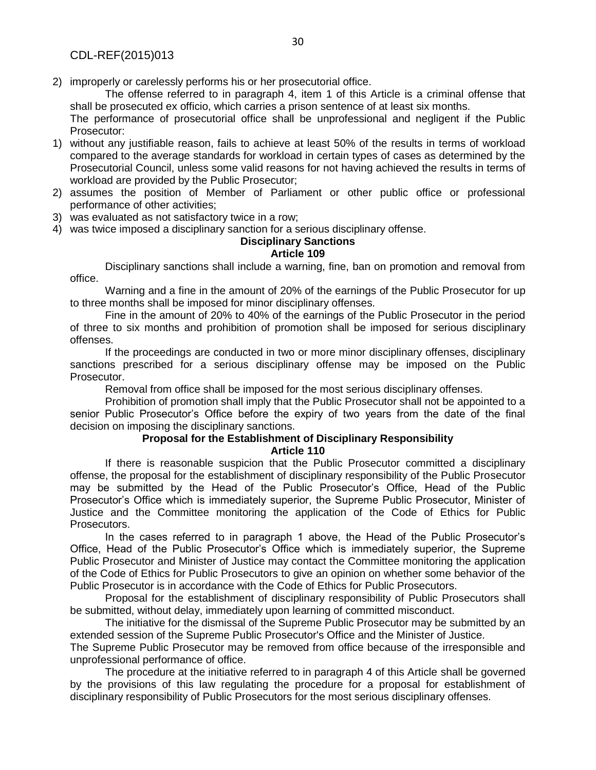2) improperly or carelessly performs his or her prosecutorial office.

The offense referred to in paragraph 4, item 1 of this Article is a criminal offense that shall be prosecuted ex officio, which carries a prison sentence of at least six months.

The performance of prosecutorial office shall be unprofessional and negligent if the Public Prosecutor:

1) without any justifiable reason, fails to achieve at least 50% of the results in terms of workload compared to the average standards for workload in certain types of cases as determined by the Prosecutorial Council, unless some valid reasons for not having achieved the results in terms of workload are provided by the Public Prosecutor;
2) assumes the position of Member of Parliament or other public office or professional performance of other activities;
3) was evaluated as not satisfactory twice in a row;
4) was twice imposed a disciplinary sanction for a serious disciplinary offense.

**Disciplinary Sanctions**
**Article 109**

Disciplinary sanctions shall include a warning, fine, ban on promotion and removal from office.

Warning and a fine in the amount of 20% of the earnings of the Public Prosecutor for up to three months shall be imposed for minor disciplinary offenses.

Fine in the amount of 20% to 40% of the earnings of the Public Prosecutor in the period of three to six months and prohibition of promotion shall be imposed for serious disciplinary offenses.

If the proceedings are conducted in two or more minor disciplinary offenses, disciplinary sanctions prescribed for a serious disciplinary offense may be imposed on the Public Prosecutor.

Removal from office shall be imposed for the most serious disciplinary offenses.

Prohibition of promotion shall imply that the Public Prosecutor shall not be appointed to a senior Public Prosecutor's Office before the expiry of two years from the date of the final decision on imposing the disciplinary sanctions.

**Proposal for the Establishment of Disciplinary Responsibility**
**Article 110**

If there is reasonable suspicion that the Public Prosecutor committed a disciplinary offense, the proposal for the establishment of disciplinary responsibility of the Public Prosecutor may be submitted by the Head of the Public Prosecutor's Office, Head of the Public Prosecutor's Office which is immediately superior, the Supreme Public Prosecutor, Minister of Justice and the Committee monitoring the application of the Code of Ethics for Public Prosecutors.

In the cases referred to in paragraph 1 above, the Head of the Public Prosecutor's Office, Head of the Public Prosecutor's Office which is immediately superior, the Supreme Public Prosecutor and Minister of Justice may contact the Committee monitoring the application of the Code of Ethics for Public Prosecutors to give an opinion on whether some behavior of the Public Prosecutor is in accordance with the Code of Ethics for Public Prosecutors.

Proposal for the establishment of disciplinary responsibility of Public Prosecutors shall be submitted, without delay, immediately upon learning of committed misconduct.

The initiative for the dismissal of the Supreme Public Prosecutor may be submitted by an extended session of the Supreme Public Prosecutor's Office and the Minister of Justice.

The Supreme Public Prosecutor may be removed from office because of the irresponsible and unprofessional performance of office.

The procedure at the initiative referred to in paragraph 4 of this Article shall be governed by the provisions of this law regulating the procedure for a proposal for establishment of disciplinary responsibility of Public Prosecutors for the most serious disciplinary offenses.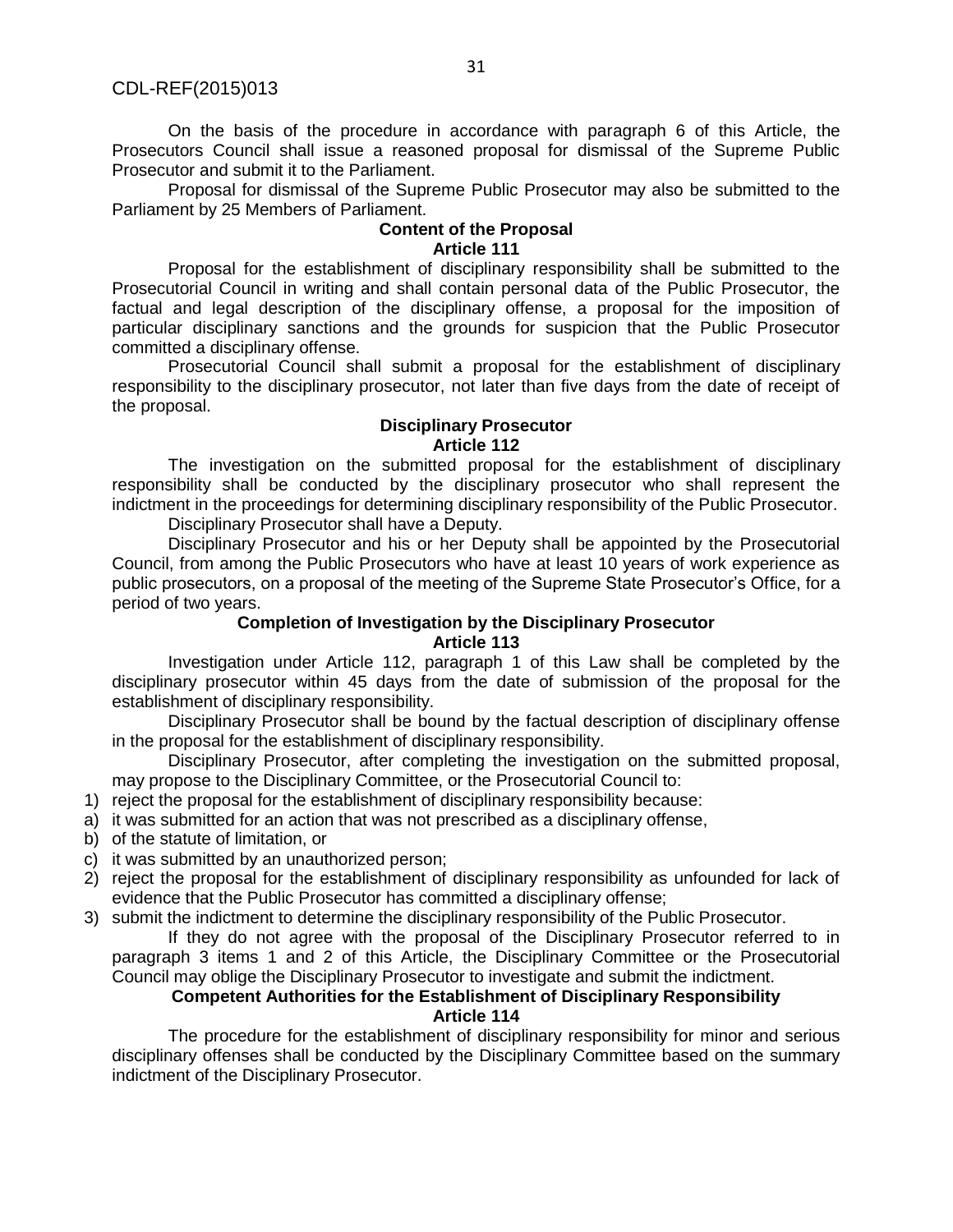On the basis of the procedure in accordance with paragraph 6 of this Article, the Prosecutors Council shall issue a reasoned proposal for dismissal of the Supreme Public Prosecutor and submit it to the Parliament.

Proposal for dismissal of the Supreme Public Prosecutor may also be submitted to the Parliament by 25 Members of Parliament.

**Content of the Proposal**
**Article 111**

Proposal for the establishment of disciplinary responsibility shall be submitted to the Prosecutorial Council in writing and shall contain personal data of the Public Prosecutor, the factual and legal description of the disciplinary offense, a proposal for the imposition of particular disciplinary sanctions and the grounds for suspicion that the Public Prosecutor committed a disciplinary offense.

Prosecutorial Council shall submit a proposal for the establishment of disciplinary responsibility to the disciplinary prosecutor, not later than five days from the date of receipt of the proposal.

**Disciplinary Prosecutor**
**Article 112**

The investigation on the submitted proposal for the establishment of disciplinary responsibility shall be conducted by the disciplinary prosecutor who shall represent the indictment in the proceedings for determining disciplinary responsibility of the Public Prosecutor.

Disciplinary Prosecutor shall have a Deputy.

Disciplinary Prosecutor and his or her Deputy shall be appointed by the Prosecutorial Council, from among the Public Prosecutors who have at least 10 years of work experience as public prosecutors, on a proposal of the meeting of the Supreme State Prosecutor's Office, for a period of two years.

**Completion of Investigation by the Disciplinary Prosecutor**
**Article 113**

Investigation under Article 112, paragraph 1 of this Law shall be completed by the disciplinary prosecutor within 45 days from the date of submission of the proposal for the establishment of disciplinary responsibility.

Disciplinary Prosecutor shall be bound by the factual description of disciplinary offense in the proposal for the establishment of disciplinary responsibility.

Disciplinary Prosecutor, after completing the investigation on the submitted proposal, may propose to the Disciplinary Committee, or the Prosecutorial Council to:

1) reject the proposal for the establishment of disciplinary responsibility because:
   a) it was submitted for an action that was not prescribed as a disciplinary offense,
   b) of the statute of limitation, or
   c) it was submitted by an unauthorized person;
2) reject the proposal for the establishment of disciplinary responsibility as unfounded for lack of evidence that the Public Prosecutor has committed a disciplinary offense;
3) submit the indictment to determine the disciplinary responsibility of the Public Prosecutor.

If they do not agree with the proposal of the Disciplinary Prosecutor referred to in paragraph 3 items 1 and 2 of this Article, the Disciplinary Committee or the Prosecutorial Council may oblige the Disciplinary Prosecutor to investigate and submit the indictment.

**Competent Authorities for the Establishment of Disciplinary Responsibility**
**Article 114**

The procedure for the establishment of disciplinary responsibility for minor and serious disciplinary offenses shall be conducted by the Disciplinary Committee based on the summary indictment of the Disciplinary Prosecutor.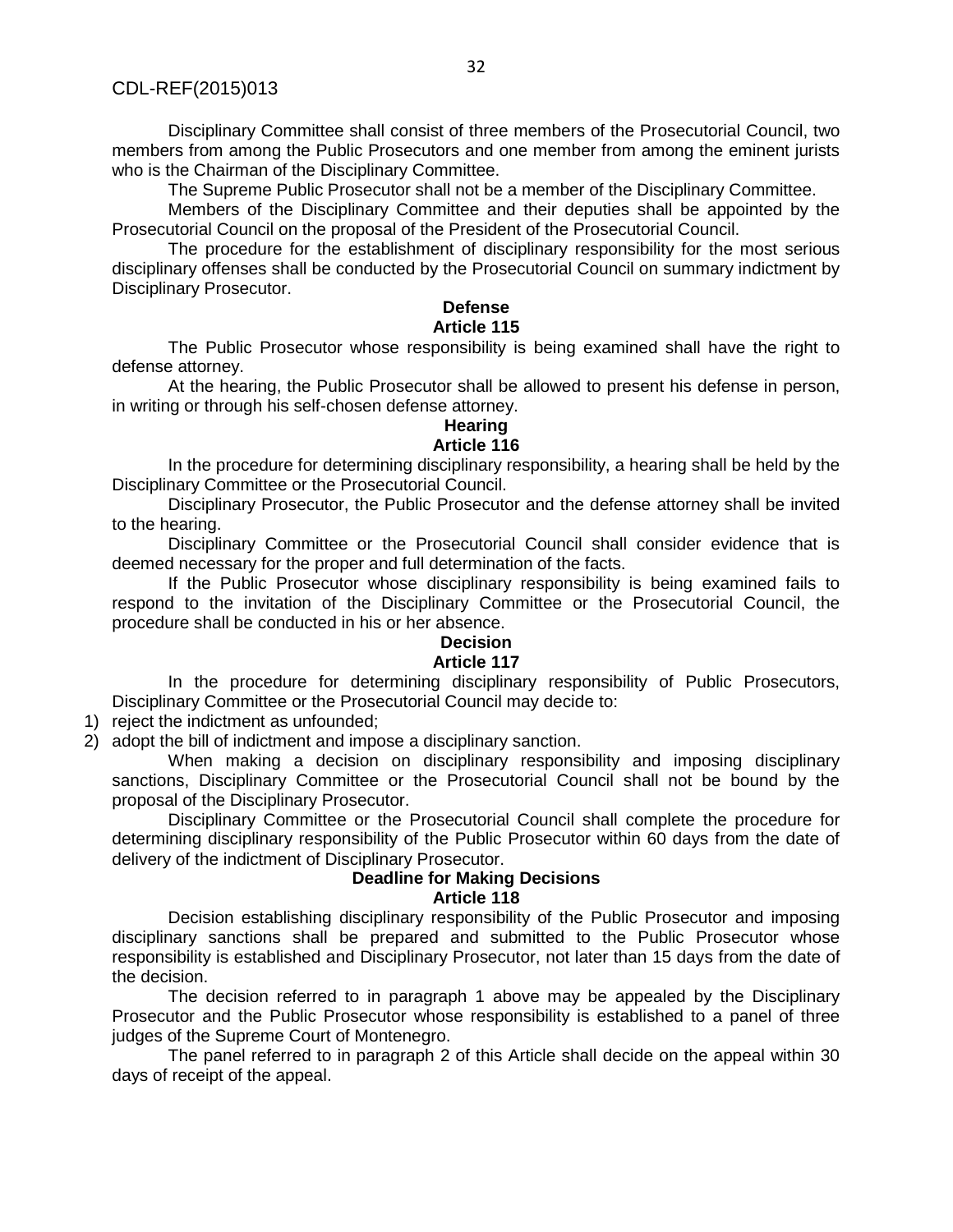Disciplinary Committee shall consist of three members of the Prosecutorial Council, two members from among the Public Prosecutors and one member from among the eminent jurists who is the Chairman of the Disciplinary Committee.

The Supreme Public Prosecutor shall not be a member of the Disciplinary Committee.

Members of the Disciplinary Committee and their deputies shall be appointed by the Prosecutorial Council on the proposal of the President of the Prosecutorial Council.

The procedure for the establishment of disciplinary responsibility for the most serious disciplinary offenses shall be conducted by the Prosecutorial Council on summary indictment by Disciplinary Prosecutor.

**Defense**
**Article 115**

The Public Prosecutor whose responsibility is being examined shall have the right to defense attorney.

At the hearing, the Public Prosecutor shall be allowed to present his defense in person, in writing or through his self-chosen defense attorney.

**Hearing**
**Article 116**

In the procedure for determining disciplinary responsibility, a hearing shall be held by the Disciplinary Committee or the Prosecutorial Council.

Disciplinary Prosecutor, the Public Prosecutor and the defense attorney shall be invited to the hearing.

Disciplinary Committee or the Prosecutorial Council shall consider evidence that is deemed necessary for the proper and full determination of the facts.

If the Public Prosecutor whose disciplinary responsibility is being examined fails to respond to the invitation of the Disciplinary Committee or the Prosecutorial Council, the procedure shall be conducted in his or her absence.

**Decision**
**Article 117**

In the procedure for determining disciplinary responsibility of Public Prosecutors, Disciplinary Committee or the Prosecutorial Council may decide to:

1) reject the indictment as unfounded;
2) adopt the bill of indictment and impose a disciplinary sanction.

When making a decision on disciplinary responsibility and imposing disciplinary sanctions, Disciplinary Committee or the Prosecutorial Council shall not be bound by the proposal of the Disciplinary Prosecutor.

Disciplinary Committee or the Prosecutorial Council shall complete the procedure for determining disciplinary responsibility of the Public Prosecutor within 60 days from the date of delivery of the indictment of Disciplinary Prosecutor.

**Deadline for Making Decisions**
**Article 118**

Decision establishing disciplinary responsibility of the Public Prosecutor and imposing disciplinary sanctions shall be prepared and submitted to the Public Prosecutor whose responsibility is established and Disciplinary Prosecutor, not later than 15 days from the date of the decision.

The decision referred to in paragraph 1 above may be appealed by the Disciplinary Prosecutor and the Public Prosecutor whose responsibility is established to a panel of three judges of the Supreme Court of Montenegro.

The panel referred to in paragraph 2 of this Article shall decide on the appeal within 30 days of receipt of the appeal.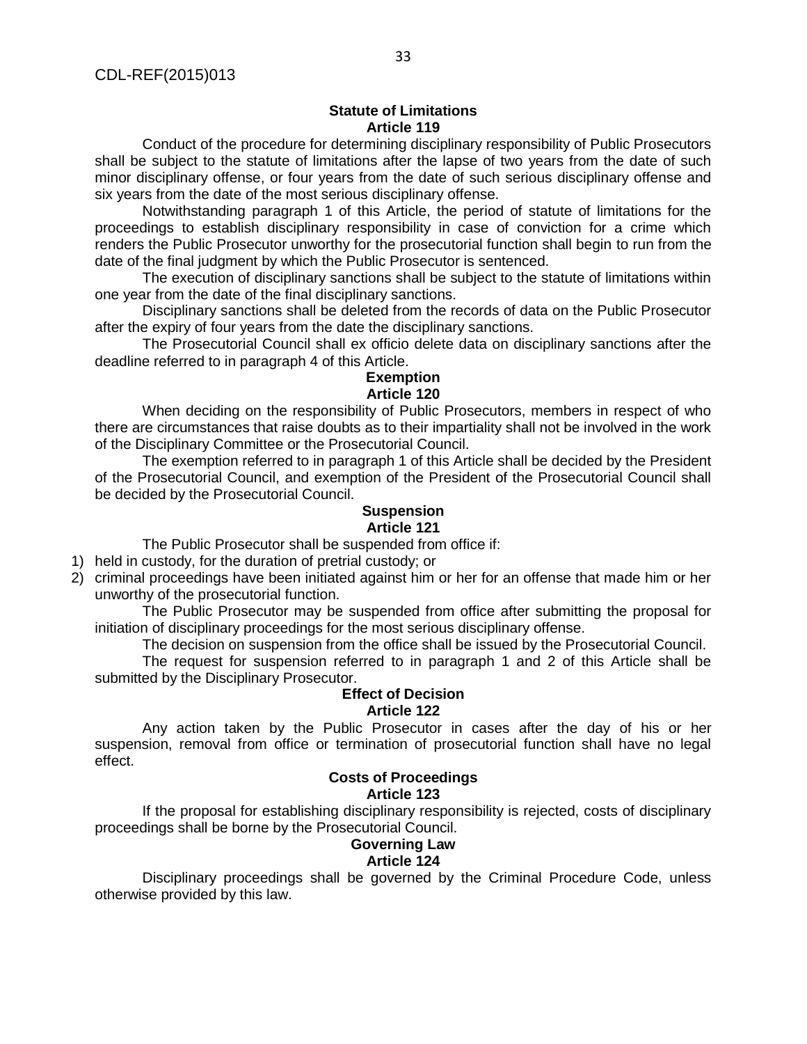**Statute of Limitations**
**Article 119**

Conduct of the procedure for determining disciplinary responsibility of Public Prosecutors shall be subject to the statute of limitations after the lapse of two years from the date of such minor disciplinary offense, or four years from the date of such serious disciplinary offense and six years from the date of the most serious disciplinary offense.

Notwithstanding paragraph 1 of this Article, the period of statute of limitations for the proceedings to establish disciplinary responsibility in case of conviction for a crime which renders the Public Prosecutor unworthy for the prosecutorial function shall begin to run from the date of the final judgment by which the Public Prosecutor is sentenced.

The execution of disciplinary sanctions shall be subject to the statute of limitations within one year from the date of the final disciplinary sanctions.

Disciplinary sanctions shall be deleted from the records of data on the Public Prosecutor after the expiry of four years from the date the disciplinary sanctions.

The Prosecutorial Council shall ex officio delete data on disciplinary sanctions after the deadline referred to in paragraph 4 of this Article.

**Exemption**
**Article 120**

When deciding on the responsibility of Public Prosecutors, members in respect of who there are circumstances that raise doubts as to their impartiality shall not be involved in the work of the Disciplinary Committee or the Prosecutorial Council.

The exemption referred to in paragraph 1 of this Article shall be decided by the President of the Prosecutorial Council, and exemption of the President of the Prosecutorial Council shall be decided by the Prosecutorial Council.

**Suspension**
**Article 121**

The Public Prosecutor shall be suspended from office if:

1) held in custody, for the duration of pretrial custody; or
2) criminal proceedings have been initiated against him or her for an offense that made him or her unworthy of the prosecutorial function.

The Public Prosecutor may be suspended from office after submitting the proposal for initiation of disciplinary proceedings for the most serious disciplinary offense.

The decision on suspension from the office shall be issued by the Prosecutorial Council.

The request for suspension referred to in paragraph 1 and 2 of this Article shall be submitted by the Disciplinary Prosecutor.

**Effect of Decision**
**Article 122**

Any action taken by the Public Prosecutor in cases after the day of his or her suspension, removal from office or termination of prosecutorial function shall have no legal effect.

**Costs of Proceedings**
**Article 123**

If the proposal for establishing disciplinary responsibility is rejected, costs of disciplinary proceedings shall be borne by the Prosecutorial Council.

**Governing Law**
**Article 124**

Disciplinary proceedings shall be governed by the Criminal Procedure Code, unless otherwise provided by this law.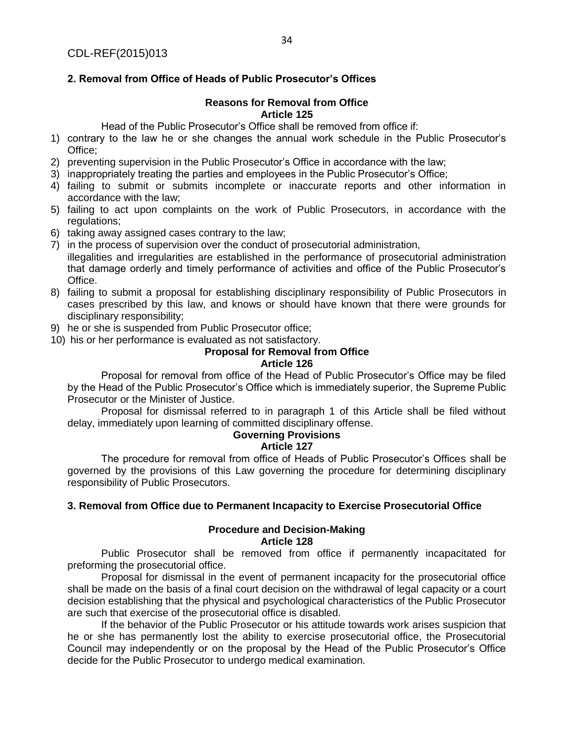## 2. Removal from Office of Heads of Public Prosecutor's Offices

### Reasons for Removal from Office
### Article 125

Head of the Public Prosecutor's Office shall be removed from office if:

1) contrary to the law he or she changes the annual work schedule in the Public Prosecutor's Office;
2) preventing supervision in the Public Prosecutor's Office in accordance with the law;
3) inappropriately treating the parties and employees in the Public Prosecutor's Office;
4) failing to submit or submits incomplete or inaccurate reports and other information in accordance with the law;
5) failing to act upon complaints on the work of Public Prosecutors, in accordance with the regulations;
6) taking away assigned cases contrary to the law;
7) in the process of supervision over the conduct of prosecutorial administration, illegalities and irregularities are established in the performance of prosecutorial administration that damage orderly and timely performance of activities and office of the Public Prosecutor's Office.
8) failing to submit a proposal for establishing disciplinary responsibility of Public Prosecutors in cases prescribed by this law, and knows or should have known that there were grounds for disciplinary responsibility;
9) he or she is suspended from Public Prosecutor office;
10) his or her performance is evaluated as not satisfactory.

### Proposal for Removal from Office
### Article 126

Proposal for removal from office of the Head of Public Prosecutor's Office may be filed by the Head of the Public Prosecutor's Office which is immediately superior, the Supreme Public Prosecutor or the Minister of Justice.

Proposal for dismissal referred to in paragraph 1 of this Article shall be filed without delay, immediately upon learning of committed disciplinary offense.

### Governing Provisions
### Article 127

The procedure for removal from office of Heads of Public Prosecutor's Offices shall be governed by the provisions of this Law governing the procedure for determining disciplinary responsibility of Public Prosecutors.

## 3. Removal from Office due to Permanent Incapacity to Exercise Prosecutorial Office

### Procedure and Decision-Making
### Article 128

Public Prosecutor shall be removed from office if permanently incapacitated for preforming the prosecutorial office.

Proposal for dismissal in the event of permanent incapacity for the prosecutorial office shall be made on the basis of a final court decision on the withdrawal of legal capacity or a court decision establishing that the physical and psychological characteristics of the Public Prosecutor are such that exercise of the prosecutorial office is disabled.

If the behavior of the Public Prosecutor or his attitude towards work arises suspicion that he or she has permanently lost the ability to exercise prosecutorial office, the Prosecutorial Council may independently or on the proposal by the Head of the Public Prosecutor's Office decide for the Public Prosecutor to undergo medical examination.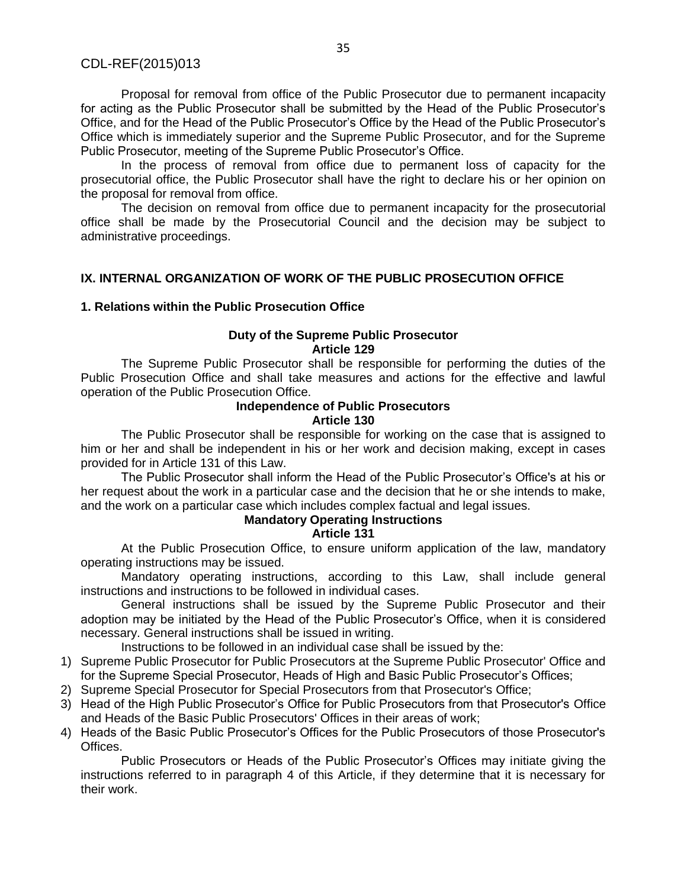Proposal for removal from office of the Public Prosecutor due to permanent incapacity for acting as the Public Prosecutor shall be submitted by the Head of the Public Prosecutor's Office, and for the Head of the Public Prosecutor's Office by the Head of the Public Prosecutor's Office which is immediately superior and the Supreme Public Prosecutor, and for the Supreme Public Prosecutor, meeting of the Supreme Public Prosecutor's Office.

In the process of removal from office due to permanent loss of capacity for the prosecutorial office, the Public Prosecutor shall have the right to declare his or her opinion on the proposal for removal from office.

The decision on removal from office due to permanent incapacity for the prosecutorial office shall be made by the Prosecutorial Council and the decision may be subject to administrative proceedings.

## IX. INTERNAL ORGANIZATION OF WORK OF THE PUBLIC PROSECUTION OFFICE

### 1. Relations within the Public Prosecution Office

**Duty of the Supreme Public Prosecutor**
**Article 129**

The Supreme Public Prosecutor shall be responsible for performing the duties of the Public Prosecution Office and shall take measures and actions for the effective and lawful operation of the Public Prosecution Office.

**Independence of Public Prosecutors**
**Article 130**

The Public Prosecutor shall be responsible for working on the case that is assigned to him or her and shall be independent in his or her work and decision making, except in cases provided for in Article 131 of this Law.

The Public Prosecutor shall inform the Head of the Public Prosecutor's Office's at his or her request about the work in a particular case and the decision that he or she intends to make, and the work on a particular case which includes complex factual and legal issues.

**Mandatory Operating Instructions**
**Article 131**

At the Public Prosecution Office, to ensure uniform application of the law, mandatory operating instructions may be issued.

Mandatory operating instructions, according to this Law, shall include general instructions and instructions to be followed in individual cases.

General instructions shall be issued by the Supreme Public Prosecutor and their adoption may be initiated by the Head of the Public Prosecutor's Office, when it is considered necessary. General instructions shall be issued in writing.

Instructions to be followed in an individual case shall be issued by the:

1) Supreme Public Prosecutor for Public Prosecutors at the Supreme Public Prosecutor' Office and for the Supreme Special Prosecutor, Heads of High and Basic Public Prosecutor's Offices;
2) Supreme Special Prosecutor for Special Prosecutors from that Prosecutor's Office;
3) Head of the High Public Prosecutor's Office for Public Prosecutors from that Prosecutor's Office and Heads of the Basic Public Prosecutors' Offices in their areas of work;
4) Heads of the Basic Public Prosecutor's Offices for the Public Prosecutors of those Prosecutor's Offices.

Public Prosecutors or Heads of the Public Prosecutor's Offices may initiate giving the instructions referred to in paragraph 4 of this Article, if they determine that it is necessary for their work.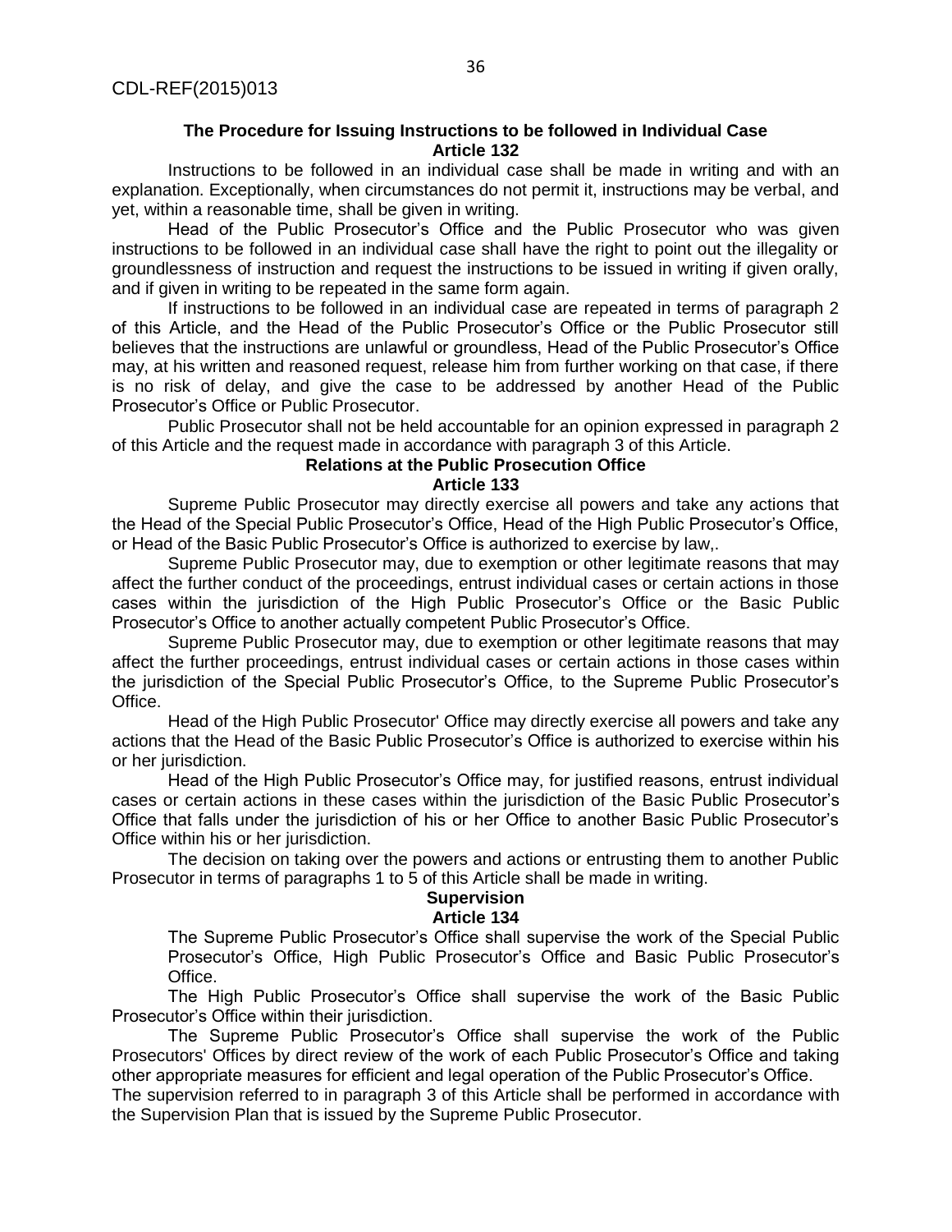**The Procedure for Issuing Instructions to be followed in Individual Case**
**Article 132**

Instructions to be followed in an individual case shall be made in writing and with an explanation. Exceptionally, when circumstances do not permit it, instructions may be verbal, and yet, within a reasonable time, shall be given in writing.

Head of the Public Prosecutor's Office and the Public Prosecutor who was given instructions to be followed in an individual case shall have the right to point out the illegality or groundlessness of instruction and request the instructions to be issued in writing if given orally, and if given in writing to be repeated in the same form again.

If instructions to be followed in an individual case are repeated in terms of paragraph 2 of this Article, and the Head of the Public Prosecutor's Office or the Public Prosecutor still believes that the instructions are unlawful or groundless, Head of the Public Prosecutor's Office may, at his written and reasoned request, release him from further working on that case, if there is no risk of delay, and give the case to be addressed by another Head of the Public Prosecutor's Office or Public Prosecutor.

Public Prosecutor shall not be held accountable for an opinion expressed in paragraph 2 of this Article and the request made in accordance with paragraph 3 of this Article.

**Relations at the Public Prosecution Office**
**Article 133**

Supreme Public Prosecutor may directly exercise all powers and take any actions that the Head of the Special Public Prosecutor's Office, Head of the High Public Prosecutor's Office, or Head of the Basic Public Prosecutor's Office is authorized to exercise by law,.

Supreme Public Prosecutor may, due to exemption or other legitimate reasons that may affect the further conduct of the proceedings, entrust individual cases or certain actions in those cases within the jurisdiction of the High Public Prosecutor's Office or the Basic Public Prosecutor's Office to another actually competent Public Prosecutor's Office.

Supreme Public Prosecutor may, due to exemption or other legitimate reasons that may affect the further proceedings, entrust individual cases or certain actions in those cases within the jurisdiction of the Special Public Prosecutor's Office, to the Supreme Public Prosecutor's Office.

Head of the High Public Prosecutor' Office may directly exercise all powers and take any actions that the Head of the Basic Public Prosecutor's Office is authorized to exercise within his or her jurisdiction.

Head of the High Public Prosecutor's Office may, for justified reasons, entrust individual cases or certain actions in these cases within the jurisdiction of the Basic Public Prosecutor's Office that falls under the jurisdiction of his or her Office to another Basic Public Prosecutor's Office within his or her jurisdiction.

The decision on taking over the powers and actions or entrusting them to another Public Prosecutor in terms of paragraphs 1 to 5 of this Article shall be made in writing.

**Supervision**
**Article 134**

The Supreme Public Prosecutor's Office shall supervise the work of the Special Public Prosecutor's Office, High Public Prosecutor's Office and Basic Public Prosecutor's Office.

The High Public Prosecutor's Office shall supervise the work of the Basic Public Prosecutor's Office within their jurisdiction.

The Supreme Public Prosecutor's Office shall supervise the work of the Public Prosecutors' Offices by direct review of the work of each Public Prosecutor's Office and taking other appropriate measures for efficient and legal operation of the Public Prosecutor's Office.

The supervision referred to in paragraph 3 of this Article shall be performed in accordance with the Supervision Plan that is issued by the Supreme Public Prosecutor.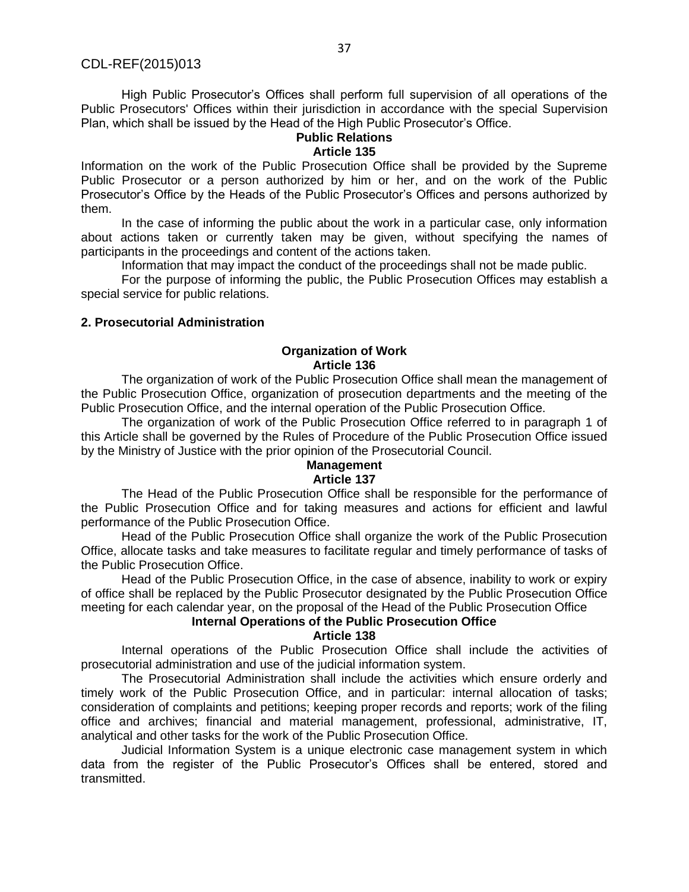High Public Prosecutor's Offices shall perform full supervision of all operations of the Public Prosecutors' Offices within their jurisdiction in accordance with the special Supervision Plan, which shall be issued by the Head of the High Public Prosecutor's Office.

**Public Relations**

**Article 135**

Information on the work of the Public Prosecution Office shall be provided by the Supreme Public Prosecutor or a person authorized by him or her, and on the work of the Public Prosecutor's Office by the Heads of the Public Prosecutor's Offices and persons authorized by them.

In the case of informing the public about the work in a particular case, only information about actions taken or currently taken may be given, without specifying the names of participants in the proceedings and content of the actions taken.

Information that may impact the conduct of the proceedings shall not be made public.

For the purpose of informing the public, the Public Prosecution Offices may establish a special service for public relations.

## 2. Prosecutorial Administration

**Organization of Work**

**Article 136**

The organization of work of the Public Prosecution Office shall mean the management of the Public Prosecution Office, organization of prosecution departments and the meeting of the Public Prosecution Office, and the internal operation of the Public Prosecution Office.

The organization of work of the Public Prosecution Office referred to in paragraph 1 of this Article shall be governed by the Rules of Procedure of the Public Prosecution Office issued by the Ministry of Justice with the prior opinion of the Prosecutorial Council.

**Management**

**Article 137**

The Head of the Public Prosecution Office shall be responsible for the performance of the Public Prosecution Office and for taking measures and actions for efficient and lawful performance of the Public Prosecution Office.

Head of the Public Prosecution Office shall organize the work of the Public Prosecution Office, allocate tasks and take measures to facilitate regular and timely performance of tasks of the Public Prosecution Office.

Head of the Public Prosecution Office, in the case of absence, inability to work or expiry of office shall be replaced by the Public Prosecutor designated by the Public Prosecution Office meeting for each calendar year, on the proposal of the Head of the Public Prosecution Office

**Internal Operations of the Public Prosecution Office**

**Article 138**

Internal operations of the Public Prosecution Office shall include the activities of prosecutorial administration and use of the judicial information system.

The Prosecutorial Administration shall include the activities which ensure orderly and timely work of the Public Prosecution Office, and in particular: internal allocation of tasks; consideration of complaints and petitions; keeping proper records and reports; work of the filing office and archives; financial and material management, professional, administrative, IT, analytical and other tasks for the work of the Public Prosecution Office.

Judicial Information System is a unique electronic case management system in which data from the register of the Public Prosecutor's Offices shall be entered, stored and transmitted.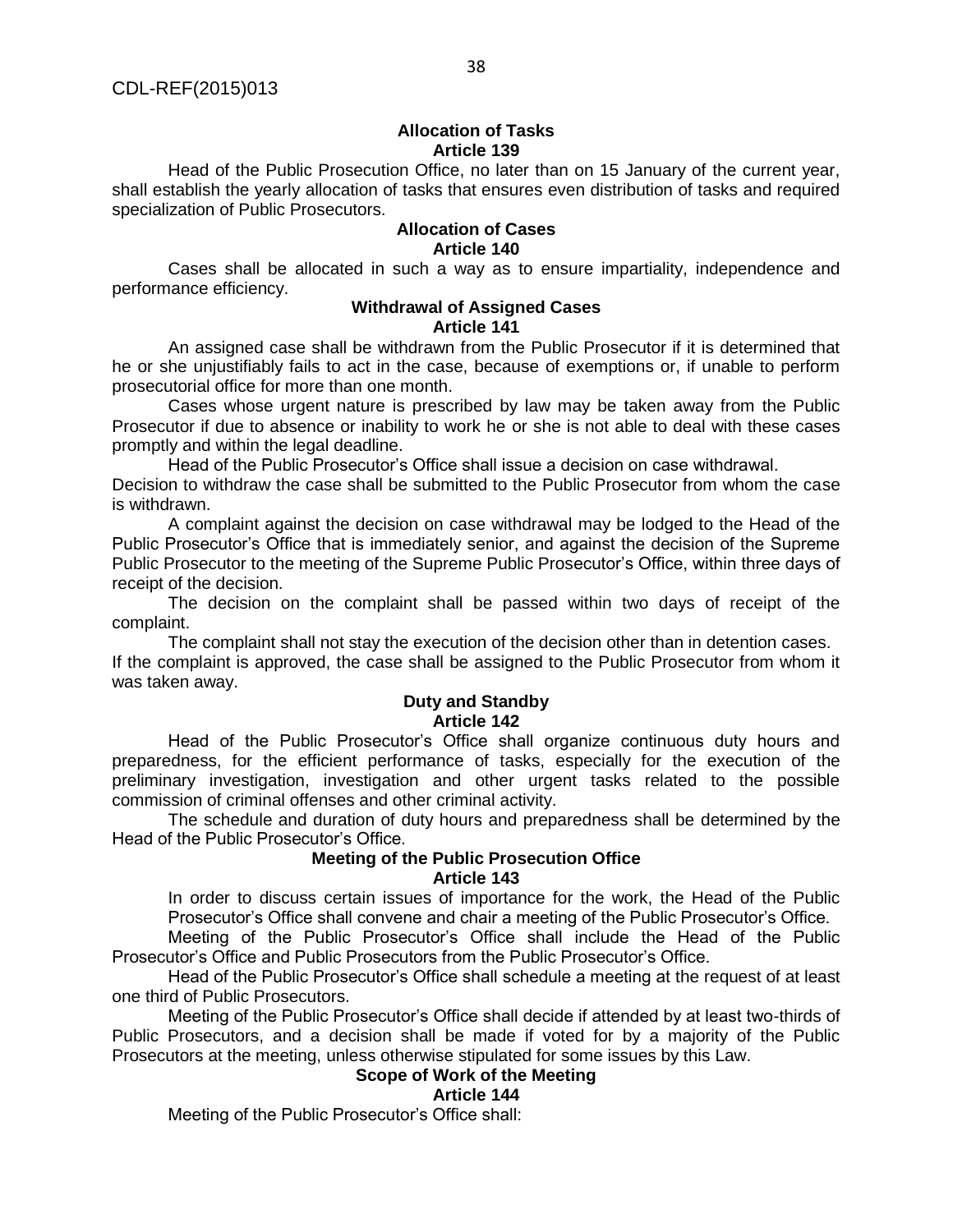### Allocation of Tasks
### Article 139

Head of the Public Prosecution Office, no later than on 15 January of the current year, shall establish the yearly allocation of tasks that ensures even distribution of tasks and required specialization of Public Prosecutors.

### Allocation of Cases
### Article 140

Cases shall be allocated in such a way as to ensure impartiality, independence and performance efficiency.

### Withdrawal of Assigned Cases
### Article 141

An assigned case shall be withdrawn from the Public Prosecutor if it is determined that he or she unjustifiably fails to act in the case, because of exemptions or, if unable to perform prosecutorial office for more than one month.

Cases whose urgent nature is prescribed by law may be taken away from the Public Prosecutor if due to absence or inability to work he or she is not able to deal with these cases promptly and within the legal deadline.

Head of the Public Prosecutor's Office shall issue a decision on case withdrawal.
Decision to withdraw the case shall be submitted to the Public Prosecutor from whom the case is withdrawn.

A complaint against the decision on case withdrawal may be lodged to the Head of the Public Prosecutor's Office that is immediately senior, and against the decision of the Supreme Public Prosecutor to the meeting of the Supreme Public Prosecutor's Office, within three days of receipt of the decision.

The decision on the complaint shall be passed within two days of receipt of the complaint.

The complaint shall not stay the execution of the decision other than in detention cases.
If the complaint is approved, the case shall be assigned to the Public Prosecutor from whom it was taken away.

### Duty and Standby
### Article 142

Head of the Public Prosecutor's Office shall organize continuous duty hours and preparedness, for the efficient performance of tasks, especially for the execution of the preliminary investigation, investigation and other urgent tasks related to the possible commission of criminal offenses and other criminal activity.

The schedule and duration of duty hours and preparedness shall be determined by the Head of the Public Prosecutor's Office.

### Meeting of the Public Prosecution Office
### Article 143

In order to discuss certain issues of importance for the work, the Head of the Public Prosecutor's Office shall convene and chair a meeting of the Public Prosecutor's Office.

Meeting of the Public Prosecutor's Office shall include the Head of the Public Prosecutor's Office and Public Prosecutors from the Public Prosecutor's Office.

Head of the Public Prosecutor's Office shall schedule a meeting at the request of at least one third of Public Prosecutors.

Meeting of the Public Prosecutor's Office shall decide if attended by at least two-thirds of Public Prosecutors, and a decision shall be made if voted for by a majority of the Public Prosecutors at the meeting, unless otherwise stipulated for some issues by this Law.

### Scope of Work of the Meeting
### Article 144

Meeting of the Public Prosecutor's Office shall: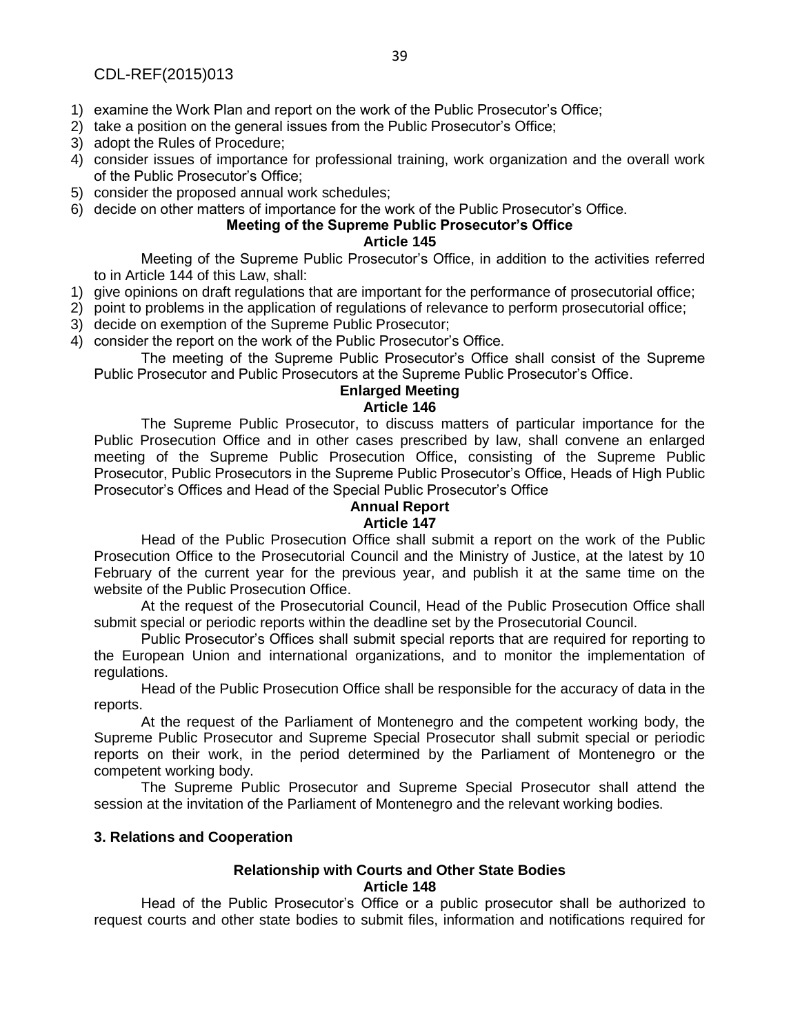1) examine the Work Plan and report on the work of the Public Prosecutor's Office;
2) take a position on the general issues from the Public Prosecutor's Office;
3) adopt the Rules of Procedure;
4) consider issues of importance for professional training, work organization and the overall work of the Public Prosecutor's Office;
5) consider the proposed annual work schedules;
6) decide on other matters of importance for the work of the Public Prosecutor's Office.

**Meeting of the Supreme Public Prosecutor's Office**
**Article 145**

Meeting of the Supreme Public Prosecutor's Office, in addition to the activities referred to in Article 144 of this Law, shall:

1) give opinions on draft regulations that are important for the performance of prosecutorial office;
2) point to problems in the application of regulations of relevance to perform prosecutorial office;
3) decide on exemption of the Supreme Public Prosecutor;
4) consider the report on the work of the Public Prosecutor's Office.

The meeting of the Supreme Public Prosecutor's Office shall consist of the Supreme Public Prosecutor and Public Prosecutors at the Supreme Public Prosecutor's Office.

**Enlarged Meeting**
**Article 146**

The Supreme Public Prosecutor, to discuss matters of particular importance for the Public Prosecution Office and in other cases prescribed by law, shall convene an enlarged meeting of the Supreme Public Prosecution Office, consisting of the Supreme Public Prosecutor, Public Prosecutors in the Supreme Public Prosecutor's Office, Heads of High Public Prosecutor's Offices and Head of the Special Public Prosecutor's Office

**Annual Report**
**Article 147**

Head of the Public Prosecution Office shall submit a report on the work of the Public Prosecution Office to the Prosecutorial Council and the Ministry of Justice, at the latest by 10 February of the current year for the previous year, and publish it at the same time on the website of the Public Prosecution Office.

At the request of the Prosecutorial Council, Head of the Public Prosecution Office shall submit special or periodic reports within the deadline set by the Prosecutorial Council.

Public Prosecutor's Offices shall submit special reports that are required for reporting to the European Union and international organizations, and to monitor the implementation of regulations.

Head of the Public Prosecution Office shall be responsible for the accuracy of data in the reports.

At the request of the Parliament of Montenegro and the competent working body, the Supreme Public Prosecutor and Supreme Special Prosecutor shall submit special or periodic reports on their work, in the period determined by the Parliament of Montenegro or the competent working body.

The Supreme Public Prosecutor and Supreme Special Prosecutor shall attend the session at the invitation of the Parliament of Montenegro and the relevant working bodies.

## 3. Relations and Cooperation

**Relationship with Courts and Other State Bodies**
**Article 148**

Head of the Public Prosecutor's Office or a public prosecutor shall be authorized to request courts and other state bodies to submit files, information and notifications required for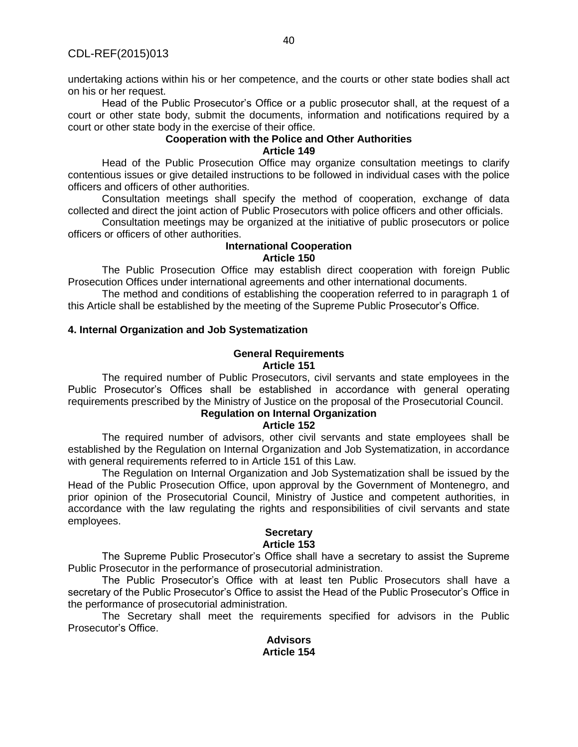undertaking actions within his or her competence, and the courts or other state bodies shall act on his or her request.

Head of the Public Prosecutor's Office or a public prosecutor shall, at the request of a court or other state body, submit the documents, information and notifications required by a court or other state body in the exercise of their office.

**Cooperation with the Police and Other Authorities**
**Article 149**

Head of the Public Prosecution Office may organize consultation meetings to clarify contentious issues or give detailed instructions to be followed in individual cases with the police officers and officers of other authorities.

Consultation meetings shall specify the method of cooperation, exchange of data collected and direct the joint action of Public Prosecutors with police officers and other officials.

Consultation meetings may be organized at the initiative of public prosecutors or police officers or officers of other authorities.

**International Cooperation**
**Article 150**

The Public Prosecution Office may establish direct cooperation with foreign Public Prosecution Offices under international agreements and other international documents.

The method and conditions of establishing the cooperation referred to in paragraph 1 of this Article shall be established by the meeting of the Supreme Public Prosecutor's Office.

## 4. Internal Organization and Job Systematization

**General Requirements**
**Article 151**

The required number of Public Prosecutors, civil servants and state employees in the Public Prosecutor's Offices shall be established in accordance with general operating requirements prescribed by the Ministry of Justice on the proposal of the Prosecutorial Council.

**Regulation on Internal Organization**
**Article 152**

The required number of advisors, other civil servants and state employees shall be established by the Regulation on Internal Organization and Job Systematization, in accordance with general requirements referred to in Article 151 of this Law.

The Regulation on Internal Organization and Job Systematization shall be issued by the Head of the Public Prosecution Office, upon approval by the Government of Montenegro, and prior opinion of the Prosecutorial Council, Ministry of Justice and competent authorities, in accordance with the law regulating the rights and responsibilities of civil servants and state employees.

**Secretary**
**Article 153**

The Supreme Public Prosecutor's Office shall have a secretary to assist the Supreme Public Prosecutor in the performance of prosecutorial administration.

The Public Prosecutor's Office with at least ten Public Prosecutors shall have a secretary of the Public Prosecutor's Office to assist the Head of the Public Prosecutor's Office in the performance of prosecutorial administration.

The Secretary shall meet the requirements specified for advisors in the Public Prosecutor's Office.

**Advisors**
**Article 154**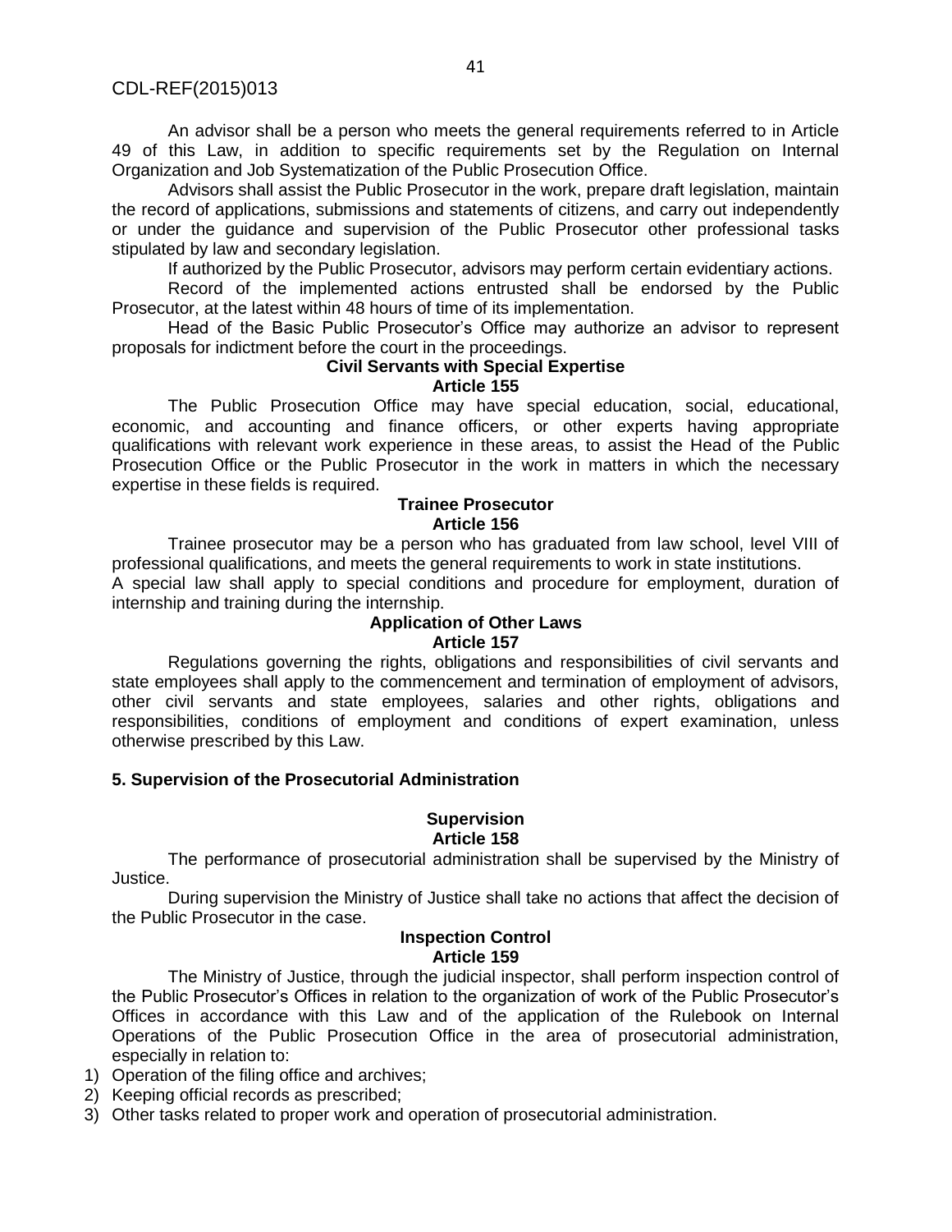An advisor shall be a person who meets the general requirements referred to in Article 49 of this Law, in addition to specific requirements set by the Regulation on Internal Organization and Job Systematization of the Public Prosecution Office.

Advisors shall assist the Public Prosecutor in the work, prepare draft legislation, maintain the record of applications, submissions and statements of citizens, and carry out independently or under the guidance and supervision of the Public Prosecutor other professional tasks stipulated by law and secondary legislation.

If authorized by the Public Prosecutor, advisors may perform certain evidentiary actions.

Record of the implemented actions entrusted shall be endorsed by the Public Prosecutor, at the latest within 48 hours of time of its implementation.

Head of the Basic Public Prosecutor's Office may authorize an advisor to represent proposals for indictment before the court in the proceedings.

**Civil Servants with Special Expertise**
**Article 155**

The Public Prosecution Office may have special education, social, educational, economic, and accounting and finance officers, or other experts having appropriate qualifications with relevant work experience in these areas, to assist the Head of the Public Prosecution Office or the Public Prosecutor in the work in matters in which the necessary expertise in these fields is required.

**Trainee Prosecutor**
**Article 156**

Trainee prosecutor may be a person who has graduated from law school, level VIII of professional qualifications, and meets the general requirements to work in state institutions.

A special law shall apply to special conditions and procedure for employment, duration of internship and training during the internship.

**Application of Other Laws**
**Article 157**

Regulations governing the rights, obligations and responsibilities of civil servants and state employees shall apply to the commencement and termination of employment of advisors, other civil servants and state employees, salaries and other rights, obligations and responsibilities, conditions of employment and conditions of expert examination, unless otherwise prescribed by this Law.

**5. Supervision of the Prosecutorial Administration**

**Supervision**
**Article 158**

The performance of prosecutorial administration shall be supervised by the Ministry of Justice.

During supervision the Ministry of Justice shall take no actions that affect the decision of the Public Prosecutor in the case.

**Inspection Control**
**Article 159**

The Ministry of Justice, through the judicial inspector, shall perform inspection control of the Public Prosecutor's Offices in relation to the organization of work of the Public Prosecutor's Offices in accordance with this Law and of the application of the Rulebook on Internal Operations of the Public Prosecution Office in the area of prosecutorial administration, especially in relation to:

1) Operation of the filing office and archives;
2) Keeping official records as prescribed;
3) Other tasks related to proper work and operation of prosecutorial administration.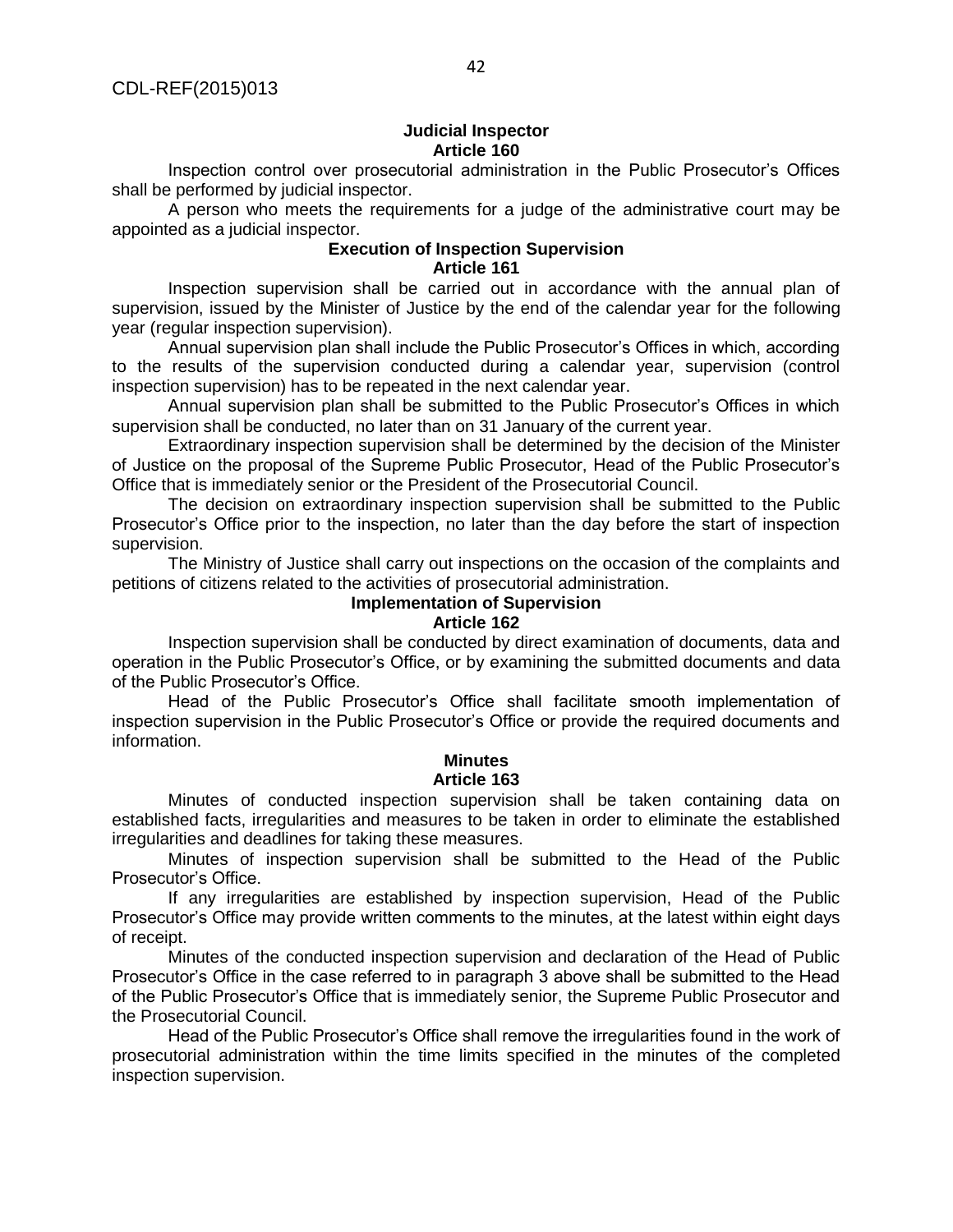### Judicial Inspector
### Article 160

Inspection control over prosecutorial administration in the Public Prosecutor's Offices shall be performed by judicial inspector.

A person who meets the requirements for a judge of the administrative court may be appointed as a judicial inspector.

### Execution of Inspection Supervision
### Article 161

Inspection supervision shall be carried out in accordance with the annual plan of supervision, issued by the Minister of Justice by the end of the calendar year for the following year (regular inspection supervision).

Annual supervision plan shall include the Public Prosecutor's Offices in which, according to the results of the supervision conducted during a calendar year, supervision (control inspection supervision) has to be repeated in the next calendar year.

Annual supervision plan shall be submitted to the Public Prosecutor's Offices in which supervision shall be conducted, no later than on 31 January of the current year.

Extraordinary inspection supervision shall be determined by the decision of the Minister of Justice on the proposal of the Supreme Public Prosecutor, Head of the Public Prosecutor's Office that is immediately senior or the President of the Prosecutorial Council.

The decision on extraordinary inspection supervision shall be submitted to the Public Prosecutor's Office prior to the inspection, no later than the day before the start of inspection supervision.

The Ministry of Justice shall carry out inspections on the occasion of the complaints and petitions of citizens related to the activities of prosecutorial administration.

### Implementation of Supervision
### Article 162

Inspection supervision shall be conducted by direct examination of documents, data and operation in the Public Prosecutor's Office, or by examining the submitted documents and data of the Public Prosecutor's Office.

Head of the Public Prosecutor's Office shall facilitate smooth implementation of inspection supervision in the Public Prosecutor's Office or provide the required documents and information.

### Minutes
### Article 163

Minutes of conducted inspection supervision shall be taken containing data on established facts, irregularities and measures to be taken in order to eliminate the established irregularities and deadlines for taking these measures.

Minutes of inspection supervision shall be submitted to the Head of the Public Prosecutor's Office.

If any irregularities are established by inspection supervision, Head of the Public Prosecutor's Office may provide written comments to the minutes, at the latest within eight days of receipt.

Minutes of the conducted inspection supervision and declaration of the Head of Public Prosecutor's Office in the case referred to in paragraph 3 above shall be submitted to the Head of the Public Prosecutor's Office that is immediately senior, the Supreme Public Prosecutor and the Prosecutorial Council.

Head of the Public Prosecutor's Office shall remove the irregularities found in the work of prosecutorial administration within the time limits specified in the minutes of the completed inspection supervision.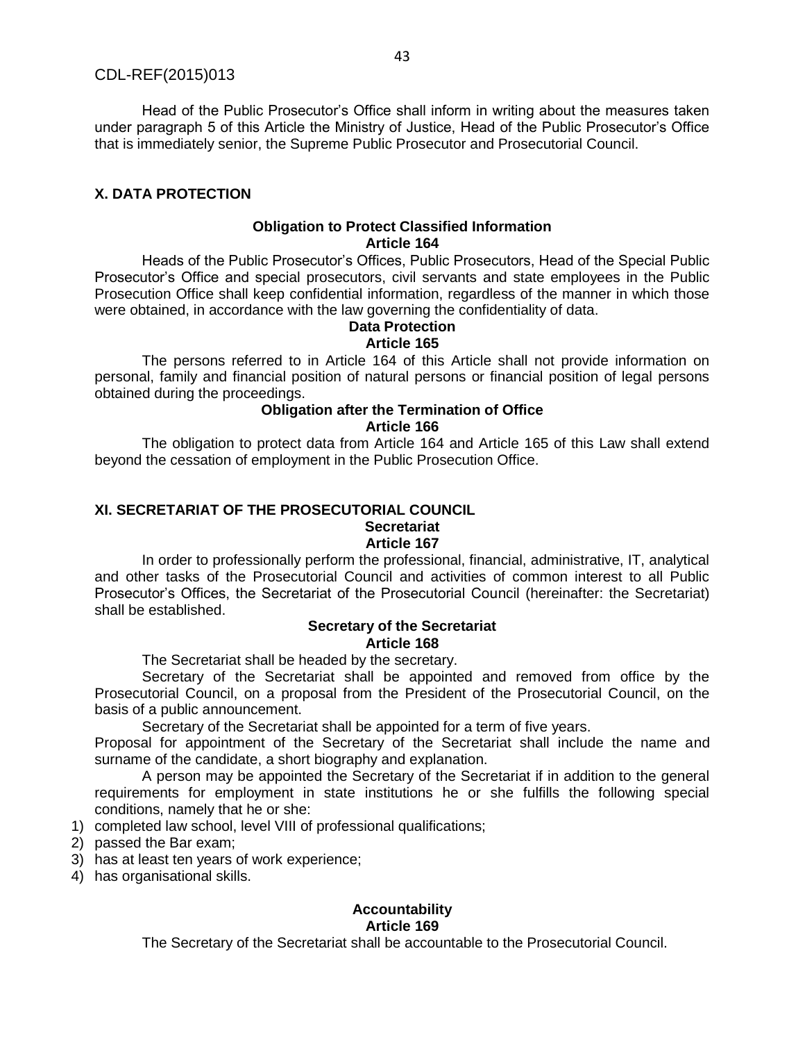Head of the Public Prosecutor's Office shall inform in writing about the measures taken under paragraph 5 of this Article the Ministry of Justice, Head of the Public Prosecutor's Office that is immediately senior, the Supreme Public Prosecutor and Prosecutorial Council.

## X. DATA PROTECTION

### Obligation to Protect Classified Information
### Article 164

Heads of the Public Prosecutor's Offices, Public Prosecutors, Head of the Special Public Prosecutor's Office and special prosecutors, civil servants and state employees in the Public Prosecution Office shall keep confidential information, regardless of the manner in which those were obtained, in accordance with the law governing the confidentiality of data.

### Data Protection
### Article 165

The persons referred to in Article 164 of this Article shall not provide information on personal, family and financial position of natural persons or financial position of legal persons obtained during the proceedings.

### Obligation after the Termination of Office
### Article 166

The obligation to protect data from Article 164 and Article 165 of this Law shall extend beyond the cessation of employment in the Public Prosecution Office.

## XI. SECRETARIAT OF THE PROSECUTORIAL COUNCIL

### Secretariat
### Article 167

In order to professionally perform the professional, financial, administrative, IT, analytical and other tasks of the Prosecutorial Council and activities of common interest to all Public Prosecutor's Offices, the Secretariat of the Prosecutorial Council (hereinafter: the Secretariat) shall be established.

### Secretary of the Secretariat
### Article 168

The Secretariat shall be headed by the secretary.

Secretary of the Secretariat shall be appointed and removed from office by the Prosecutorial Council, on a proposal from the President of the Prosecutorial Council, on the basis of a public announcement.

Secretary of the Secretariat shall be appointed for a term of five years.

Proposal for appointment of the Secretary of the Secretariat shall include the name and surname of the candidate, a short biography and explanation.

A person may be appointed the Secretary of the Secretariat if in addition to the general requirements for employment in state institutions he or she fulfills the following special conditions, namely that he or she:

1) completed law school, level VIII of professional qualifications;
2) passed the Bar exam;
3) has at least ten years of work experience;
4) has organisational skills.

### Accountability
### Article 169

The Secretary of the Secretariat shall be accountable to the Prosecutorial Council.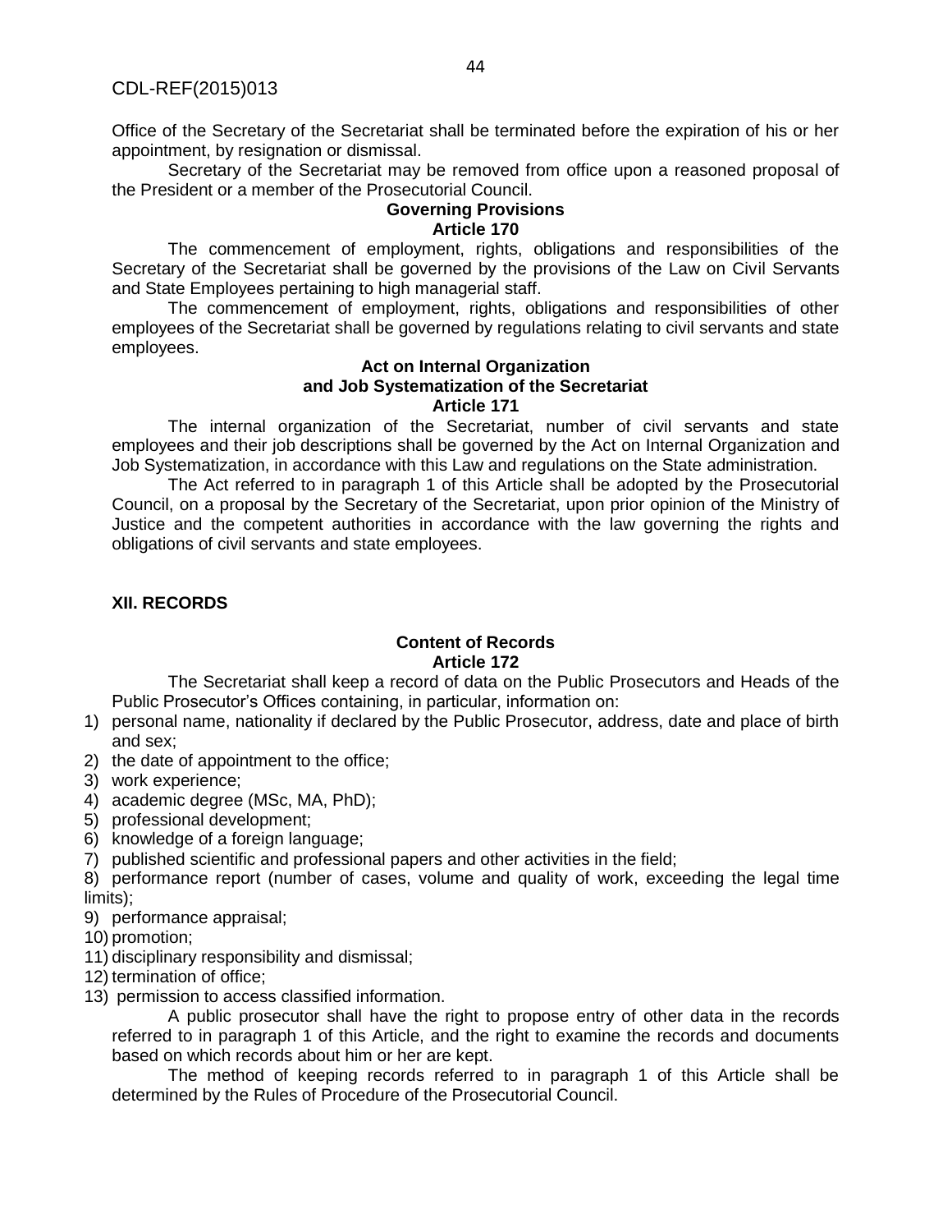Office of the Secretary of the Secretariat shall be terminated before the expiration of his or her appointment, by resignation or dismissal.

Secretary of the Secretariat may be removed from office upon a reasoned proposal of the President or a member of the Prosecutorial Council.

**Governing Provisions**
**Article 170**

The commencement of employment, rights, obligations and responsibilities of the Secretary of the Secretariat shall be governed by the provisions of the Law on Civil Servants and State Employees pertaining to high managerial staff.

The commencement of employment, rights, obligations and responsibilities of other employees of the Secretariat shall be governed by regulations relating to civil servants and state employees.

**Act on Internal Organization and Job Systematization of the Secretariat**
**Article 171**

The internal organization of the Secretariat, number of civil servants and state employees and their job descriptions shall be governed by the Act on Internal Organization and Job Systematization, in accordance with this Law and regulations on the State administration.

The Act referred to in paragraph 1 of this Article shall be adopted by the Prosecutorial Council, on a proposal by the Secretary of the Secretariat, upon prior opinion of the Ministry of Justice and the competent authorities in accordance with the law governing the rights and obligations of civil servants and state employees.

## XII. RECORDS

**Content of Records**
**Article 172**

The Secretariat shall keep a record of data on the Public Prosecutors and Heads of the Public Prosecutor's Offices containing, in particular, information on:

1) personal name, nationality if declared by the Public Prosecutor, address, date and place of birth and sex;
2) the date of appointment to the office;
3) work experience;
4) academic degree (MSc, MA, PhD);
5) professional development;
6) knowledge of a foreign language;
7) published scientific and professional papers and other activities in the field;
8) performance report (number of cases, volume and quality of work, exceeding the legal time limits);
9) performance appraisal;
10) promotion;
11) disciplinary responsibility and dismissal;
12) termination of office;
13) permission to access classified information.

A public prosecutor shall have the right to propose entry of other data in the records referred to in paragraph 1 of this Article, and the right to examine the records and documents based on which records about him or her are kept.

The method of keeping records referred to in paragraph 1 of this Article shall be determined by the Rules of Procedure of the Prosecutorial Council.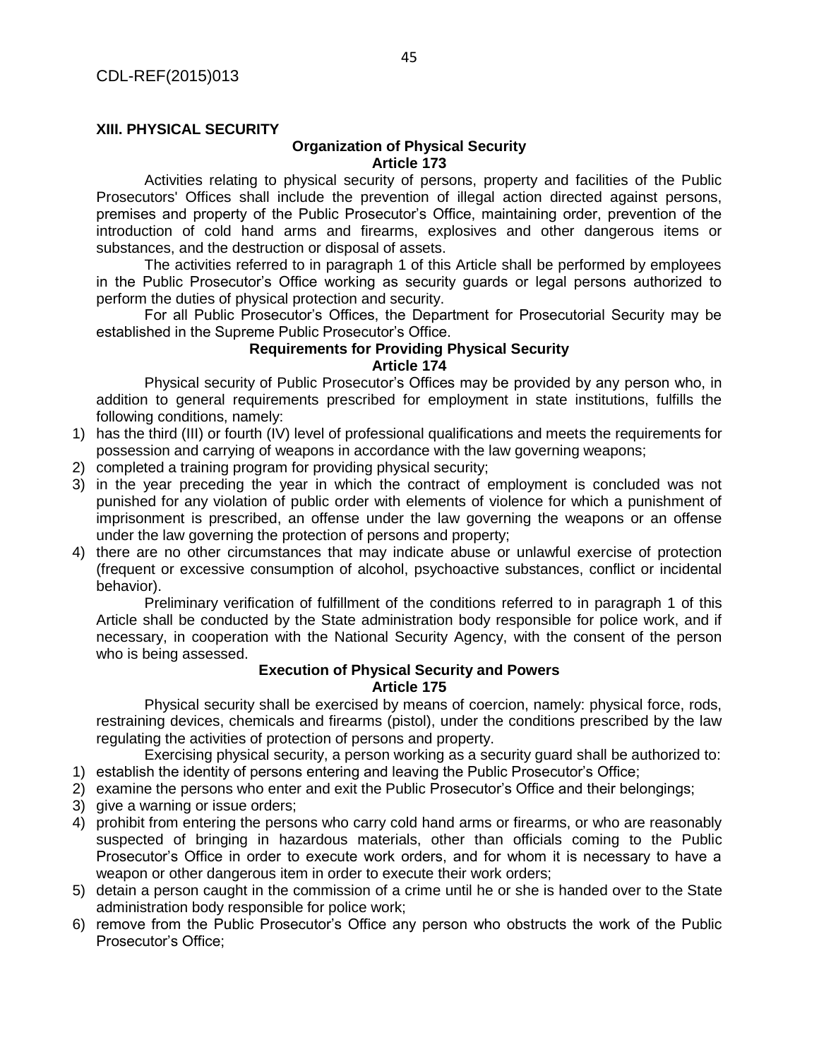## XIII. PHYSICAL SECURITY

### Organization of Physical Security
### Article 173

Activities relating to physical security of persons, property and facilities of the Public Prosecutors' Offices shall include the prevention of illegal action directed against persons, premises and property of the Public Prosecutor's Office, maintaining order, prevention of the introduction of cold hand arms and firearms, explosives and other dangerous items or substances, and the destruction or disposal of assets.

The activities referred to in paragraph 1 of this Article shall be performed by employees in the Public Prosecutor's Office working as security guards or legal persons authorized to perform the duties of physical protection and security.

For all Public Prosecutor's Offices, the Department for Prosecutorial Security may be established in the Supreme Public Prosecutor's Office.

### Requirements for Providing Physical Security
### Article 174

Physical security of Public Prosecutor's Offices may be provided by any person who, in addition to general requirements prescribed for employment in state institutions, fulfills the following conditions, namely:

1) has the third (III) or fourth (IV) level of professional qualifications and meets the requirements for possession and carrying of weapons in accordance with the law governing weapons;
2) completed a training program for providing physical security;
3) in the year preceding the year in which the contract of employment is concluded was not punished for any violation of public order with elements of violence for which a punishment of imprisonment is prescribed, an offense under the law governing the weapons or an offense under the law governing the protection of persons and property;
4) there are no other circumstances that may indicate abuse or unlawful exercise of protection (frequent or excessive consumption of alcohol, psychoactive substances, conflict or incidental behavior).

Preliminary verification of fulfillment of the conditions referred to in paragraph 1 of this Article shall be conducted by the State administration body responsible for police work, and if necessary, in cooperation with the National Security Agency, with the consent of the person who is being assessed.

### Execution of Physical Security and Powers
### Article 175

Physical security shall be exercised by means of coercion, namely: physical force, rods, restraining devices, chemicals and firearms (pistol), under the conditions prescribed by the law regulating the activities of protection of persons and property.

Exercising physical security, a person working as a security guard shall be authorized to:

1) establish the identity of persons entering and leaving the Public Prosecutor's Office;
2) examine the persons who enter and exit the Public Prosecutor's Office and their belongings;
3) give a warning or issue orders;
4) prohibit from entering the persons who carry cold hand arms or firearms, or who are reasonably suspected of bringing in hazardous materials, other than officials coming to the Public Prosecutor's Office in order to execute work orders, and for whom it is necessary to have a weapon or other dangerous item in order to execute their work orders;
5) detain a person caught in the commission of a crime until he or she is handed over to the State administration body responsible for police work;
6) remove from the Public Prosecutor's Office any person who obstructs the work of the Public Prosecutor's Office;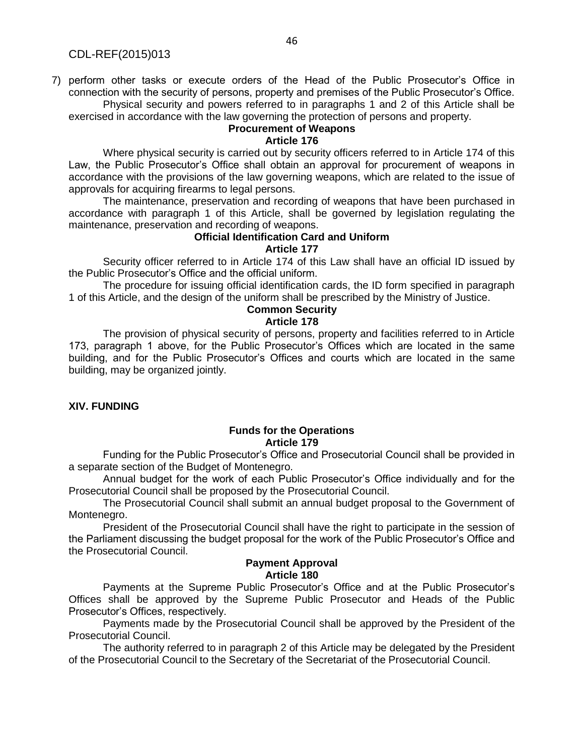7) perform other tasks or execute orders of the Head of the Public Prosecutor's Office in connection with the security of persons, property and premises of the Public Prosecutor's Office.

Physical security and powers referred to in paragraphs 1 and 2 of this Article shall be exercised in accordance with the law governing the protection of persons and property.

**Procurement of Weapons**
**Article 176**

Where physical security is carried out by security officers referred to in Article 174 of this Law, the Public Prosecutor's Office shall obtain an approval for procurement of weapons in accordance with the provisions of the law governing weapons, which are related to the issue of approvals for acquiring firearms to legal persons.

The maintenance, preservation and recording of weapons that have been purchased in accordance with paragraph 1 of this Article, shall be governed by legislation regulating the maintenance, preservation and recording of weapons.

**Official Identification Card and Uniform**
**Article 177**

Security officer referred to in Article 174 of this Law shall have an official ID issued by the Public Prosecutor's Office and the official uniform.

The procedure for issuing official identification cards, the ID form specified in paragraph 1 of this Article, and the design of the uniform shall be prescribed by the Ministry of Justice.

**Common Security**
**Article 178**

The provision of physical security of persons, property and facilities referred to in Article 173, paragraph 1 above, for the Public Prosecutor's Offices which are located in the same building, and for the Public Prosecutor's Offices and courts which are located in the same building, may be organized jointly.

## XIV. FUNDING

**Funds for the Operations**
**Article 179**

Funding for the Public Prosecutor's Office and Prosecutorial Council shall be provided in a separate section of the Budget of Montenegro.

Annual budget for the work of each Public Prosecutor's Office individually and for the Prosecutorial Council shall be proposed by the Prosecutorial Council.

The Prosecutorial Council shall submit an annual budget proposal to the Government of Montenegro.

President of the Prosecutorial Council shall have the right to participate in the session of the Parliament discussing the budget proposal for the work of the Public Prosecutor's Office and the Prosecutorial Council.

**Payment Approval**
**Article 180**

Payments at the Supreme Public Prosecutor's Office and at the Public Prosecutor's Offices shall be approved by the Supreme Public Prosecutor and Heads of the Public Prosecutor's Offices, respectively.

Payments made by the Prosecutorial Council shall be approved by the President of the Prosecutorial Council.

The authority referred to in paragraph 2 of this Article may be delegated by the President of the Prosecutorial Council to the Secretary of the Secretariat of the Prosecutorial Council.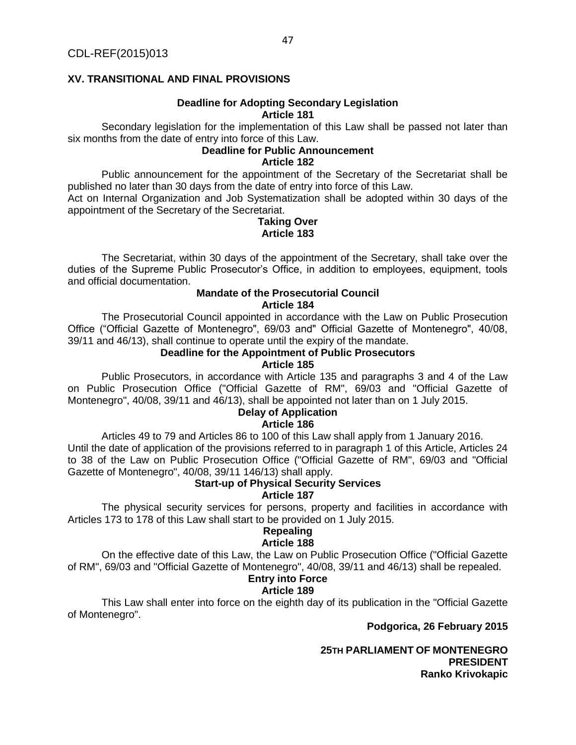## XV. TRANSITIONAL AND FINAL PROVISIONS

**Deadline for Adopting Secondary Legislation**
**Article 181**

Secondary legislation for the implementation of this Law shall be passed not later than six months from the date of entry into force of this Law.

**Deadline for Public Announcement**
**Article 182**

Public announcement for the appointment of the Secretary of the Secretariat shall be published no later than 30 days from the date of entry into force of this Law.
Act on Internal Organization and Job Systematization shall be adopted within 30 days of the appointment of the Secretary of the Secretariat.

**Taking Over**
**Article 183**

The Secretariat, within 30 days of the appointment of the Secretary, shall take over the duties of the Supreme Public Prosecutor's Office, in addition to employees, equipment, tools and official documentation.

**Mandate of the Prosecutorial Council**
**Article 184**

The Prosecutorial Council appointed in accordance with the Law on Public Prosecution Office ("Official Gazette of Montenegro", 69/03 and" Official Gazette of Montenegro", 40/08, 39/11 and 46/13), shall continue to operate until the expiry of the mandate.

**Deadline for the Appointment of Public Prosecutors**
**Article 185**

Public Prosecutors, in accordance with Article 135 and paragraphs 3 and 4 of the Law on Public Prosecution Office ("Official Gazette of RM", 69/03 and "Official Gazette of Montenegro", 40/08, 39/11 and 46/13), shall be appointed not later than on 1 July 2015.

**Delay of Application**
**Article 186**

Articles 49 to 79 and Articles 86 to 100 of this Law shall apply from 1 January 2016.
Until the date of application of the provisions referred to in paragraph 1 of this Article, Articles 24 to 38 of the Law on Public Prosecution Office ("Official Gazette of RM", 69/03 and "Official Gazette of Montenegro", 40/08, 39/11 146/13) shall apply.

**Start-up of Physical Security Services**
**Article 187**

The physical security services for persons, property and facilities in accordance with Articles 173 to 178 of this Law shall start to be provided on 1 July 2015.

**Repealing**
**Article 188**

On the effective date of this Law, the Law on Public Prosecution Office ("Official Gazette of RM", 69/03 and "Official Gazette of Montenegro", 40/08, 39/11 and 46/13) shall be repealed.

**Entry into Force**
**Article 189**

This Law shall enter into force on the eighth day of its publication in the "Official Gazette of Montenegro".

**Podgorica, 26 February 2015**

**25TH PARLIAMENT OF MONTENEGRO**
**PRESIDENT**
**Ranko Krivokapic**